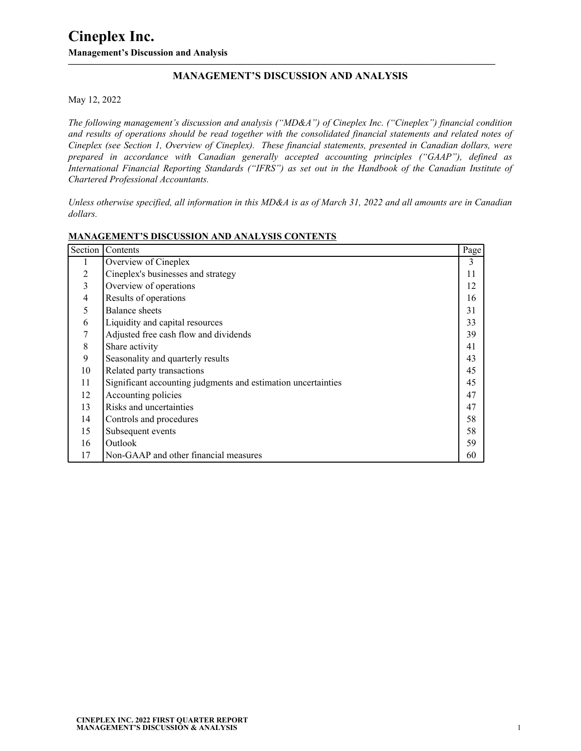# Cineplex Inc.

**Management's Discussion and Analysis**

## MANAGEMENT'S DISCUSSION AND ANALYSIS

May 12, 2022

*The following management's discussion and analysis ("MD&A") of Cineplex Inc. ("Cineplex") financial condition and results of operations should be read together with the consolidated financial statements and related notes of Cineplex (see Section 1, Overview of Cineplex). These financial statements, presented in Canadian dollars, were prepared in accordance with Canadian generally accepted accounting principles ("GAAP"), defined as International Financial Reporting Standards ("IFRS") as set out in the Handbook of the Canadian Institute of Chartered Professional Accountants.*

*Unless otherwise specified, all information in this MD&A is as of March 31, 2022 and all amounts are in Canadian dollars.*

**MANAGEMENT'S DISCUSSION AND ANALYSIS CONTENTS**

| Section | Contents | Page |
|---|---|---|
| 1 | Overview of Cineplex | 3 |
| 2 | Cineplex's businesses and strategy | 11 |
| 3 | Overview of operations | 12 |
| 4 | Results of operations | 16 |
| 5 | Balance sheets | 31 |
| 6 | Liquidity and capital resources | 33 |
| 7 | Adjusted free cash flow and dividends | 39 |
| 8 | Share activity | 41 |
| 9 | Seasonality and quarterly results | 43 |
| 10 | Related party transactions | 45 |
| 11 | Significant accounting judgments and estimation uncertainties | 45 |
| 12 | Accounting policies | 47 |
| 13 | Risks and uncertainties | 47 |
| 14 | Controls and procedures | 58 |
| 15 | Subsequent events | 58 |
| 16 | Outlook | 59 |
| 17 | Non-GAAP and other financial measures | 60 |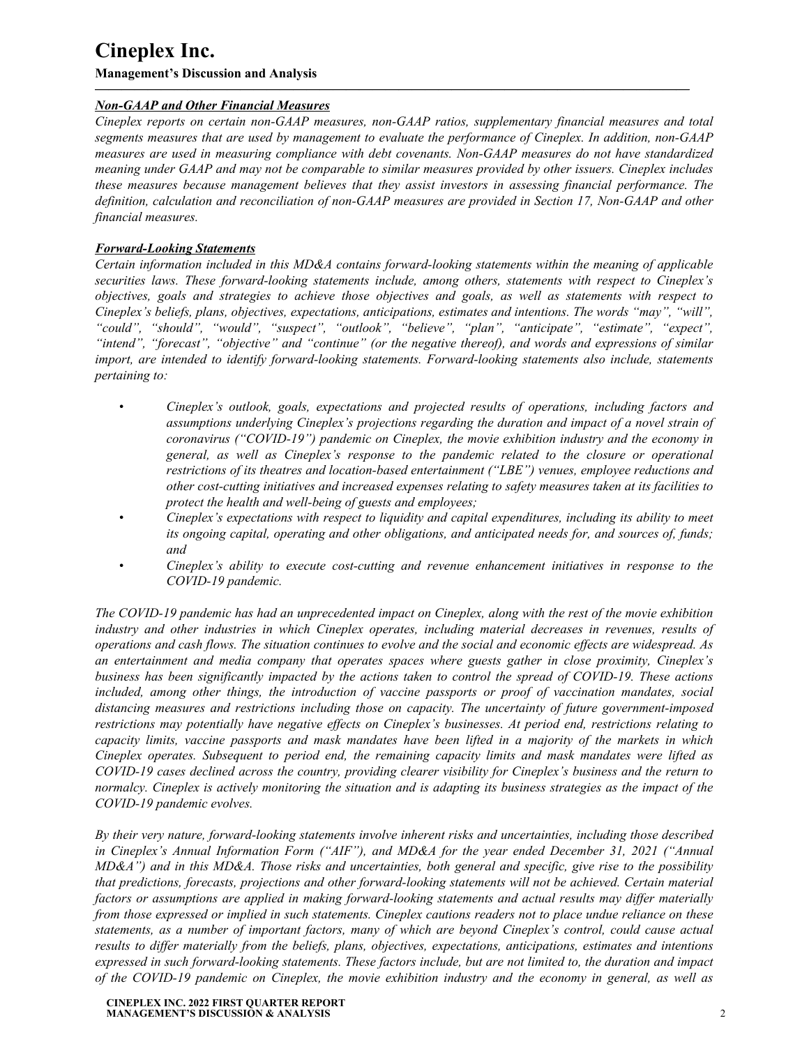***Non-GAAP and Other Financial Measures***

*Cineplex reports on certain non-GAAP measures, non-GAAP ratios, supplementary financial measures and total segments measures that are used by management to evaluate the performance of Cineplex. In addition, non-GAAP measures are used in measuring compliance with debt covenants. Non-GAAP measures do not have standardized meaning under GAAP and may not be comparable to similar measures provided by other issuers. Cineplex includes these measures because management believes that they assist investors in assessing financial performance. The definition, calculation and reconciliation of non-GAAP measures are provided in Section 17, Non-GAAP and other financial measures.*

***Forward-Looking Statements***

*Certain information included in this MD&A contains forward-looking statements within the meaning of applicable securities laws. These forward-looking statements include, among others, statements with respect to Cineplex's objectives, goals and strategies to achieve those objectives and goals, as well as statements with respect to Cineplex's beliefs, plans, objectives, expectations, anticipations, estimates and intentions. The words "may", "will", "could", "should", "would", "suspect", "outlook", "believe", "plan", "anticipate", "estimate", "expect", "intend", "forecast", "objective" and "continue" (or the negative thereof), and words and expressions of similar import, are intended to identify forward-looking statements. Forward-looking statements also include, statements pertaining to:*

- *Cineplex's outlook, goals, expectations and projected results of operations, including factors and assumptions underlying Cineplex's projections regarding the duration and impact of a novel strain of coronavirus ("COVID-19") pandemic on Cineplex, the movie exhibition industry and the economy in general, as well as Cineplex's response to the pandemic related to the closure or operational restrictions of its theatres and location-based entertainment ("LBE") venues, employee reductions and other cost-cutting initiatives and increased expenses relating to safety measures taken at its facilities to protect the health and well-being of guests and employees;*
- *Cineplex's expectations with respect to liquidity and capital expenditures, including its ability to meet its ongoing capital, operating and other obligations, and anticipated needs for, and sources of, funds; and*
- *Cineplex's ability to execute cost-cutting and revenue enhancement initiatives in response to the COVID-19 pandemic.*

*The COVID-19 pandemic has had an unprecedented impact on Cineplex, along with the rest of the movie exhibition industry and other industries in which Cineplex operates, including material decreases in revenues, results of operations and cash flows. The situation continues to evolve and the social and economic effects are widespread. As an entertainment and media company that operates spaces where guests gather in close proximity, Cineplex's business has been significantly impacted by the actions taken to control the spread of COVID-19. These actions included, among other things, the introduction of vaccine passports or proof of vaccination mandates, social distancing measures and restrictions including those on capacity. The uncertainty of future government-imposed restrictions may potentially have negative effects on Cineplex's businesses. At period end, restrictions relating to capacity limits, vaccine passports and mask mandates have been lifted in a majority of the markets in which Cineplex operates. Subsequent to period end, the remaining capacity limits and mask mandates were lifted as COVID-19 cases declined across the country, providing clearer visibility for Cineplex's business and the return to normalcy. Cineplex is actively monitoring the situation and is adapting its business strategies as the impact of the COVID-19 pandemic evolves.*

*By their very nature, forward-looking statements involve inherent risks and uncertainties, including those described in Cineplex's Annual Information Form ("AIF"), and MD&A for the year ended December 31, 2021 ("Annual MD&A") and in this MD&A. Those risks and uncertainties, both general and specific, give rise to the possibility that predictions, forecasts, projections and other forward-looking statements will not be achieved. Certain material factors or assumptions are applied in making forward-looking statements and actual results may differ materially from those expressed or implied in such statements. Cineplex cautions readers not to place undue reliance on these statements, as a number of important factors, many of which are beyond Cineplex's control, could cause actual results to differ materially from the beliefs, plans, objectives, expectations, anticipations, estimates and intentions expressed in such forward-looking statements. These factors include, but are not limited to, the duration and impact of the COVID-19 pandemic on Cineplex, the movie exhibition industry and the economy in general, as well as*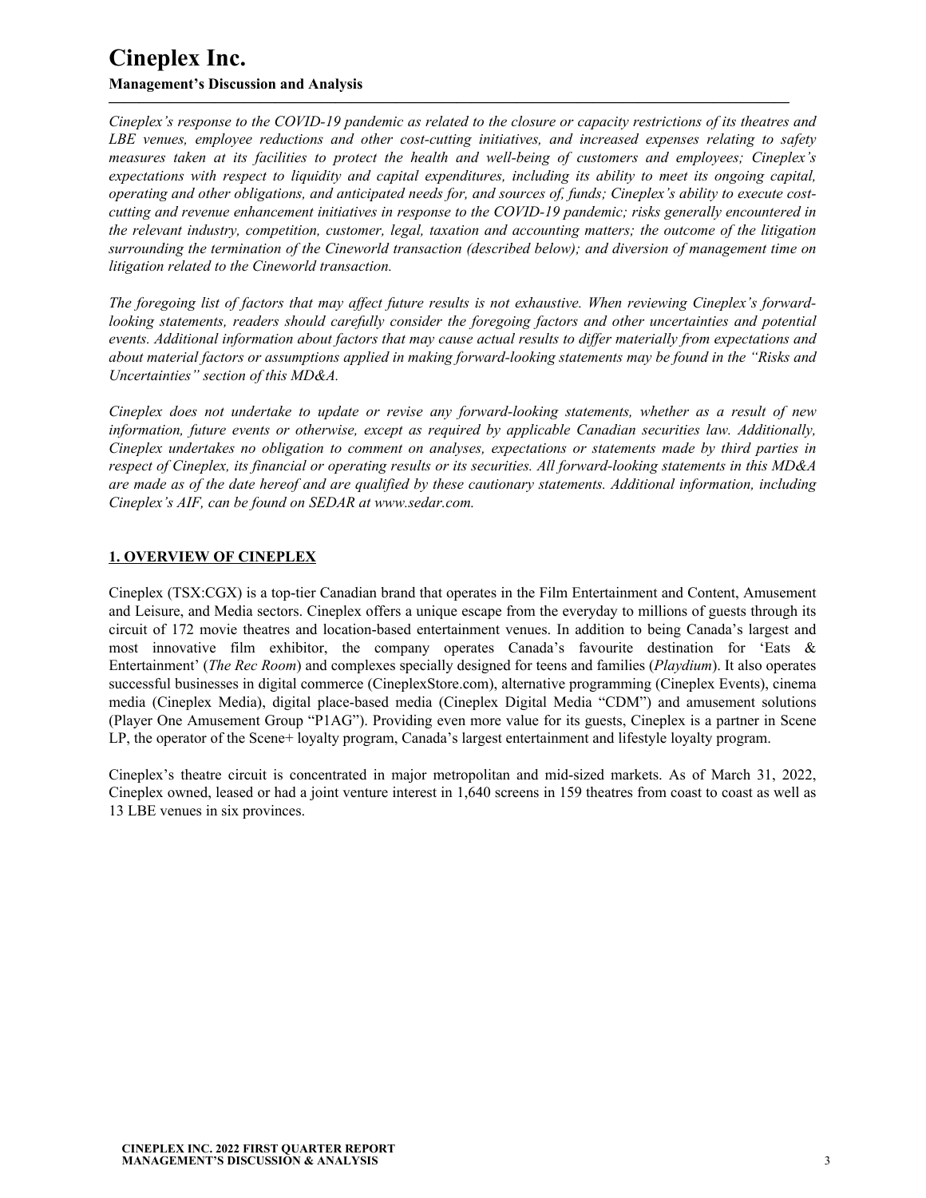*Cineplex's response to the COVID-19 pandemic as related to the closure or capacity restrictions of its theatres and LBE venues, employee reductions and other cost-cutting initiatives, and increased expenses relating to safety measures taken at its facilities to protect the health and well-being of customers and employees; Cineplex's expectations with respect to liquidity and capital expenditures, including its ability to meet its ongoing capital, operating and other obligations, and anticipated needs for, and sources of, funds; Cineplex's ability to execute cost-cutting and revenue enhancement initiatives in response to the COVID-19 pandemic; risks generally encountered in the relevant industry, competition, customer, legal, taxation and accounting matters; the outcome of the litigation surrounding the termination of the Cineworld transaction (described below); and diversion of management time on litigation related to the Cineworld transaction.*

*The foregoing list of factors that may affect future results is not exhaustive. When reviewing Cineplex's forward-looking statements, readers should carefully consider the foregoing factors and other uncertainties and potential events. Additional information about factors that may cause actual results to differ materially from expectations and about material factors or assumptions applied in making forward-looking statements may be found in the "Risks and Uncertainties" section of this MD&A.*

*Cineplex does not undertake to update or revise any forward-looking statements, whether as a result of new information, future events or otherwise, except as required by applicable Canadian securities law. Additionally, Cineplex undertakes no obligation to comment on analyses, expectations or statements made by third parties in respect of Cineplex, its financial or operating results or its securities. All forward-looking statements in this MD&A are made as of the date hereof and are qualified by these cautionary statements. Additional information, including Cineplex's AIF, can be found on SEDAR at www.sedar.com.*

## 1. OVERVIEW OF CINEPLEX

Cineplex (TSX:CGX) is a top-tier Canadian brand that operates in the Film Entertainment and Content, Amusement and Leisure, and Media sectors. Cineplex offers a unique escape from the everyday to millions of guests through its circuit of 172 movie theatres and location-based entertainment venues. In addition to being Canada's largest and most innovative film exhibitor, the company operates Canada's favourite destination for 'Eats & Entertainment' (*The Rec Room*) and complexes specially designed for teens and families (*Playdium*). It also operates successful businesses in digital commerce (CineplexStore.com), alternative programming (Cineplex Events), cinema media (Cineplex Media), digital place-based media (Cineplex Digital Media "CDM") and amusement solutions (Player One Amusement Group "P1AG"). Providing even more value for its guests, Cineplex is a partner in Scene LP, the operator of the Scene+ loyalty program, Canada's largest entertainment and lifestyle loyalty program.

Cineplex's theatre circuit is concentrated in major metropolitan and mid-sized markets. As of March 31, 2022, Cineplex owned, leased or had a joint venture interest in 1,640 screens in 159 theatres from coast to coast as well as 13 LBE venues in six provinces.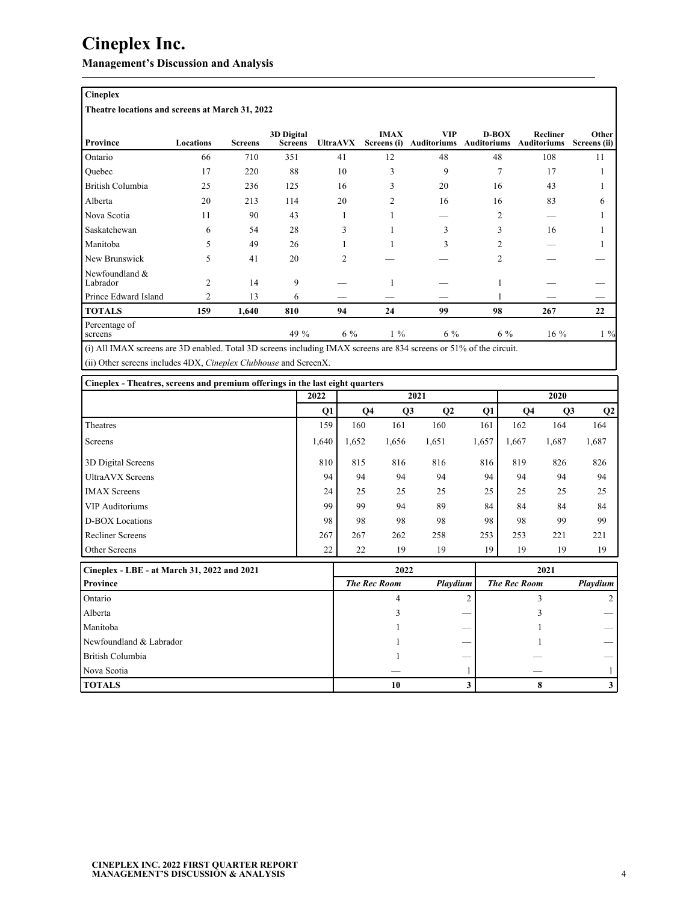# Cineplex Inc.

**Management's Discussion and Analysis**

**Cineplex**

**Theatre locations and screens at March 31, 2022**

| Province | Locations | Screens | 3D Digital Screens | UltraAVX | IMAX Screens (i) | VIP Auditoriums | D-BOX Auditoriums | Recliner Auditoriums | Other Screens (ii) |
|---|---|---|---|---|---|---|---|---|---|
| Ontario | 66 | 710 | 351 | 41 | 12 | 48 | 48 | 108 | 11 |
| Quebec | 17 | 220 | 88 | 10 | 3 | 9 | 7 | 17 | 1 |
| British Columbia | 25 | 236 | 125 | 16 | 3 | 20 | 16 | 43 | 1 |
| Alberta | 20 | 213 | 114 | 20 | 2 | 16 | 16 | 83 | 6 |
| Nova Scotia | 11 | 90 | 43 | 1 | 1 | — | 2 | — | 1 |
| Saskatchewan | 6 | 54 | 28 | 3 | 1 | 3 | 3 | 16 | 1 |
| Manitoba | 5 | 49 | 26 | 1 | 1 | 3 | 2 | — | 1 |
| New Brunswick | 5 | 41 | 20 | 2 | — | — | 2 | — | — |
| Newfoundland & Labrador | 2 | 14 | 9 | — | 1 | — | 1 | — | — |
| Prince Edward Island | 2 | 13 | 6 | — | — | — | 1 | — | — |
| **TOTALS** | **159** | **1,640** | **810** | **94** | **24** | **99** | **98** | **267** | **22** |
| Percentage of screens | | | 49 % | 6 % | 1 % | 6 % | 6 % | 16 % | 1 % |

(i) All IMAX screens are 3D enabled. Total 3D screens including IMAX screens are 834 screens or 51% of the circuit.

(ii) Other screens includes 4DX, *Cineplex Clubhouse* and ScreenX.

**Cineplex - Theatres, screens and premium offerings in the last eight quarters**

| | 2022 | 2021 | | | | 2020 | | |
|---|---|---|---|---|---|---|---|---|
| | Q1 | Q4 | Q3 | Q2 | Q1 | Q4 | Q3 | Q2 |
| Theatres | 159 | 160 | 161 | 160 | 161 | 162 | 164 | 164 |
| Screens | 1,640 | 1,652 | 1,656 | 1,651 | 1,657 | 1,667 | 1,687 | 1,687 |
| 3D Digital Screens | 810 | 815 | 816 | 816 | 816 | 819 | 826 | 826 |
| UltraAVX Screens | 94 | 94 | 94 | 94 | 94 | 94 | 94 | 94 |
| IMAX Screens | 24 | 25 | 25 | 25 | 25 | 25 | 25 | 25 |
| VIP Auditoriums | 99 | 99 | 94 | 89 | 84 | 84 | 84 | 84 |
| D-BOX Locations | 98 | 98 | 98 | 98 | 98 | 98 | 99 | 99 |
| Recliner Screens | 267 | 267 | 262 | 258 | 253 | 253 | 221 | 221 |
| Other Screens | 22 | 22 | 19 | 19 | 19 | 19 | 19 | 19 |

**Cineplex - LBE - at March 31, 2022 and 2021**

| | 2022 | | 2021 | |
|---|---|---|---|---|
| **Province** | ***The Rec Room*** | ***Playdium*** | ***The Rec Room*** | ***Playdium*** |
| Ontario | 4 | 2 | 3 | 2 |
| Alberta | 3 | — | 3 | — |
| Manitoba | 1 | — | 1 | — |
| Newfoundland & Labrador | 1 | — | 1 | — |
| British Columbia | 1 | — | — | — |
| Nova Scotia | — | 1 | — | 1 |
| **TOTALS** | **10** | **3** | **8** | **3** |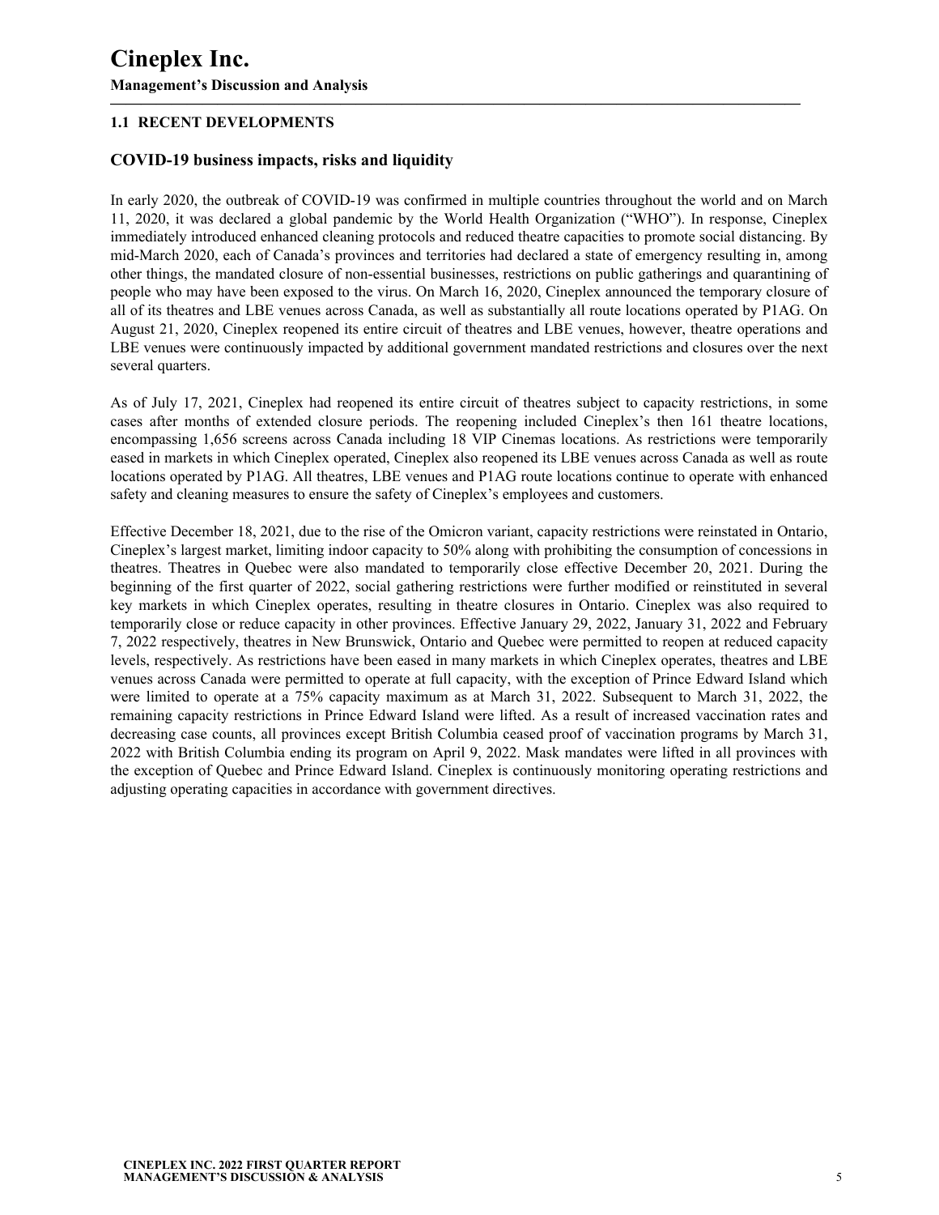## 1.1 RECENT DEVELOPMENTS

### COVID-19 business impacts, risks and liquidity

In early 2020, the outbreak of COVID-19 was confirmed in multiple countries throughout the world and on March 11, 2020, it was declared a global pandemic by the World Health Organization ("WHO"). In response, Cineplex immediately introduced enhanced cleaning protocols and reduced theatre capacities to promote social distancing. By mid-March 2020, each of Canada's provinces and territories had declared a state of emergency resulting in, among other things, the mandated closure of non-essential businesses, restrictions on public gatherings and quarantining of people who may have been exposed to the virus. On March 16, 2020, Cineplex announced the temporary closure of all of its theatres and LBE venues across Canada, as well as substantially all route locations operated by P1AG. On August 21, 2020, Cineplex reopened its entire circuit of theatres and LBE venues, however, theatre operations and LBE venues were continuously impacted by additional government mandated restrictions and closures over the next several quarters.

As of July 17, 2021, Cineplex had reopened its entire circuit of theatres subject to capacity restrictions, in some cases after months of extended closure periods. The reopening included Cineplex's then 161 theatre locations, encompassing 1,656 screens across Canada including 18 VIP Cinemas locations. As restrictions were temporarily eased in markets in which Cineplex operated, Cineplex also reopened its LBE venues across Canada as well as route locations operated by P1AG. All theatres, LBE venues and P1AG route locations continue to operate with enhanced safety and cleaning measures to ensure the safety of Cineplex's employees and customers.

Effective December 18, 2021, due to the rise of the Omicron variant, capacity restrictions were reinstated in Ontario, Cineplex's largest market, limiting indoor capacity to 50% along with prohibiting the consumption of concessions in theatres. Theatres in Quebec were also mandated to temporarily close effective December 20, 2021. During the beginning of the first quarter of 2022, social gathering restrictions were further modified or reinstituted in several key markets in which Cineplex operates, resulting in theatre closures in Ontario. Cineplex was also required to temporarily close or reduce capacity in other provinces. Effective January 29, 2022, January 31, 2022 and February 7, 2022 respectively, theatres in New Brunswick, Ontario and Quebec were permitted to reopen at reduced capacity levels, respectively. As restrictions have been eased in many markets in which Cineplex operates, theatres and LBE venues across Canada were permitted to operate at full capacity, with the exception of Prince Edward Island which were limited to operate at a 75% capacity maximum as at March 31, 2022. Subsequent to March 31, 2022, the remaining capacity restrictions in Prince Edward Island were lifted. As a result of increased vaccination rates and decreasing case counts, all provinces except British Columbia ceased proof of vaccination programs by March 31, 2022 with British Columbia ending its program on April 9, 2022. Mask mandates were lifted in all provinces with the exception of Quebec and Prince Edward Island. Cineplex is continuously monitoring operating restrictions and adjusting operating capacities in accordance with government directives.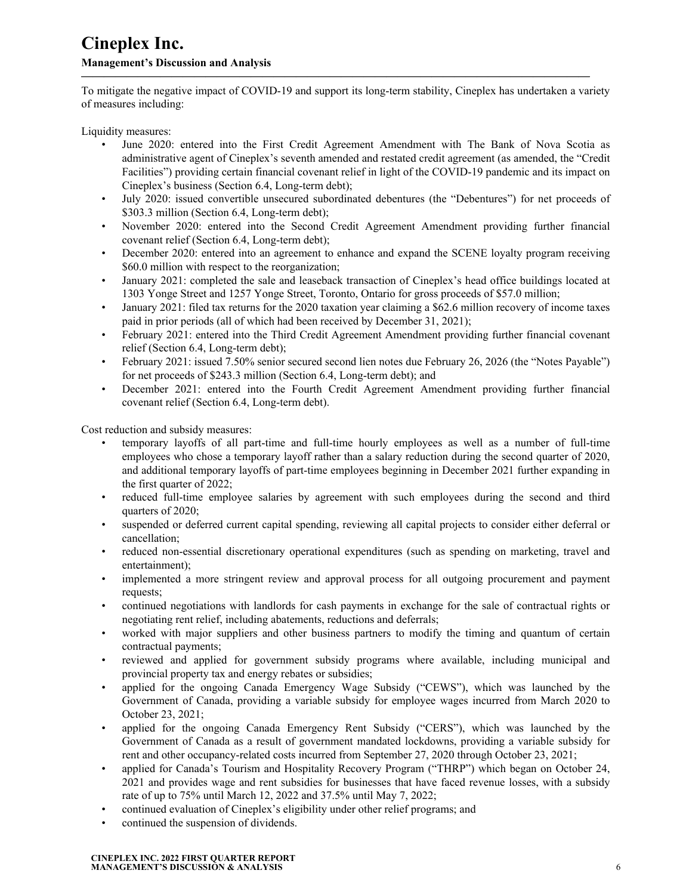To mitigate the negative impact of COVID-19 and support its long-term stability, Cineplex has undertaken a variety of measures including:

Liquidity measures:

- June 2020: entered into the First Credit Agreement Amendment with The Bank of Nova Scotia as administrative agent of Cineplex's seventh amended and restated credit agreement (as amended, the "Credit Facilities") providing certain financial covenant relief in light of the COVID-19 pandemic and its impact on Cineplex's business (Section 6.4, Long-term debt);
- July 2020: issued convertible unsecured subordinated debentures (the "Debentures") for net proceeds of $303.3 million (Section 6.4, Long-term debt);
- November 2020: entered into the Second Credit Agreement Amendment providing further financial covenant relief (Section 6.4, Long-term debt);
- December 2020: entered into an agreement to enhance and expand the SCENE loyalty program receiving $60.0 million with respect to the reorganization;
- January 2021: completed the sale and leaseback transaction of Cineplex's head office buildings located at 1303 Yonge Street and 1257 Yonge Street, Toronto, Ontario for gross proceeds of $57.0 million;
- January 2021: filed tax returns for the 2020 taxation year claiming a $62.6 million recovery of income taxes paid in prior periods (all of which had been received by December 31, 2021);
- February 2021: entered into the Third Credit Agreement Amendment providing further financial covenant relief (Section 6.4, Long-term debt);
- February 2021: issued 7.50% senior secured second lien notes due February 26, 2026 (the "Notes Payable") for net proceeds of $243.3 million (Section 6.4, Long-term debt); and
- December 2021: entered into the Fourth Credit Agreement Amendment providing further financial covenant relief (Section 6.4, Long-term debt).

Cost reduction and subsidy measures:

- temporary layoffs of all part-time and full-time hourly employees as well as a number of full-time employees who chose a temporary layoff rather than a salary reduction during the second quarter of 2020, and additional temporary layoffs of part-time employees beginning in December 2021 further expanding in the first quarter of 2022;
- reduced full-time employee salaries by agreement with such employees during the second and third quarters of 2020;
- suspended or deferred current capital spending, reviewing all capital projects to consider either deferral or cancellation;
- reduced non-essential discretionary operational expenditures (such as spending on marketing, travel and entertainment);
- implemented a more stringent review and approval process for all outgoing procurement and payment requests;
- continued negotiations with landlords for cash payments in exchange for the sale of contractual rights or negotiating rent relief, including abatements, reductions and deferrals;
- worked with major suppliers and other business partners to modify the timing and quantum of certain contractual payments;
- reviewed and applied for government subsidy programs where available, including municipal and provincial property tax and energy rebates or subsidies;
- applied for the ongoing Canada Emergency Wage Subsidy ("CEWS"), which was launched by the Government of Canada, providing a variable subsidy for employee wages incurred from March 2020 to October 23, 2021;
- applied for the ongoing Canada Emergency Rent Subsidy ("CERS"), which was launched by the Government of Canada as a result of government mandated lockdowns, providing a variable subsidy for rent and other occupancy-related costs incurred from September 27, 2020 through October 23, 2021;
- applied for Canada's Tourism and Hospitality Recovery Program ("THRP") which began on October 24, 2021 and provides wage and rent subsidies for businesses that have faced revenue losses, with a subsidy rate of up to 75% until March 12, 2022 and 37.5% until May 7, 2022;
- continued evaluation of Cineplex's eligibility under other relief programs; and
- continued the suspension of dividends.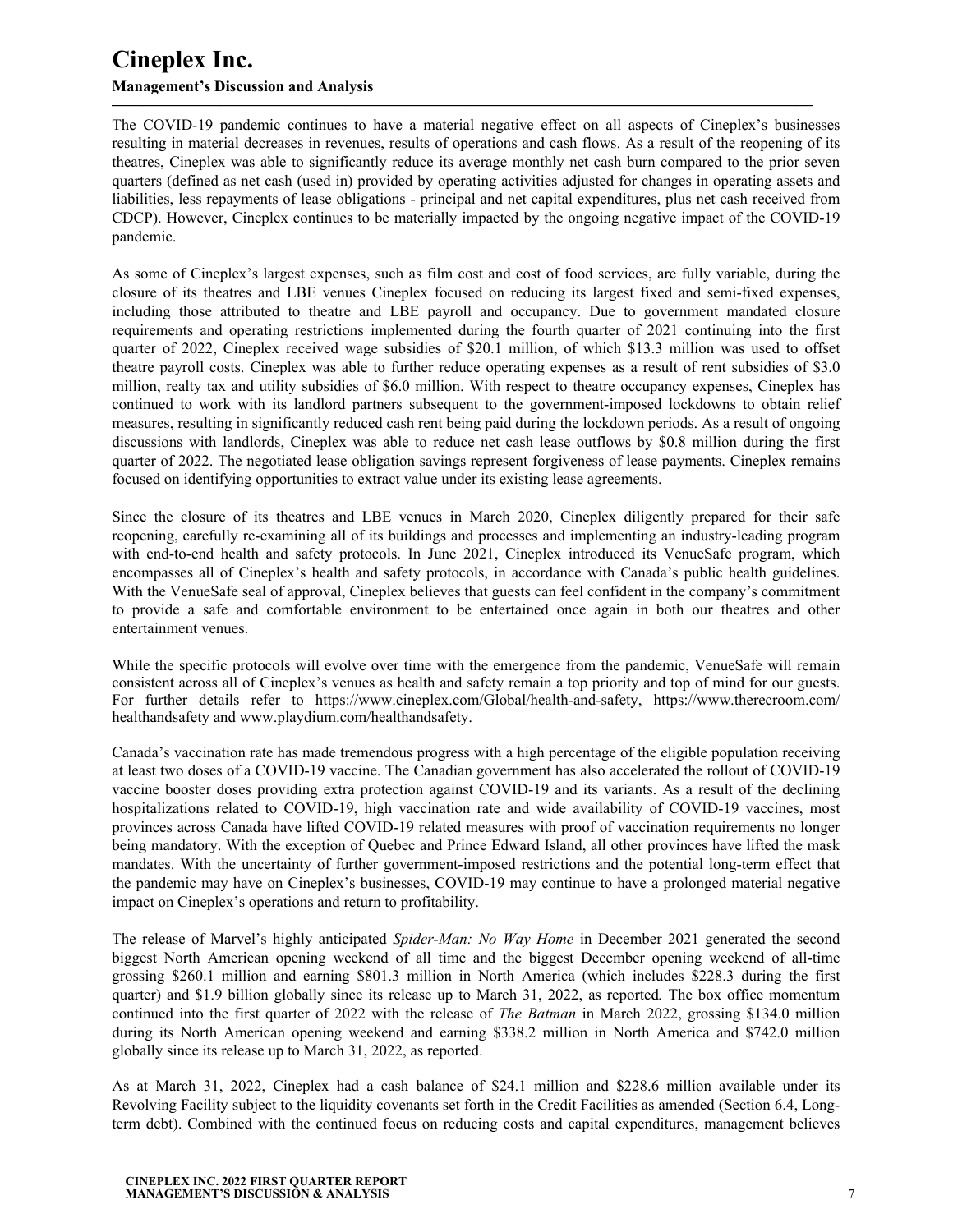The COVID-19 pandemic continues to have a material negative effect on all aspects of Cineplex's businesses resulting in material decreases in revenues, results of operations and cash flows. As a result of the reopening of its theatres, Cineplex was able to significantly reduce its average monthly net cash burn compared to the prior seven quarters (defined as net cash (used in) provided by operating activities adjusted for changes in operating assets and liabilities, less repayments of lease obligations - principal and net capital expenditures, plus net cash received from CDCP). However, Cineplex continues to be materially impacted by the ongoing negative impact of the COVID-19 pandemic.

As some of Cineplex's largest expenses, such as film cost and cost of food services, are fully variable, during the closure of its theatres and LBE venues Cineplex focused on reducing its largest fixed and semi-fixed expenses, including those attributed to theatre and LBE payroll and occupancy. Due to government mandated closure requirements and operating restrictions implemented during the fourth quarter of 2021 continuing into the first quarter of 2022, Cineplex received wage subsidies of \$20.1 million, of which \$13.3 million was used to offset theatre payroll costs. Cineplex was able to further reduce operating expenses as a result of rent subsidies of \$3.0 million, realty tax and utility subsidies of \$6.0 million. With respect to theatre occupancy expenses, Cineplex has continued to work with its landlord partners subsequent to the government-imposed lockdowns to obtain relief measures, resulting in significantly reduced cash rent being paid during the lockdown periods. As a result of ongoing discussions with landlords, Cineplex was able to reduce net cash lease outflows by \$0.8 million during the first quarter of 2022. The negotiated lease obligation savings represent forgiveness of lease payments. Cineplex remains focused on identifying opportunities to extract value under its existing lease agreements.

Since the closure of its theatres and LBE venues in March 2020, Cineplex diligently prepared for their safe reopening, carefully re-examining all of its buildings and processes and implementing an industry-leading program with end-to-end health and safety protocols. In June 2021, Cineplex introduced its VenueSafe program, which encompasses all of Cineplex's health and safety protocols, in accordance with Canada's public health guidelines. With the VenueSafe seal of approval, Cineplex believes that guests can feel confident in the company's commitment to provide a safe and comfortable environment to be entertained once again in both our theatres and other entertainment venues.

While the specific protocols will evolve over time with the emergence from the pandemic, VenueSafe will remain consistent across all of Cineplex's venues as health and safety remain a top priority and top of mind for our guests. For further details refer to https://www.cineplex.com/Global/health-and-safety, https://www.therecroom.com/healthandsafety and www.playdium.com/healthandsafety.

Canada's vaccination rate has made tremendous progress with a high percentage of the eligible population receiving at least two doses of a COVID-19 vaccine. The Canadian government has also accelerated the rollout of COVID-19 vaccine booster doses providing extra protection against COVID-19 and its variants. As a result of the declining hospitalizations related to COVID-19, high vaccination rate and wide availability of COVID-19 vaccines, most provinces across Canada have lifted COVID-19 related measures with proof of vaccination requirements no longer being mandatory. With the exception of Quebec and Prince Edward Island, all other provinces have lifted the mask mandates. With the uncertainty of further government-imposed restrictions and the potential long-term effect that the pandemic may have on Cineplex's businesses, COVID-19 may continue to have a prolonged material negative impact on Cineplex's operations and return to profitability.

The release of Marvel's highly anticipated *Spider-Man: No Way Home* in December 2021 generated the second biggest North American opening weekend of all time and the biggest December opening weekend of all-time grossing \$260.1 million and earning \$801.3 million in North America (which includes \$228.3 during the first quarter) and \$1.9 billion globally since its release up to March 31, 2022, as reported*.* The box office momentum continued into the first quarter of 2022 with the release of *The Batman* in March 2022, grossing \$134.0 million during its North American opening weekend and earning \$338.2 million in North America and \$742.0 million globally since its release up to March 31, 2022, as reported.

As at March 31, 2022, Cineplex had a cash balance of \$24.1 million and \$228.6 million available under its Revolving Facility subject to the liquidity covenants set forth in the Credit Facilities as amended (Section 6.4, Long-term debt). Combined with the continued focus on reducing costs and capital expenditures, management believes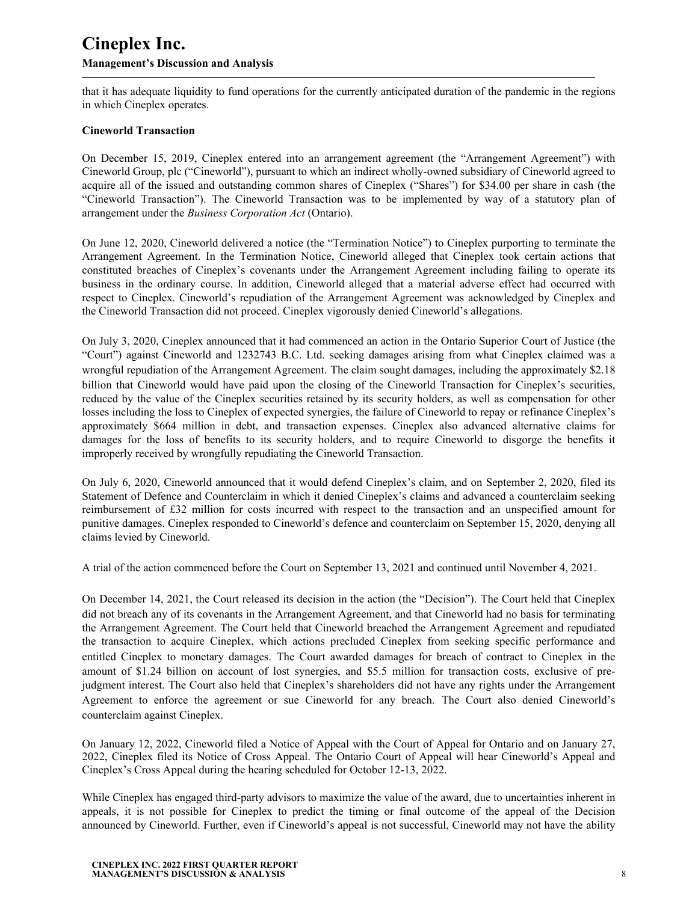that it has adequate liquidity to fund operations for the currently anticipated duration of the pandemic in the regions in which Cineplex operates.

**Cineworld Transaction**

On December 15, 2019, Cineplex entered into an arrangement agreement (the "Arrangement Agreement") with Cineworld Group, plc ("Cineworld"), pursuant to which an indirect wholly-owned subsidiary of Cineworld agreed to acquire all of the issued and outstanding common shares of Cineplex ("Shares") for $34.00 per share in cash (the "Cineworld Transaction"). The Cineworld Transaction was to be implemented by way of a statutory plan of arrangement under the *Business Corporation Act* (Ontario).

On June 12, 2020, Cineworld delivered a notice (the "Termination Notice") to Cineplex purporting to terminate the Arrangement Agreement. In the Termination Notice, Cineworld alleged that Cineplex took certain actions that constituted breaches of Cineplex's covenants under the Arrangement Agreement including failing to operate its business in the ordinary course. In addition, Cineworld alleged that a material adverse effect had occurred with respect to Cineplex. Cineworld's repudiation of the Arrangement Agreement was acknowledged by Cineplex and the Cineworld Transaction did not proceed. Cineplex vigorously denied Cineworld's allegations.

On July 3, 2020, Cineplex announced that it had commenced an action in the Ontario Superior Court of Justice (the "Court") against Cineworld and 1232743 B.C. Ltd. seeking damages arising from what Cineplex claimed was a wrongful repudiation of the Arrangement Agreement. The claim sought damages, including the approximately $2.18 billion that Cineworld would have paid upon the closing of the Cineworld Transaction for Cineplex's securities, reduced by the value of the Cineplex securities retained by its security holders, as well as compensation for other losses including the loss to Cineplex of expected synergies, the failure of Cineworld to repay or refinance Cineplex's approximately $664 million in debt, and transaction expenses. Cineplex also advanced alternative claims for damages for the loss of benefits to its security holders, and to require Cineworld to disgorge the benefits it improperly received by wrongfully repudiating the Cineworld Transaction.

On July 6, 2020, Cineworld announced that it would defend Cineplex's claim, and on September 2, 2020, filed its Statement of Defence and Counterclaim in which it denied Cineplex's claims and advanced a counterclaim seeking reimbursement of £32 million for costs incurred with respect to the transaction and an unspecified amount for punitive damages. Cineplex responded to Cineworld's defence and counterclaim on September 15, 2020, denying all claims levied by Cineworld.

A trial of the action commenced before the Court on September 13, 2021 and continued until November 4, 2021.

On December 14, 2021, the Court released its decision in the action (the "Decision"). The Court held that Cineplex did not breach any of its covenants in the Arrangement Agreement, and that Cineworld had no basis for terminating the Arrangement Agreement. The Court held that Cineworld breached the Arrangement Agreement and repudiated the transaction to acquire Cineplex, which actions precluded Cineplex from seeking specific performance and entitled Cineplex to monetary damages. The Court awarded damages for breach of contract to Cineplex in the amount of $1.24 billion on account of lost synergies, and $5.5 million for transaction costs, exclusive of pre-judgment interest. The Court also held that Cineplex's shareholders did not have any rights under the Arrangement Agreement to enforce the agreement or sue Cineworld for any breach. The Court also denied Cineworld's counterclaim against Cineplex.

On January 12, 2022, Cineworld filed a Notice of Appeal with the Court of Appeal for Ontario and on January 27, 2022, Cineplex filed its Notice of Cross Appeal. The Ontario Court of Appeal will hear Cineworld's Appeal and Cineplex's Cross Appeal during the hearing scheduled for October 12-13, 2022.

While Cineplex has engaged third-party advisors to maximize the value of the award, due to uncertainties inherent in appeals, it is not possible for Cineplex to predict the timing or final outcome of the appeal of the Decision announced by Cineworld. Further, even if Cineworld's appeal is not successful, Cineworld may not have the ability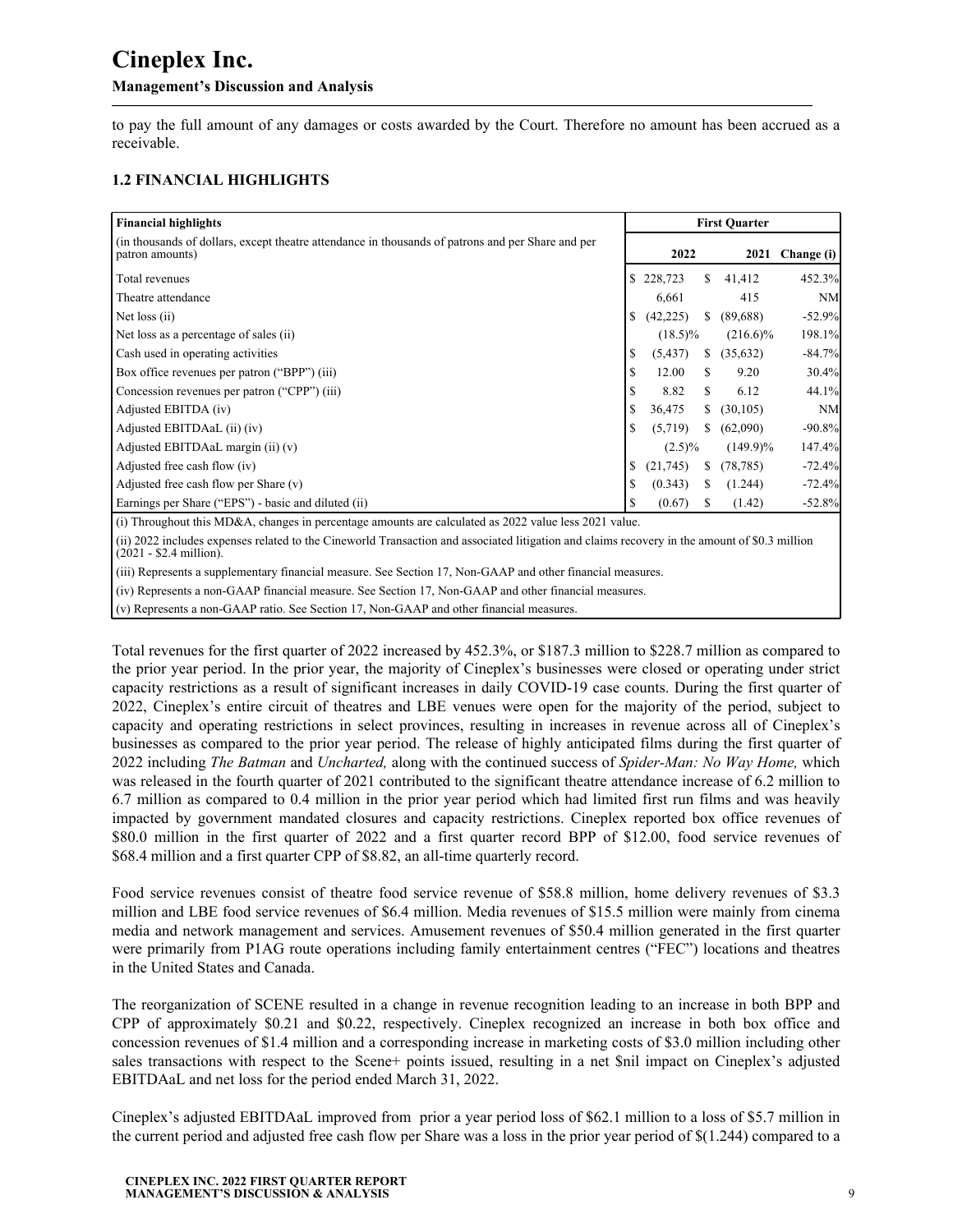to pay the full amount of any damages or costs awarded by the Court. Therefore no amount has been accrued as a receivable.

### 1.2 FINANCIAL HIGHLIGHTS

| Financial highlights | First Quarter | | |
|---|---|---|---|
| (in thousands of dollars, except theatre attendance in thousands of patrons and per Share and per patron amounts) | 2022 | 2021 | Change (i) |
| Total revenues | $ 228,723 | $ 41,412 | 452.3% |
| Theatre attendance | 6,661 | 415 | NM |
| Net loss (ii) | $ (42,225) | $ (89,688) | -52.9% |
| Net loss as a percentage of sales (ii) | (18.5)% | (216.6)% | 198.1% |
| Cash used in operating activities | $ (5,437) | $ (35,632) | -84.7% |
| Box office revenues per patron ("BPP") (iii) | $ 12.00 | $ 9.20 | 30.4% |
| Concession revenues per patron ("CPP") (iii) | $ 8.82 | $ 6.12 | 44.1% |
| Adjusted EBITDA (iv) | $ 36,475 | $ (30,105) | NM |
| Adjusted EBITDAaL (ii) (iv) | $ (5,719) | $ (62,090) | -90.8% |
| Adjusted EBITDAaL margin (ii) (v) | (2.5)% | (149.9)% | 147.4% |
| Adjusted free cash flow (iv) | $ (21,745) | $ (78,785) | -72.4% |
| Adjusted free cash flow per Share (v) | $ (0.343) | $ (1.244) | -72.4% |
| Earnings per Share ("EPS") - basic and diluted (ii) | $ (0.67) | $ (1.42) | -52.8% |

(i) Throughout this MD&A, changes in percentage amounts are calculated as 2022 value less 2021 value.

(ii) 2022 includes expenses related to the Cineworld Transaction and associated litigation and claims recovery in the amount of $0.3 million (2021 - $2.4 million).

(iii) Represents a supplementary financial measure. See Section 17, Non-GAAP and other financial measures.

(iv) Represents a non-GAAP financial measure. See Section 17, Non-GAAP and other financial measures.

(v) Represents a non-GAAP ratio. See Section 17, Non-GAAP and other financial measures.

Total revenues for the first quarter of 2022 increased by 452.3%, or $187.3 million to $228.7 million as compared to the prior year period. In the prior year, the majority of Cineplex's businesses were closed or operating under strict capacity restrictions as a result of significant increases in daily COVID-19 case counts. During the first quarter of 2022, Cineplex's entire circuit of theatres and LBE venues were open for the majority of the period, subject to capacity and operating restrictions in select provinces, resulting in increases in revenue across all of Cineplex's businesses as compared to the prior year period. The release of highly anticipated films during the first quarter of 2022 including *The Batman* and *Uncharted,* along with the continued success of *Spider-Man: No Way Home,* which was released in the fourth quarter of 2021 contributed to the significant theatre attendance increase of 6.2 million to 6.7 million as compared to 0.4 million in the prior year period which had limited first run films and was heavily impacted by government mandated closures and capacity restrictions. Cineplex reported box office revenues of $80.0 million in the first quarter of 2022 and a first quarter record BPP of $12.00, food service revenues of $68.4 million and a first quarter CPP of $8.82, an all-time quarterly record.

Food service revenues consist of theatre food service revenue of $58.8 million, home delivery revenues of $3.3 million and LBE food service revenues of $6.4 million. Media revenues of $15.5 million were mainly from cinema media and network management and services. Amusement revenues of $50.4 million generated in the first quarter were primarily from P1AG route operations including family entertainment centres ("FEC") locations and theatres in the United States and Canada.

The reorganization of SCENE resulted in a change in revenue recognition leading to an increase in both BPP and CPP of approximately $0.21 and $0.22, respectively. Cineplex recognized an increase in both box office and concession revenues of $1.4 million and a corresponding increase in marketing costs of $3.0 million including other sales transactions with respect to the Scene+ points issued, resulting in a net $nil impact on Cineplex's adjusted EBITDAaL and net loss for the period ended March 31, 2022.

Cineplex's adjusted EBITDAaL improved from prior a year period loss of $62.1 million to a loss of $5.7 million in the current period and adjusted free cash flow per Share was a loss in the prior year period of $(1.244) compared to a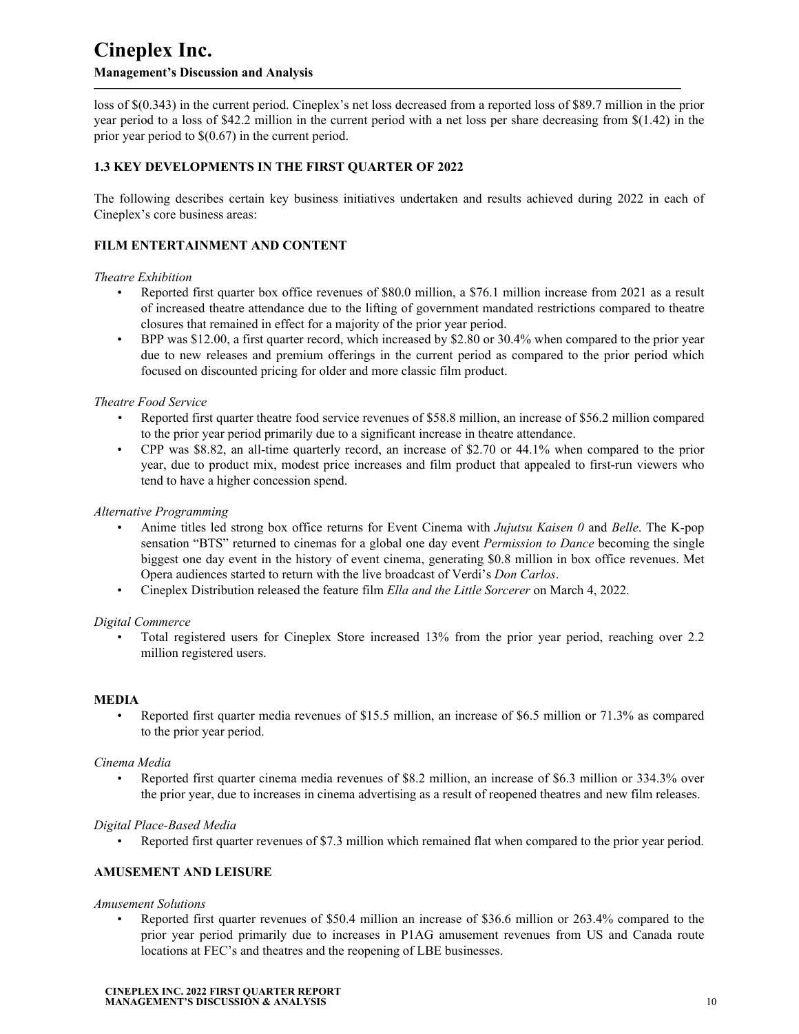loss of $(0.343) in the current period. Cineplex's net loss decreased from a reported loss of $89.7 million in the prior year period to a loss of $42.2 million in the current period with a net loss per share decreasing from $(1.42) in the prior year period to $(0.67) in the current period.

### 1.3 KEY DEVELOPMENTS IN THE FIRST QUARTER OF 2022

The following describes certain key business initiatives undertaken and results achieved during 2022 in each of Cineplex's core business areas:

#### FILM ENTERTAINMENT AND CONTENT

*Theatre Exhibition*

- Reported first quarter box office revenues of $80.0 million, a $76.1 million increase from 2021 as a result of increased theatre attendance due to the lifting of government mandated restrictions compared to theatre closures that remained in effect for a majority of the prior year period.
- BPP was $12.00, a first quarter record, which increased by $2.80 or 30.4% when compared to the prior year due to new releases and premium offerings in the current period as compared to the prior period which focused on discounted pricing for older and more classic film product.

*Theatre Food Service*

- Reported first quarter theatre food service revenues of $58.8 million, an increase of $56.2 million compared to the prior year period primarily due to a significant increase in theatre attendance.
- CPP was $8.82, an all-time quarterly record, an increase of $2.70 or 44.1% when compared to the prior year, due to product mix, modest price increases and film product that appealed to first-run viewers who tend to have a higher concession spend.

*Alternative Programming*

- Anime titles led strong box office returns for Event Cinema with *Jujutsu Kaisen 0* and *Belle*. The K-pop sensation "BTS" returned to cinemas for a global one day event *Permission to Dance* becoming the single biggest one day event in the history of event cinema, generating $0.8 million in box office revenues. Met Opera audiences started to return with the live broadcast of Verdi's *Don Carlos*.
- Cineplex Distribution released the feature film *Ella and the Little Sorcerer* on March 4, 2022.

*Digital Commerce*

- Total registered users for Cineplex Store increased 13% from the prior year period, reaching over 2.2 million registered users.

#### MEDIA

- Reported first quarter media revenues of $15.5 million, an increase of $6.5 million or 71.3% as compared to the prior year period.

*Cinema Media*

- Reported first quarter cinema media revenues of $8.2 million, an increase of $6.3 million or 334.3% over the prior year, due to increases in cinema advertising as a result of reopened theatres and new film releases.

*Digital Place-Based Media*

- Reported first quarter revenues of $7.3 million which remained flat when compared to the prior year period.

#### AMUSEMENT AND LEISURE

*Amusement Solutions*

- Reported first quarter revenues of $50.4 million an increase of $36.6 million or 263.4% compared to the prior year period primarily due to increases in P1AG amusement revenues from US and Canada route locations at FEC's and theatres and the reopening of LBE businesses.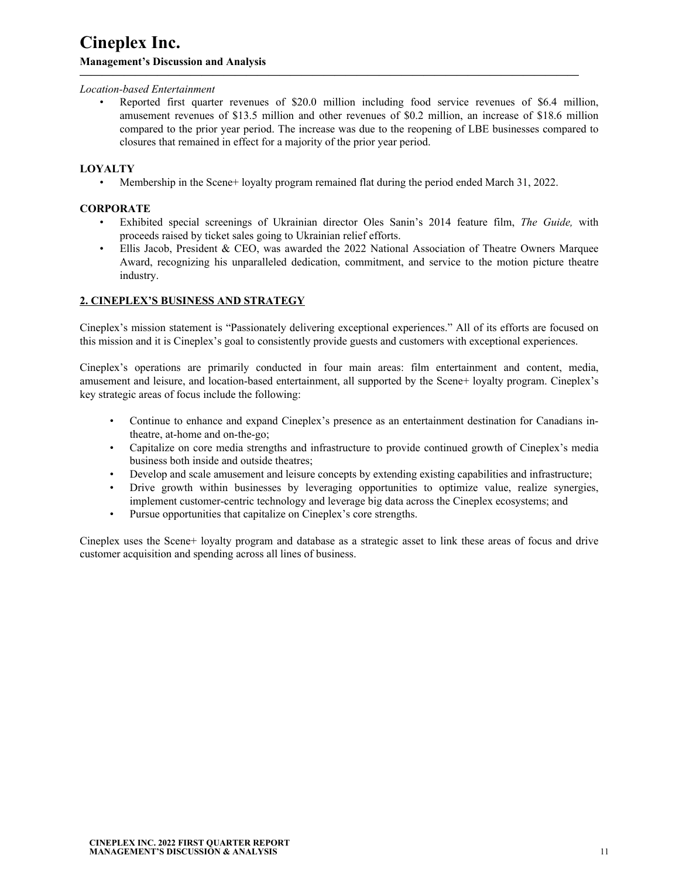*Location-based Entertainment*

- Reported first quarter revenues of $20.0 million including food service revenues of $6.4 million, amusement revenues of $13.5 million and other revenues of $0.2 million, an increase of $18.6 million compared to the prior year period. The increase was due to the reopening of LBE businesses compared to closures that remained in effect for a majority of the prior year period.

**LOYALTY**

- Membership in the Scene+ loyalty program remained flat during the period ended March 31, 2022.

**CORPORATE**

- Exhibited special screenings of Ukrainian director Oles Sanin's 2014 feature film, *The Guide,* with proceeds raised by ticket sales going to Ukrainian relief efforts.
- Ellis Jacob, President & CEO, was awarded the 2022 National Association of Theatre Owners Marquee Award, recognizing his unparalleled dedication, commitment, and service to the motion picture theatre industry.

## 2. CINEPLEX'S BUSINESS AND STRATEGY

Cineplex's mission statement is "Passionately delivering exceptional experiences." All of its efforts are focused on this mission and it is Cineplex's goal to consistently provide guests and customers with exceptional experiences.

Cineplex's operations are primarily conducted in four main areas: film entertainment and content, media, amusement and leisure, and location-based entertainment, all supported by the Scene+ loyalty program. Cineplex's key strategic areas of focus include the following:

- Continue to enhance and expand Cineplex's presence as an entertainment destination for Canadians in-theatre, at-home and on-the-go;
- Capitalize on core media strengths and infrastructure to provide continued growth of Cineplex's media business both inside and outside theatres;
- Develop and scale amusement and leisure concepts by extending existing capabilities and infrastructure;
- Drive growth within businesses by leveraging opportunities to optimize value, realize synergies, implement customer-centric technology and leverage big data across the Cineplex ecosystems; and
- Pursue opportunities that capitalize on Cineplex's core strengths.

Cineplex uses the Scene+ loyalty program and database as a strategic asset to link these areas of focus and drive customer acquisition and spending across all lines of business.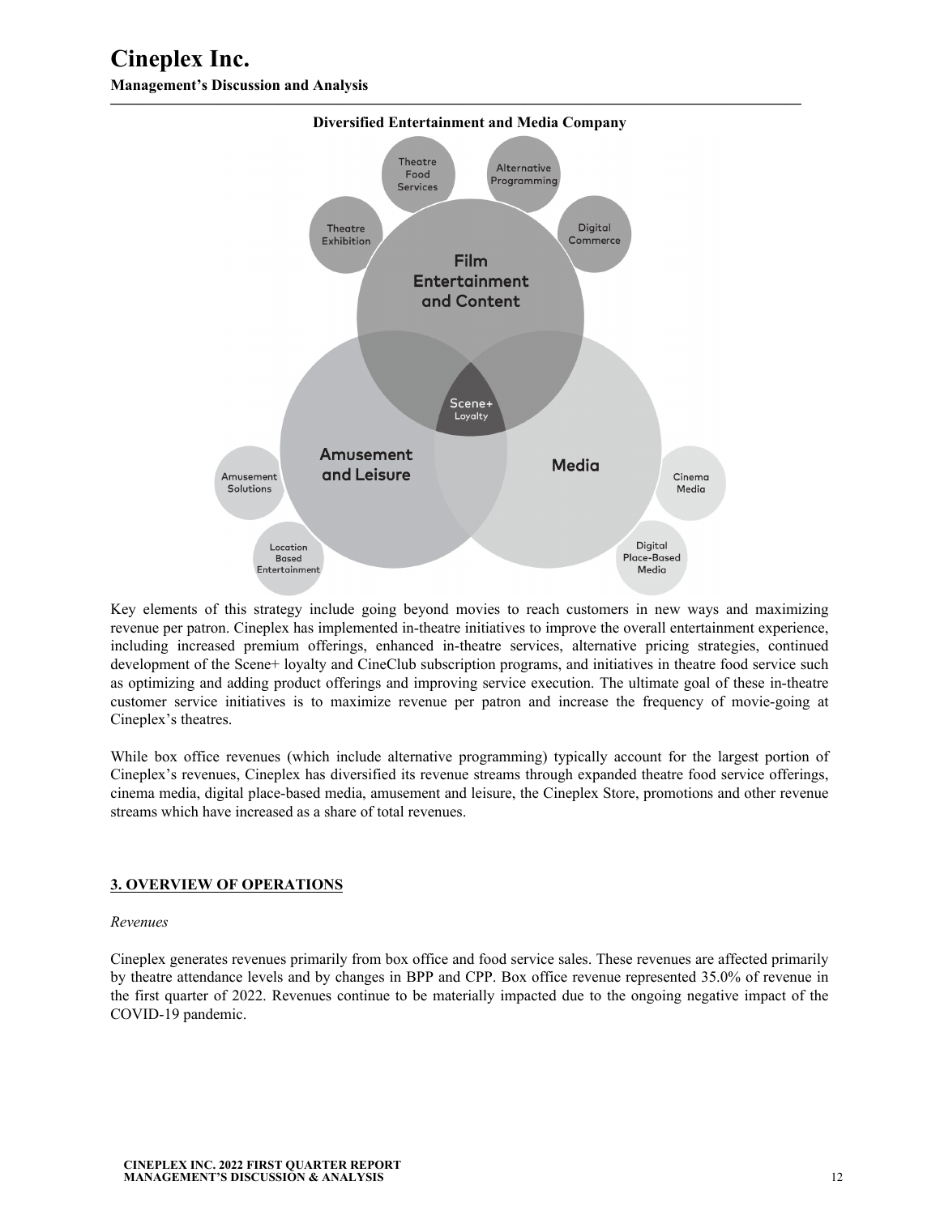**Diversified Entertainment and Media Company**

Key elements of this strategy include going beyond movies to reach customers in new ways and maximizing revenue per patron. Cineplex has implemented in-theatre initiatives to improve the overall entertainment experience, including increased premium offerings, enhanced in-theatre services, alternative pricing strategies, continued development of the Scene+ loyalty and CineClub subscription programs, and initiatives in theatre food service such as optimizing and adding product offerings and improving service execution. The ultimate goal of these in-theatre customer service initiatives is to maximize revenue per patron and increase the frequency of movie-going at Cineplex's theatres.

While box office revenues (which include alternative programming) typically account for the largest portion of Cineplex's revenues, Cineplex has diversified its revenue streams through expanded theatre food service offerings, cinema media, digital place-based media, amusement and leisure, the Cineplex Store, promotions and other revenue streams which have increased as a share of total revenues.

## 3. OVERVIEW OF OPERATIONS

*Revenues*

Cineplex generates revenues primarily from box office and food service sales. These revenues are affected primarily by theatre attendance levels and by changes in BPP and CPP. Box office revenue represented 35.0% of revenue in the first quarter of 2022. Revenues continue to be materially impacted due to the ongoing negative impact of the COVID-19 pandemic.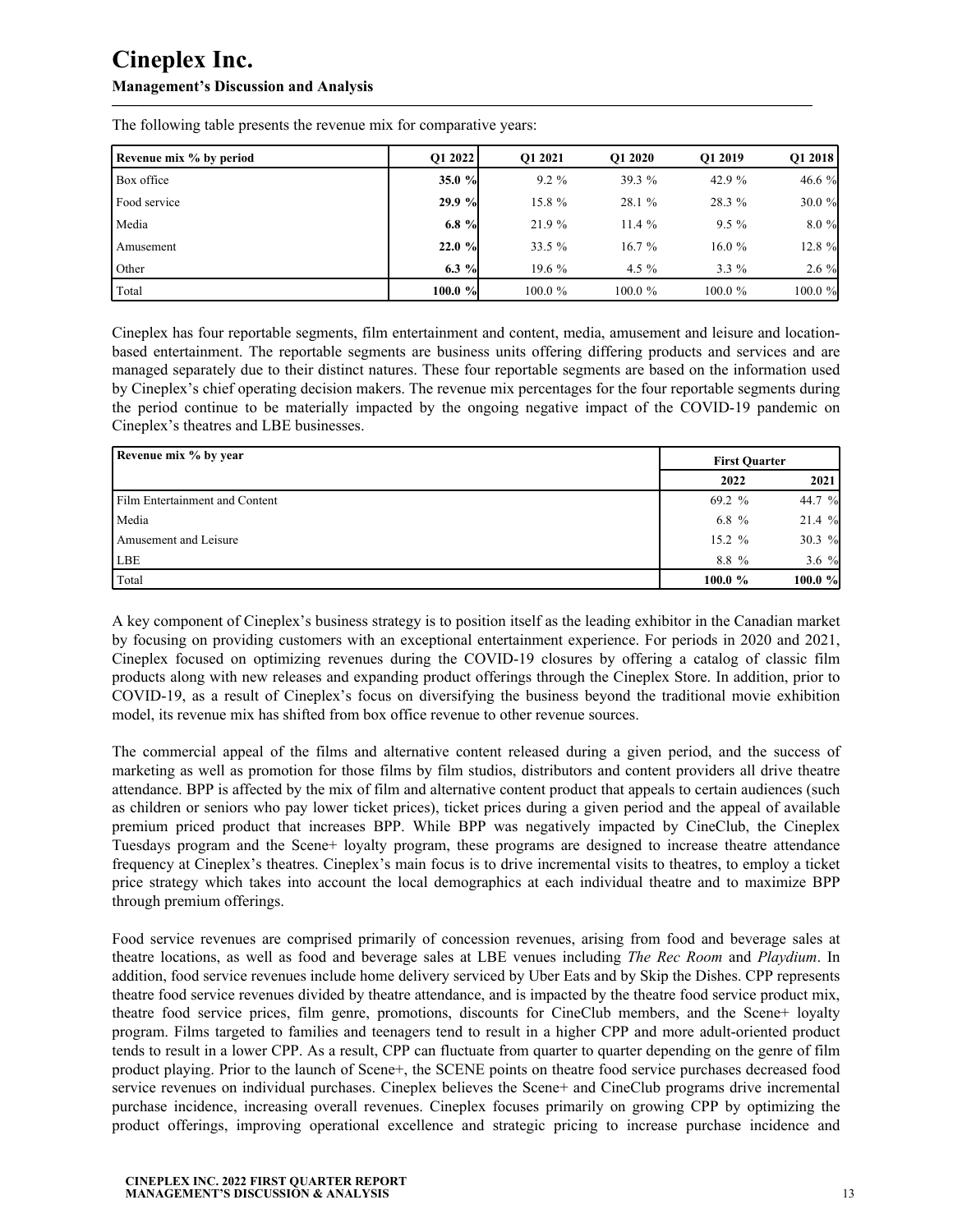The following table presents the revenue mix for comparative years:

| Revenue mix % by period | Q1 2022 | Q1 2021 | Q1 2020 | Q1 2019 | Q1 2018 |
|---|---|---|---|---|---|
| Box office | **35.0 %** | 9.2 % | 39.3 % | 42.9 % | 46.6 % |
| Food service | **29.9 %** | 15.8 % | 28.1 % | 28.3 % | 30.0 % |
| Media | **6.8 %** | 21.9 % | 11.4 % | 9.5 % | 8.0 % |
| Amusement | **22.0 %** | 33.5 % | 16.7 % | 16.0 % | 12.8 % |
| Other | **6.3 %** | 19.6 % | 4.5 % | 3.3 % | 2.6 % |
| Total | **100.0 %** | 100.0 % | 100.0 % | 100.0 % | 100.0 % |

Cineplex has four reportable segments, film entertainment and content, media, amusement and leisure and location-based entertainment. The reportable segments are business units offering differing products and services and are managed separately due to their distinct natures. These four reportable segments are based on the information used by Cineplex's chief operating decision makers. The revenue mix percentages for the four reportable segments during the period continue to be materially impacted by the ongoing negative impact of the COVID-19 pandemic on Cineplex's theatres and LBE businesses.

| Revenue mix % by year | First Quarter | |
|---|---|---|
| | 2022 | 2021 |
| Film Entertainment and Content | 69.2 % | 44.7 % |
| Media | 6.8 % | 21.4 % |
| Amusement and Leisure | 15.2 % | 30.3 % |
| LBE | 8.8 % | 3.6 % |
| Total | **100.0 %** | **100.0 %** |

A key component of Cineplex's business strategy is to position itself as the leading exhibitor in the Canadian market by focusing on providing customers with an exceptional entertainment experience. For periods in 2020 and 2021, Cineplex focused on optimizing revenues during the COVID-19 closures by offering a catalog of classic film products along with new releases and expanding product offerings through the Cineplex Store. In addition, prior to COVID-19, as a result of Cineplex's focus on diversifying the business beyond the traditional movie exhibition model, its revenue mix has shifted from box office revenue to other revenue sources.

The commercial appeal of the films and alternative content released during a given period, and the success of marketing as well as promotion for those films by film studios, distributors and content providers all drive theatre attendance. BPP is affected by the mix of film and alternative content product that appeals to certain audiences (such as children or seniors who pay lower ticket prices), ticket prices during a given period and the appeal of available premium priced product that increases BPP. While BPP was negatively impacted by CineClub, the Cineplex Tuesdays program and the Scene+ loyalty program, these programs are designed to increase theatre attendance frequency at Cineplex's theatres. Cineplex's main focus is to drive incremental visits to theatres, to employ a ticket price strategy which takes into account the local demographics at each individual theatre and to maximize BPP through premium offerings.

Food service revenues are comprised primarily of concession revenues, arising from food and beverage sales at theatre locations, as well as food and beverage sales at LBE venues including *The Rec Room* and *Playdium*. In addition, food service revenues include home delivery serviced by Uber Eats and by Skip the Dishes. CPP represents theatre food service revenues divided by theatre attendance, and is impacted by the theatre food service product mix, theatre food service prices, film genre, promotions, discounts for CineClub members, and the Scene+ loyalty program. Films targeted to families and teenagers tend to result in a higher CPP and more adult-oriented product tends to result in a lower CPP. As a result, CPP can fluctuate from quarter to quarter depending on the genre of film product playing. Prior to the launch of Scene+, the SCENE points on theatre food service purchases decreased food service revenues on individual purchases. Cineplex believes the Scene+ and CineClub programs drive incremental purchase incidence, increasing overall revenues. Cineplex focuses primarily on growing CPP by optimizing the product offerings, improving operational excellence and strategic pricing to increase purchase incidence and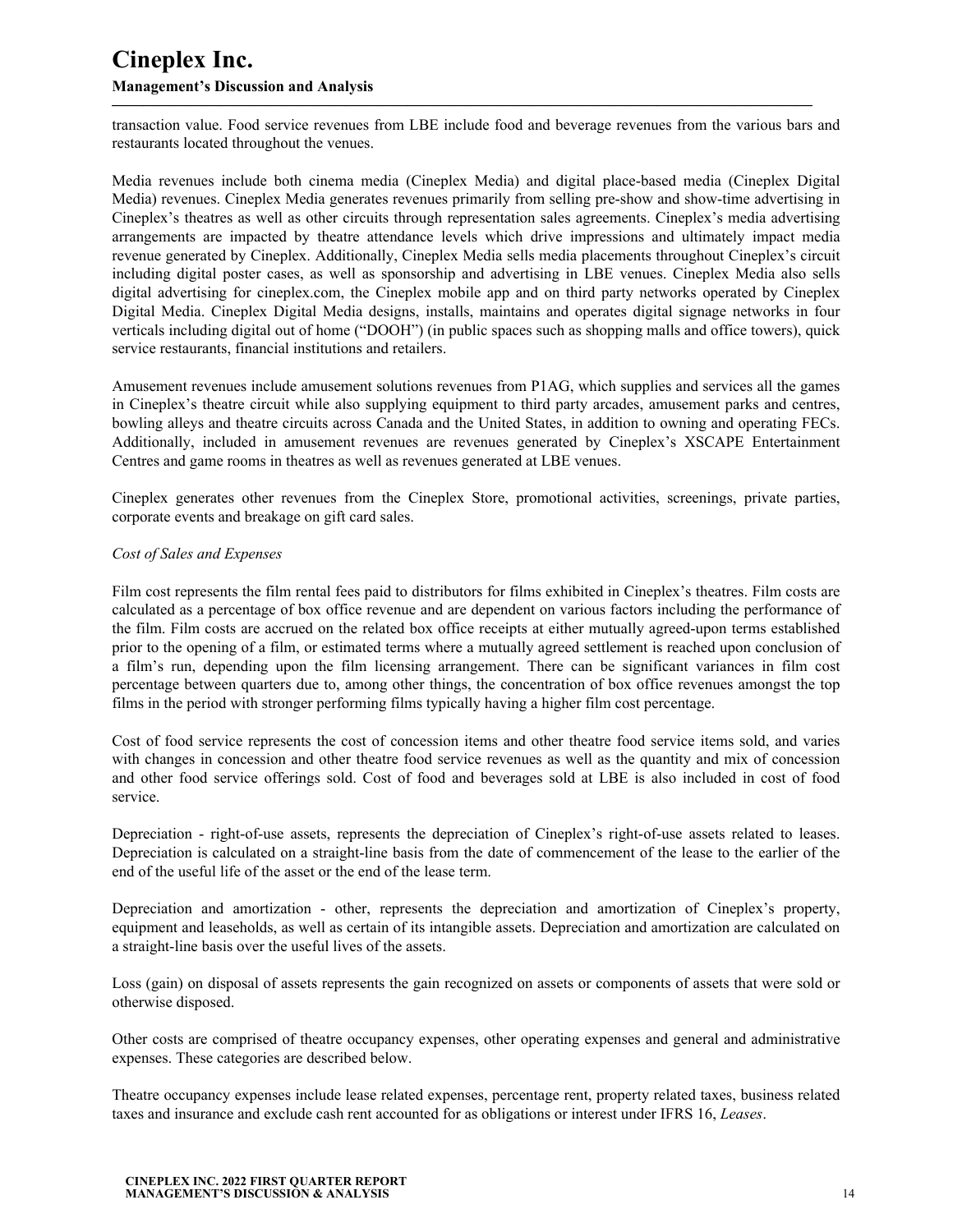transaction value. Food service revenues from LBE include food and beverage revenues from the various bars and restaurants located throughout the venues.

Media revenues include both cinema media (Cineplex Media) and digital place-based media (Cineplex Digital Media) revenues. Cineplex Media generates revenues primarily from selling pre-show and show-time advertising in Cineplex's theatres as well as other circuits through representation sales agreements. Cineplex's media advertising arrangements are impacted by theatre attendance levels which drive impressions and ultimately impact media revenue generated by Cineplex. Additionally, Cineplex Media sells media placements throughout Cineplex's circuit including digital poster cases, as well as sponsorship and advertising in LBE venues. Cineplex Media also sells digital advertising for cineplex.com, the Cineplex mobile app and on third party networks operated by Cineplex Digital Media. Cineplex Digital Media designs, installs, maintains and operates digital signage networks in four verticals including digital out of home ("DOOH") (in public spaces such as shopping malls and office towers), quick service restaurants, financial institutions and retailers.

Amusement revenues include amusement solutions revenues from P1AG, which supplies and services all the games in Cineplex's theatre circuit while also supplying equipment to third party arcades, amusement parks and centres, bowling alleys and theatre circuits across Canada and the United States, in addition to owning and operating FECs. Additionally, included in amusement revenues are revenues generated by Cineplex's XSCAPE Entertainment Centres and game rooms in theatres as well as revenues generated at LBE venues.

Cineplex generates other revenues from the Cineplex Store, promotional activities, screenings, private parties, corporate events and breakage on gift card sales.

*Cost of Sales and Expenses*

Film cost represents the film rental fees paid to distributors for films exhibited in Cineplex's theatres. Film costs are calculated as a percentage of box office revenue and are dependent on various factors including the performance of the film. Film costs are accrued on the related box office receipts at either mutually agreed-upon terms established prior to the opening of a film, or estimated terms where a mutually agreed settlement is reached upon conclusion of a film's run, depending upon the film licensing arrangement. There can be significant variances in film cost percentage between quarters due to, among other things, the concentration of box office revenues amongst the top films in the period with stronger performing films typically having a higher film cost percentage.

Cost of food service represents the cost of concession items and other theatre food service items sold, and varies with changes in concession and other theatre food service revenues as well as the quantity and mix of concession and other food service offerings sold. Cost of food and beverages sold at LBE is also included in cost of food service.

Depreciation - right-of-use assets, represents the depreciation of Cineplex's right-of-use assets related to leases. Depreciation is calculated on a straight-line basis from the date of commencement of the lease to the earlier of the end of the useful life of the asset or the end of the lease term.

Depreciation and amortization - other, represents the depreciation and amortization of Cineplex's property, equipment and leaseholds, as well as certain of its intangible assets. Depreciation and amortization are calculated on a straight-line basis over the useful lives of the assets.

Loss (gain) on disposal of assets represents the gain recognized on assets or components of assets that were sold or otherwise disposed.

Other costs are comprised of theatre occupancy expenses, other operating expenses and general and administrative expenses. These categories are described below.

Theatre occupancy expenses include lease related expenses, percentage rent, property related taxes, business related taxes and insurance and exclude cash rent accounted for as obligations or interest under IFRS 16, *Leases*.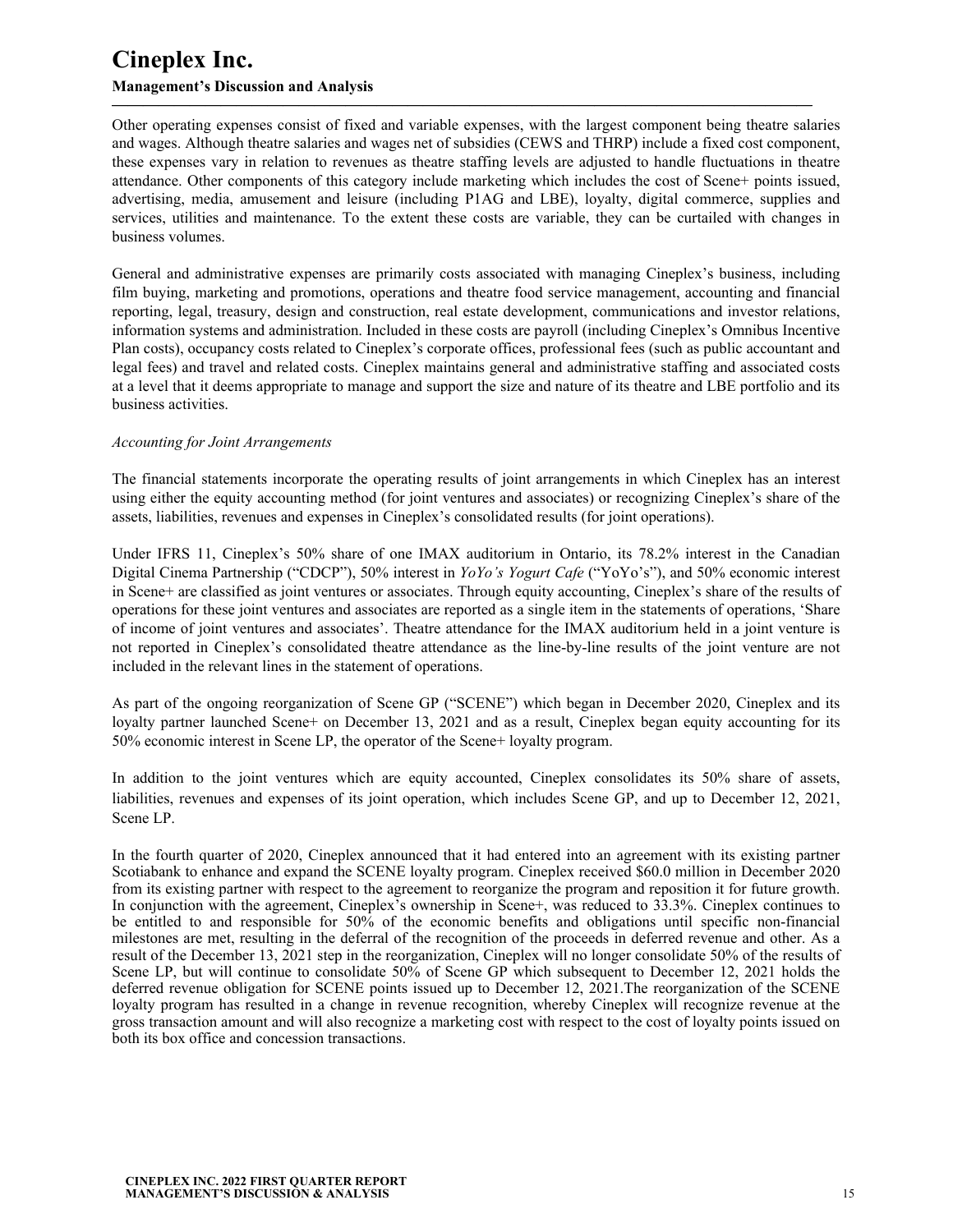Other operating expenses consist of fixed and variable expenses, with the largest component being theatre salaries and wages. Although theatre salaries and wages net of subsidies (CEWS and THRP) include a fixed cost component, these expenses vary in relation to revenues as theatre staffing levels are adjusted to handle fluctuations in theatre attendance. Other components of this category include marketing which includes the cost of Scene+ points issued, advertising, media, amusement and leisure (including P1AG and LBE), loyalty, digital commerce, supplies and services, utilities and maintenance. To the extent these costs are variable, they can be curtailed with changes in business volumes.

General and administrative expenses are primarily costs associated with managing Cineplex's business, including film buying, marketing and promotions, operations and theatre food service management, accounting and financial reporting, legal, treasury, design and construction, real estate development, communications and investor relations, information systems and administration. Included in these costs are payroll (including Cineplex's Omnibus Incentive Plan costs), occupancy costs related to Cineplex's corporate offices, professional fees (such as public accountant and legal fees) and travel and related costs. Cineplex maintains general and administrative staffing and associated costs at a level that it deems appropriate to manage and support the size and nature of its theatre and LBE portfolio and its business activities.

*Accounting for Joint Arrangements*

The financial statements incorporate the operating results of joint arrangements in which Cineplex has an interest using either the equity accounting method (for joint ventures and associates) or recognizing Cineplex's share of the assets, liabilities, revenues and expenses in Cineplex's consolidated results (for joint operations).

Under IFRS 11, Cineplex's 50% share of one IMAX auditorium in Ontario, its 78.2% interest in the Canadian Digital Cinema Partnership ("CDCP"), 50% interest in *YoYo's Yogurt Cafe* ("YoYo's"), and 50% economic interest in Scene+ are classified as joint ventures or associates. Through equity accounting, Cineplex's share of the results of operations for these joint ventures and associates are reported as a single item in the statements of operations, 'Share of income of joint ventures and associates'. Theatre attendance for the IMAX auditorium held in a joint venture is not reported in Cineplex's consolidated theatre attendance as the line-by-line results of the joint venture are not included in the relevant lines in the statement of operations.

As part of the ongoing reorganization of Scene GP ("SCENE") which began in December 2020, Cineplex and its loyalty partner launched Scene+ on December 13, 2021 and as a result, Cineplex began equity accounting for its 50% economic interest in Scene LP, the operator of the Scene+ loyalty program.

In addition to the joint ventures which are equity accounted, Cineplex consolidates its 50% share of assets, liabilities, revenues and expenses of its joint operation, which includes Scene GP, and up to December 12, 2021, Scene LP.

In the fourth quarter of 2020, Cineplex announced that it had entered into an agreement with its existing partner Scotiabank to enhance and expand the SCENE loyalty program. Cineplex received $60.0 million in December 2020 from its existing partner with respect to the agreement to reorganize the program and reposition it for future growth. In conjunction with the agreement, Cineplex's ownership in Scene+, was reduced to 33.3%. Cineplex continues to be entitled to and responsible for 50% of the economic benefits and obligations until specific non-financial milestones are met, resulting in the deferral of the recognition of the proceeds in deferred revenue and other. As a result of the December 13, 2021 step in the reorganization, Cineplex will no longer consolidate 50% of the results of Scene LP, but will continue to consolidate 50% of Scene GP which subsequent to December 12, 2021 holds the deferred revenue obligation for SCENE points issued up to December 12, 2021.The reorganization of the SCENE loyalty program has resulted in a change in revenue recognition, whereby Cineplex will recognize revenue at the gross transaction amount and will also recognize a marketing cost with respect to the cost of loyalty points issued on both its box office and concession transactions.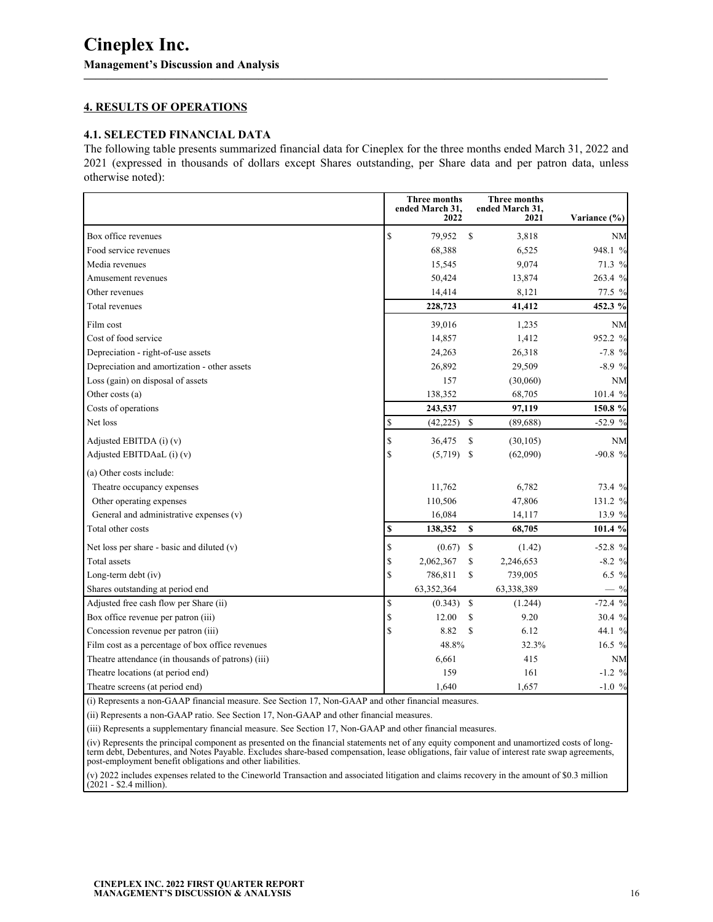# Cineplex Inc.

**Management's Discussion and Analysis**

## 4. RESULTS OF OPERATIONS

### 4.1. SELECTED FINANCIAL DATA

The following table presents summarized financial data for Cineplex for the three months ended March 31, 2022 and 2021 (expressed in thousands of dollars except Shares outstanding, per Share data and per patron data, unless otherwise noted):

| | Three months ended March 31, 2022 | Three months ended March 31, 2021 | Variance (%) |
|---|---|---|---|
| Box office revenues | $ 79,952 | $ 3,818 | NM |
| Food service revenues | 68,388 | 6,525 | 948.1 % |
| Media revenues | 15,545 | 9,074 | 71.3 % |
| Amusement revenues | 50,424 | 13,874 | 263.4 % |
| Other revenues | 14,414 | 8,121 | 77.5 % |
| Total revenues | **228,723** | **41,412** | **452.3 %** |
| Film cost | 39,016 | 1,235 | NM |
| Cost of food service | 14,857 | 1,412 | 952.2 % |
| Depreciation - right-of-use assets | 24,263 | 26,318 | -7.8 % |
| Depreciation and amortization - other assets | 26,892 | 29,509 | -8.9 % |
| Loss (gain) on disposal of assets | 157 | (30,060) | NM |
| Other costs (a) | 138,352 | 68,705 | 101.4 % |
| Costs of operations | **243,537** | **97,119** | **150.8 %** |
| Net loss | $ (42,225) | $ (89,688) | -52.9 % |
| Adjusted EBITDA (i) (v) | $ 36,475 | $ (30,105) | NM |
| Adjusted EBITDAaL (i) (v) | $ (5,719) | $ (62,090) | -90.8 % |
| (a) Other costs include: | | | |
| Theatre occupancy expenses | 11,762 | 6,782 | 73.4 % |
| Other operating expenses | 110,506 | 47,806 | 131.2 % |
| General and administrative expenses (v) | 16,084 | 14,117 | 13.9 % |
| Total other costs | **$ 138,352** | **$ 68,705** | **101.4 %** |
| Net loss per share - basic and diluted (v) | $ (0.67) | $ (1.42) | -52.8 % |
| Total assets | $ 2,062,367 | $ 2,246,653 | -8.2 % |
| Long-term debt (iv) | $ 786,811 | $ 739,005 | 6.5 % |
| Shares outstanding at period end | 63,352,364 | 63,338,389 | — % |
| Adjusted free cash flow per Share (ii) | $ (0.343) | $ (1.244) | -72.4 % |
| Box office revenue per patron (iii) | $ 12.00 | $ 9.20 | 30.4 % |
| Concession revenue per patron (iii) | $ 8.82 | $ 6.12 | 44.1 % |
| Film cost as a percentage of box office revenues | 48.8% | 32.3% | 16.5 % |
| Theatre attendance (in thousands of patrons) (iii) | 6,661 | 415 | NM |
| Theatre locations (at period end) | 159 | 161 | -1.2 % |
| Theatre screens (at period end) | 1,640 | 1,657 | -1.0 % |

(i) Represents a non-GAAP financial measure. See Section 17, Non-GAAP and other financial measures.

(ii) Represents a non-GAAP ratio. See Section 17, Non-GAAP and other financial measures.

(iii) Represents a supplementary financial measure. See Section 17, Non-GAAP and other financial measures.

(iv) Represents the principal component as presented on the financial statements net of any equity component and unamortized costs of long-term debt, Debentures, and Notes Payable. Excludes share-based compensation, lease obligations, fair value of interest rate swap agreements, post-employment benefit obligations and other liabilities.

(v) 2022 includes expenses related to the Cineworld Transaction and associated litigation and claims recovery in the amount of $0.3 million (2021 - $2.4 million).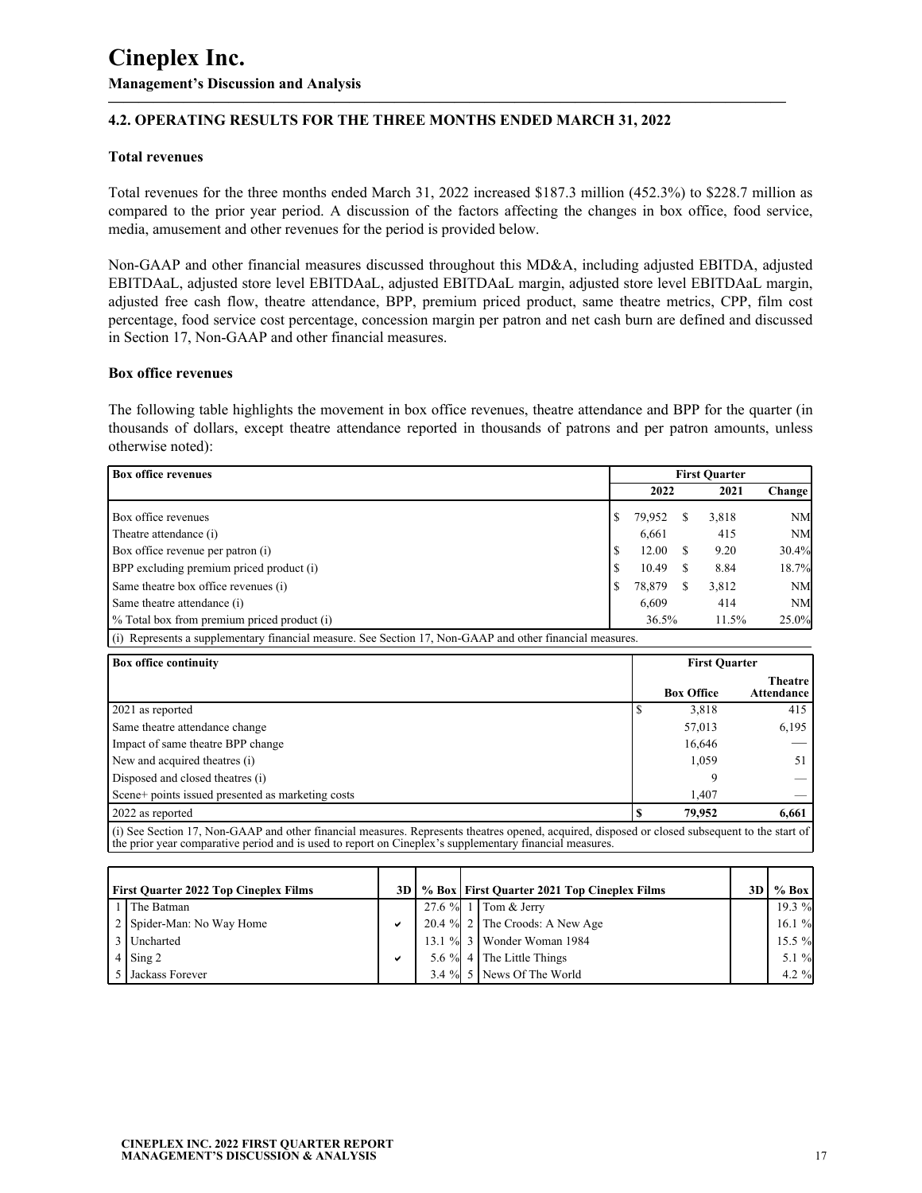## 4.2. OPERATING RESULTS FOR THE THREE MONTHS ENDED MARCH 31, 2022

### Total revenues

Total revenues for the three months ended March 31, 2022 increased $187.3 million (452.3%) to $228.7 million as compared to the prior year period. A discussion of the factors affecting the changes in box office, food service, media, amusement and other revenues for the period is provided below.

Non-GAAP and other financial measures discussed throughout this MD&A, including adjusted EBITDA, adjusted EBITDAaL, adjusted store level EBITDAaL, adjusted EBITDAaL margin, adjusted store level EBITDAaL margin, adjusted free cash flow, theatre attendance, BPP, premium priced product, same theatre metrics, CPP, film cost percentage, food service cost percentage, concession margin per patron and net cash burn are defined and discussed in Section 17, Non-GAAP and other financial measures.

### Box office revenues

The following table highlights the movement in box office revenues, theatre attendance and BPP for the quarter (in thousands of dollars, except theatre attendance reported in thousands of patrons and per patron amounts, unless otherwise noted):

| Box office revenues | First Quarter | | |
|---|---|---|---|
| | 2022 | 2021 | Change |
| Box office revenues | $ 79,952 | $ 3,818 | NM |
| Theatre attendance (i) | 6,661 | 415 | NM |
| Box office revenue per patron (i) | $ 12.00 | $ 9.20 | 30.4% |
| BPP excluding premium priced product (i) | $ 10.49 | $ 8.84 | 18.7% |
| Same theatre box office revenues (i) | $ 78,879 | $ 3,812 | NM |
| Same theatre attendance (i) | 6,609 | 414 | NM |
| % Total box from premium priced product (i) | 36.5% | 11.5% | 25.0% |

(i) Represents a supplementary financial measure. See Section 17, Non-GAAP and other financial measures.

| Box office continuity | First Quarter | |
|---|---|---|
| | Box Office | Theatre Attendance |
| 2021 as reported | $ 3,818 | 415 |
| Same theatre attendance change | 57,013 | 6,195 |
| Impact of same theatre BPP change | 16,646 | — |
| New and acquired theatres (i) | 1,059 | 51 |
| Disposed and closed theatres (i) | 9 | — |
| Scene+ points issued presented as marketing costs | 1,407 | — |
| 2022 as reported | **$ 79,952** | **6,661** |

(i) See Section 17, Non-GAAP and other financial measures. Represents theatres opened, acquired, disposed or closed subsequent to the start of the prior year comparative period and is used to report on Cineplex's supplementary financial measures.

| | First Quarter 2022 Top Cineplex Films | 3D | % Box | | First Quarter 2021 Top Cineplex Films | 3D | % Box |
|---|---|---|---|---|---|---|---|
| 1 | The Batman | | 27.6 % | 1 | Tom & Jerry | | 19.3 % |
| 2 | Spider-Man: No Way Home | ✔ | 20.4 % | 2 | The Croods: A New Age | | 16.1 % |
| 3 | Uncharted | | 13.1 % | 3 | Wonder Woman 1984 | | 15.5 % |
| 4 | Sing 2 | ✔ | 5.6 % | 4 | The Little Things | | 5.1 % |
| 5 | Jackass Forever | | 3.4 % | 5 | News Of The World | | 4.2 % |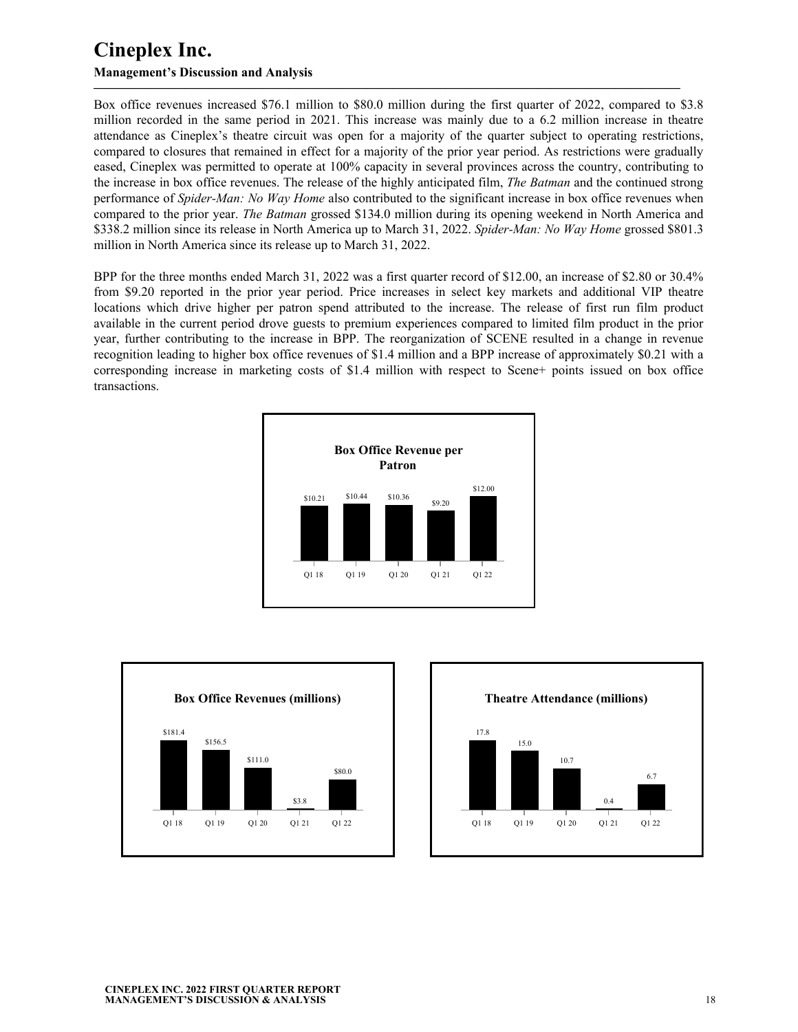Box office revenues increased $76.1 million to $80.0 million during the first quarter of 2022, compared to $3.8 million recorded in the same period in 2021. This increase was mainly due to a 6.2 million increase in theatre attendance as Cineplex's theatre circuit was open for a majority of the quarter subject to operating restrictions, compared to closures that remained in effect for a majority of the prior year period. As restrictions were gradually eased, Cineplex was permitted to operate at 100% capacity in several provinces across the country, contributing to the increase in box office revenues. The release of the highly anticipated film, *The Batman* and the continued strong performance of *Spider-Man: No Way Home* also contributed to the significant increase in box office revenues when compared to the prior year. *The Batman* grossed $134.0 million during its opening weekend in North America and $338.2 million since its release in North America up to March 31, 2022. *Spider-Man: No Way Home* grossed $801.3 million in North America since its release up to March 31, 2022.

BPP for the three months ended March 31, 2022 was a first quarter record of $12.00, an increase of $2.80 or 30.4% from $9.20 reported in the prior year period. Price increases in select key markets and additional VIP theatre locations which drive higher per patron spend attributed to the increase. The release of first run film product available in the current period drove guests to premium experiences compared to limited film product in the prior year, further contributing to the increase in BPP. The reorganization of SCENE resulted in a change in revenue recognition leading to higher box office revenues of $1.4 million and a BPP increase of approximately $0.21 with a corresponding increase in marketing costs of $1.4 million with respect to Scene+ points issued on box office transactions.

**Box Office Revenue per Patron**

| Q1 18 | Q1 19 | Q1 20 | Q1 21 | Q1 22 |
|---|---|---|---|---|
| $10.21 | $10.44 | $10.36 | $9.20 | $12.00 |

**Box Office Revenues (millions)**

| Q1 18 | Q1 19 | Q1 20 | Q1 21 | Q1 22 |
|---|---|---|---|---|
| $181.4 | $156.5 | $111.0 | $3.8 | $80.0 |

**Theatre Attendance (millions)**

| Q1 18 | Q1 19 | Q1 20 | Q1 21 | Q1 22 |
|---|---|---|---|---|
| 17.8 | 15.0 | 10.7 | 0.4 | 6.7 |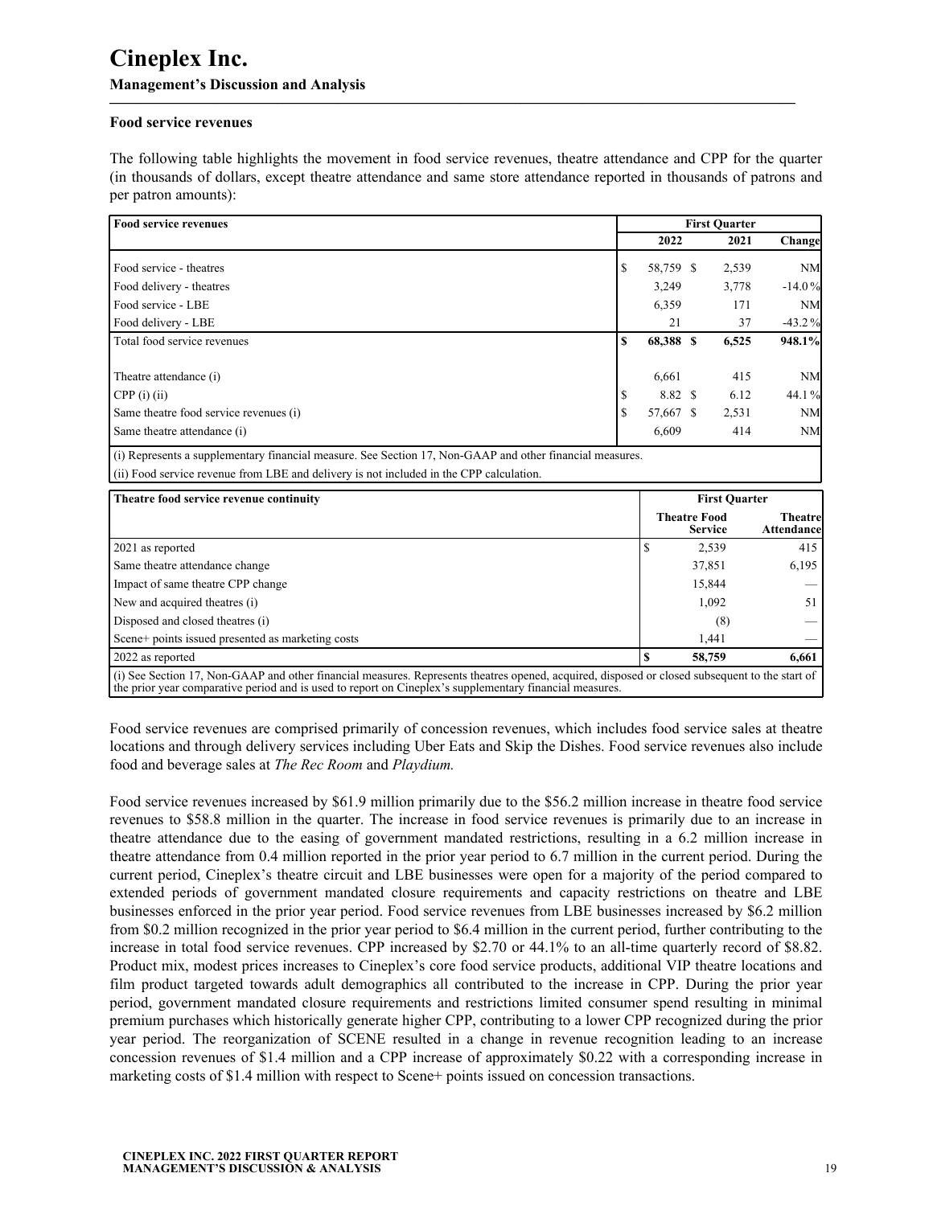## Food service revenues

The following table highlights the movement in food service revenues, theatre attendance and CPP for the quarter (in thousands of dollars, except theatre attendance and same store attendance reported in thousands of patrons and per patron amounts):

| Food service revenues | First Quarter | | |
|---|---|---|---|
| | 2022 | 2021 | Change |
| Food service - theatres | $ 58,759 | $ 2,539 | NM |
| Food delivery - theatres | 3,249 | 3,778 | -14.0 % |
| Food service - LBE | 6,359 | 171 | NM |
| Food delivery - LBE | 21 | 37 | -43.2 % |
| **Total food service revenues** | **$ 68,388** | **$ 6,525** | **948.1%** |
| Theatre attendance (i) | 6,661 | 415 | NM |
| CPP (i) (ii) | $ 8.82 | $ 6.12 | 44.1 % |
| Same theatre food service revenues (i) | $ 57,667 | $ 2,531 | NM |
| Same theatre attendance (i) | 6,609 | 414 | NM |

(i) Represents a supplementary financial measure. See Section 17, Non-GAAP and other financial measures.

(ii) Food service revenue from LBE and delivery is not included in the CPP calculation.

| Theatre food service revenue continuity | First Quarter | |
|---|---|---|
| | Theatre Food Service | Theatre Attendance |
| 2021 as reported | $ 2,539 | 415 |
| Same theatre attendance change | 37,851 | 6,195 |
| Impact of same theatre CPP change | 15,844 | — |
| New and acquired theatres (i) | 1,092 | 51 |
| Disposed and closed theatres (i) | (8) | — |
| Scene+ points issued presented as marketing costs | 1,441 | — |
| 2022 as reported | $ 58,759 | 6,661 |

(i) See Section 17, Non-GAAP and other financial measures. Represents theatres opened, acquired, disposed or closed subsequent to the start of the prior year comparative period and is used to report on Cineplex's supplementary financial measures.

Food service revenues are comprised primarily of concession revenues, which includes food service sales at theatre locations and through delivery services including Uber Eats and Skip the Dishes. Food service revenues also include food and beverage sales at *The Rec Room* and *Playdium.*

Food service revenues increased by $61.9 million primarily due to the $56.2 million increase in theatre food service revenues to $58.8 million in the quarter. The increase in food service revenues is primarily due to an increase in theatre attendance due to the easing of government mandated restrictions, resulting in a 6.2 million increase in theatre attendance from 0.4 million reported in the prior year period to 6.7 million in the current period. During the current period, Cineplex's theatre circuit and LBE businesses were open for a majority of the period compared to extended periods of government mandated closure requirements and capacity restrictions on theatre and LBE businesses enforced in the prior year period. Food service revenues from LBE businesses increased by $6.2 million from $0.2 million recognized in the prior year period to $6.4 million in the current period, further contributing to the increase in total food service revenues. CPP increased by $2.70 or 44.1% to an all-time quarterly record of $8.82. Product mix, modest prices increases to Cineplex's core food service products, additional VIP theatre locations and film product targeted towards adult demographics all contributed to the increase in CPP. During the prior year period, government mandated closure requirements and restrictions limited consumer spend resulting in minimal premium purchases which historically generate higher CPP, contributing to a lower CPP recognized during the prior year period. The reorganization of SCENE resulted in a change in revenue recognition leading to an increase concession revenues of $1.4 million and a CPP increase of approximately $0.22 with a corresponding increase in marketing costs of $1.4 million with respect to Scene+ points issued on concession transactions.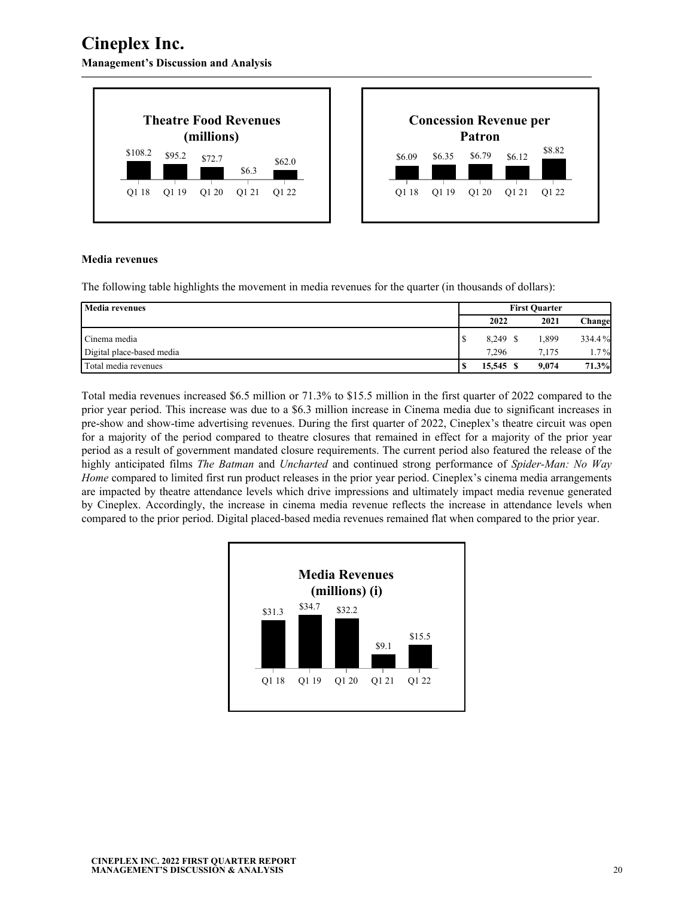**Theatre Food Revenues (millions)**

| Q1 18 | Q1 19 | Q1 20 | Q1 21 | Q1 22 |
|---|---|---|---|---|
| $108.2 | $95.2 | $72.7 | $6.3 | $62.0 |

**Concession Revenue per Patron**

| Q1 18 | Q1 19 | Q1 20 | Q1 21 | Q1 22 |
|---|---|---|---|---|
| $6.09 | $6.35 | $6.79 | $6.12 | $8.82 |

**Media revenues**

The following table highlights the movement in media revenues for the quarter (in thousands of dollars):

| Media revenues | First Quarter | | |
|---|---|---|---|
| | 2022 | 2021 | Change |
| Cinema media | $ 8,249 | $ 1,899 | 334.4 % |
| Digital place-based media | 7,296 | 7,175 | 1.7 % |
| **Total media revenues** | **$ 15,545** | **$ 9,074** | **71.3%** |

Total media revenues increased $6.5 million or 71.3% to $15.5 million in the first quarter of 2022 compared to the prior year period. This increase was due to a $6.3 million increase in Cinema media due to significant increases in pre-show and show-time advertising revenues. During the first quarter of 2022, Cineplex's theatre circuit was open for a majority of the period compared to theatre closures that remained in effect for a majority of the prior year period as a result of government mandated closure requirements. The current period also featured the release of the highly anticipated films *The Batman* and *Uncharted* and continued strong performance of *Spider-Man: No Way Home* compared to limited first run product releases in the prior year period. Cineplex's cinema media arrangements are impacted by theatre attendance levels which drive impressions and ultimately impact media revenue generated by Cineplex. Accordingly, the increase in cinema media revenue reflects the increase in attendance levels when compared to the prior period. Digital placed-based media revenues remained flat when compared to the prior year.

**Media Revenues (millions) (i)**

| Q1 18 | Q1 19 | Q1 20 | Q1 21 | Q1 22 |
|---|---|---|---|---|
| $31.3 | $34.7 | $32.2 | $9.1 | $15.5 |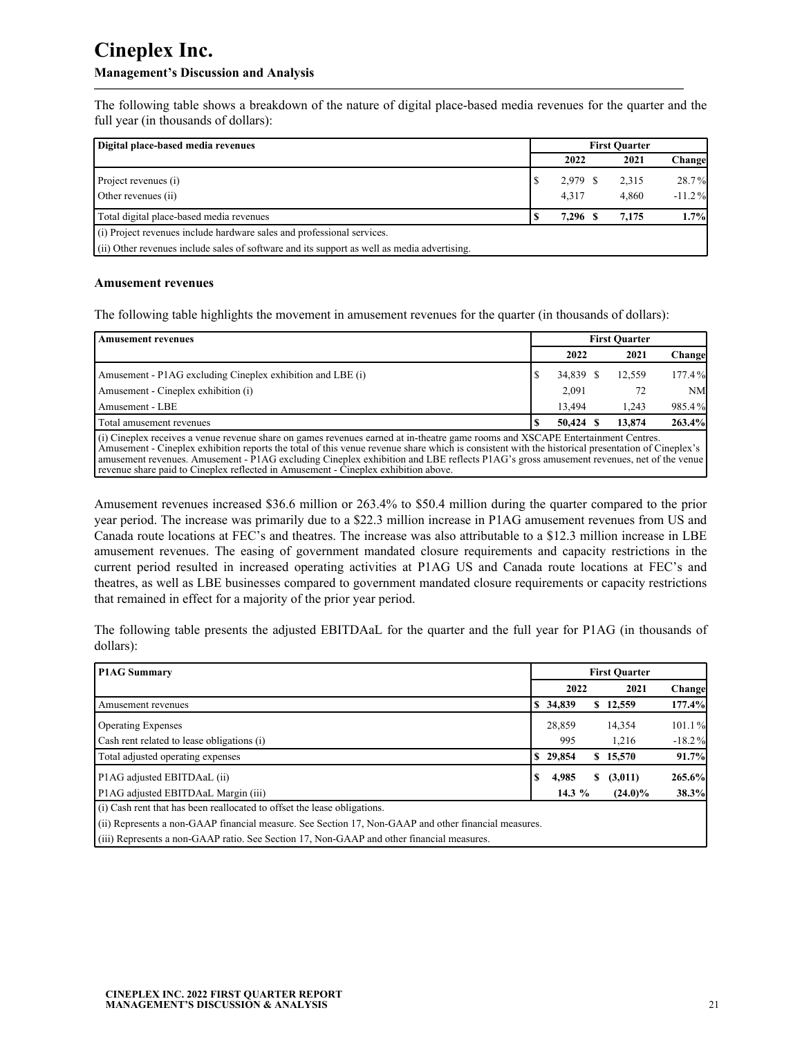The following table shows a breakdown of the nature of digital place-based media revenues for the quarter and the full year (in thousands of dollars):

| Digital place-based media revenues | First Quarter | | |
|---|---|---|---|
| | 2022 | 2021 | Change |
| Project revenues (i) | $ 2,979 | $ 2,315 | 28.7% |
| Other revenues (ii) | 4,317 | 4,860 | -11.2% |
| **Total digital place-based media revenues** | **$ 7,296** | **$ 7,175** | **1.7%** |

(i) Project revenues include hardware sales and professional services.
(ii) Other revenues include sales of software and its support as well as media advertising.

**Amusement revenues**

The following table highlights the movement in amusement revenues for the quarter (in thousands of dollars):

| Amusement revenues | First Quarter | | |
|---|---|---|---|
| | 2022 | 2021 | Change |
| Amusement - P1AG excluding Cineplex exhibition and LBE (i) | $ 34,839 | $ 12,559 | 177.4% |
| Amusement - Cineplex exhibition (i) | 2,091 | 72 | NM |
| Amusement - LBE | 13,494 | 1,243 | 985.4% |
| **Total amusement revenues** | **$ 50,424** | **$ 13,874** | **263.4%** |

(i) Cineplex receives a venue revenue share on games revenues earned at in-theatre game rooms and XSCAPE Entertainment Centres. Amusement - Cineplex exhibition reports the total of this venue revenue share which is consistent with the historical presentation of Cineplex's amusement revenues. Amusement - P1AG excluding Cineplex exhibition and LBE reflects P1AG's gross amusement revenues, net of the venue revenue share paid to Cineplex reflected in Amusement - Cineplex exhibition above.

Amusement revenues increased $36.6 million or 263.4% to $50.4 million during the quarter compared to the prior year period. The increase was primarily due to a $22.3 million increase in P1AG amusement revenues from US and Canada route locations at FEC's and theatres. The increase was also attributable to a $12.3 million increase in LBE amusement revenues. The easing of government mandated closure requirements and capacity restrictions in the current period resulted in increased operating activities at P1AG US and Canada route locations at FEC's and theatres, as well as LBE businesses compared to government mandated closure requirements or capacity restrictions that remained in effect for a majority of the prior year period.

The following table presents the adjusted EBITDAaL for the quarter and the full year for P1AG (in thousands of dollars):

| P1AG Summary | First Quarter | | |
|---|---|---|---|
| | 2022 | 2021 | Change |
| Amusement revenues | **$ 34,839** | **$ 12,559** | **177.4%** |
| Operating Expenses | 28,859 | 14,354 | 101.1% |
| Cash rent related to lease obligations (i) | 995 | 1,216 | -18.2% |
| Total adjusted operating expenses | **$ 29,854** | **$ 15,570** | **91.7%** |
| P1AG adjusted EBITDAaL (ii) | **$ 4,985** | **$ (3,011)** | **265.6%** |
| P1AG adjusted EBITDAaL Margin (iii) | **14.3 %** | **(24.0)%** | **38.3%** |

(i) Cash rent that has been reallocated to offset the lease obligations.
(ii) Represents a non-GAAP financial measure. See Section 17, Non-GAAP and other financial measures.
(iii) Represents a non-GAAP ratio. See Section 17, Non-GAAP and other financial measures.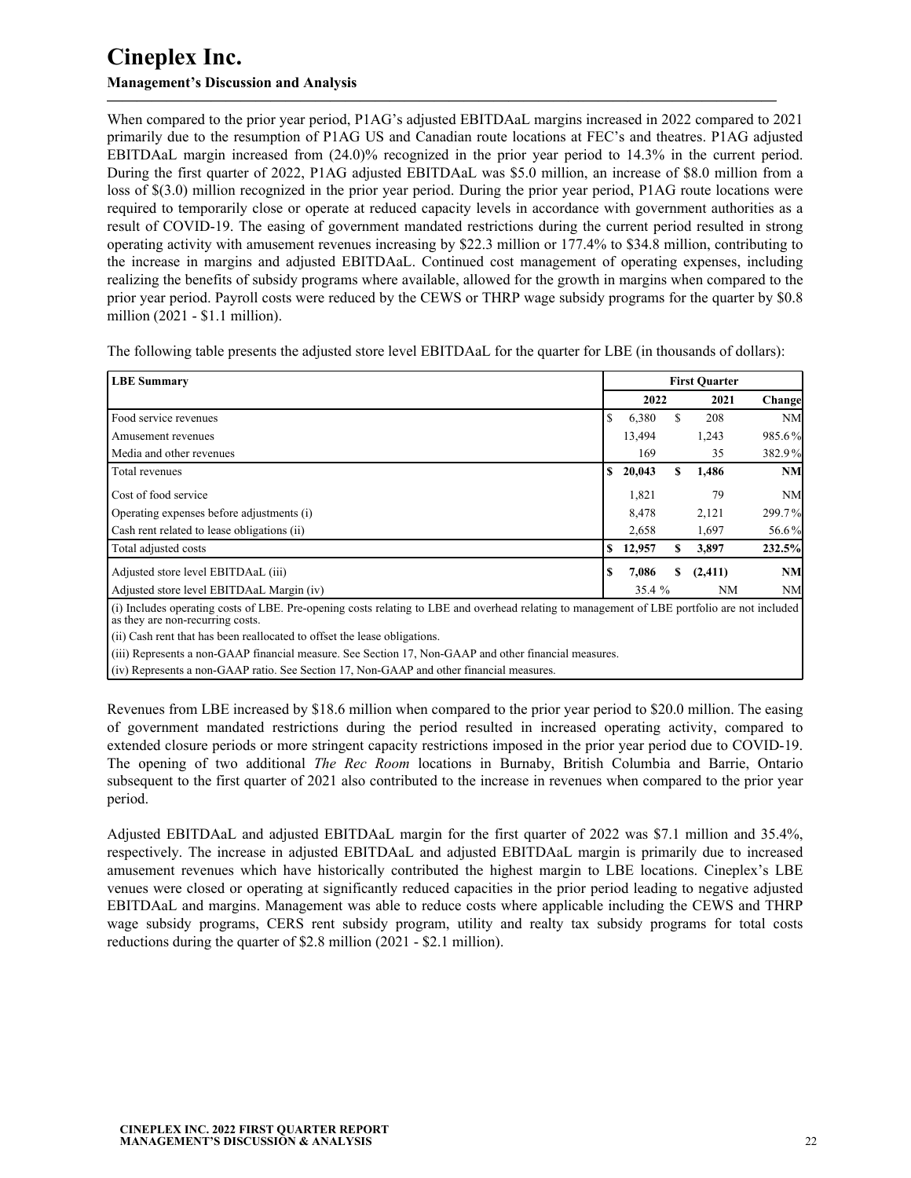When compared to the prior year period, P1AG's adjusted EBITDAaL margins increased in 2022 compared to 2021 primarily due to the resumption of P1AG US and Canadian route locations at FEC's and theatres. P1AG adjusted EBITDAaL margin increased from (24.0)% recognized in the prior year period to 14.3% in the current period. During the first quarter of 2022, P1AG adjusted EBITDAaL was $5.0 million, an increase of $8.0 million from a loss of $(3.0) million recognized in the prior year period. During the prior year period, P1AG route locations were required to temporarily close or operate at reduced capacity levels in accordance with government authorities as a result of COVID-19. The easing of government mandated restrictions during the current period resulted in strong operating activity with amusement revenues increasing by $22.3 million or 177.4% to $34.8 million, contributing to the increase in margins and adjusted EBITDAaL. Continued cost management of operating expenses, including realizing the benefits of subsidy programs where available, allowed for the growth in margins when compared to the prior year period. Payroll costs were reduced by the CEWS or THRP wage subsidy programs for the quarter by $0.8 million (2021 - $1.1 million).

The following table presents the adjusted store level EBITDAaL for the quarter for LBE (in thousands of dollars):

| LBE Summary | First Quarter | | |
|---|---|---|---|
| | 2022 | 2021 | Change |
| Food service revenues | $ 6,380 | $ 208 | NM |
| Amusement revenues | 13,494 | 1,243 | 985.6% |
| Media and other revenues | 169 | 35 | 382.9% |
| **Total revenues** | **$ 20,043** | **$ 1,486** | **NM** |
| Cost of food service | 1,821 | 79 | NM |
| Operating expenses before adjustments (i) | 8,478 | 2,121 | 299.7% |
| Cash rent related to lease obligations (ii) | 2,658 | 1,697 | 56.6% |
| **Total adjusted costs** | **$ 12,957** | **$ 3,897** | **232.5%** |
| Adjusted store level EBITDAaL (iii) | **$ 7,086** | **$ (2,411)** | **NM** |
| Adjusted store level EBITDAaL Margin (iv) | 35.4 % | NM | NM |

(i) Includes operating costs of LBE. Pre-opening costs relating to LBE and overhead relating to management of LBE portfolio are not included as they are non-recurring costs.

(ii) Cash rent that has been reallocated to offset the lease obligations.

(iii) Represents a non-GAAP financial measure. See Section 17, Non-GAAP and other financial measures.

(iv) Represents a non-GAAP ratio. See Section 17, Non-GAAP and other financial measures.

Revenues from LBE increased by $18.6 million when compared to the prior year period to $20.0 million. The easing of government mandated restrictions during the period resulted in increased operating activity, compared to extended closure periods or more stringent capacity restrictions imposed in the prior year period due to COVID-19. The opening of two additional *The Rec Room* locations in Burnaby, British Columbia and Barrie, Ontario subsequent to the first quarter of 2021 also contributed to the increase in revenues when compared to the prior year period.

Adjusted EBITDAaL and adjusted EBITDAaL margin for the first quarter of 2022 was $7.1 million and 35.4%, respectively. The increase in adjusted EBITDAaL and adjusted EBITDAaL margin is primarily due to increased amusement revenues which have historically contributed the highest margin to LBE locations. Cineplex's LBE venues were closed or operating at significantly reduced capacities in the prior period leading to negative adjusted EBITDAaL and margins. Management was able to reduce costs where applicable including the CEWS and THRP wage subsidy programs, CERS rent subsidy program, utility and realty tax subsidy programs for total costs reductions during the quarter of $2.8 million (2021 - $2.1 million).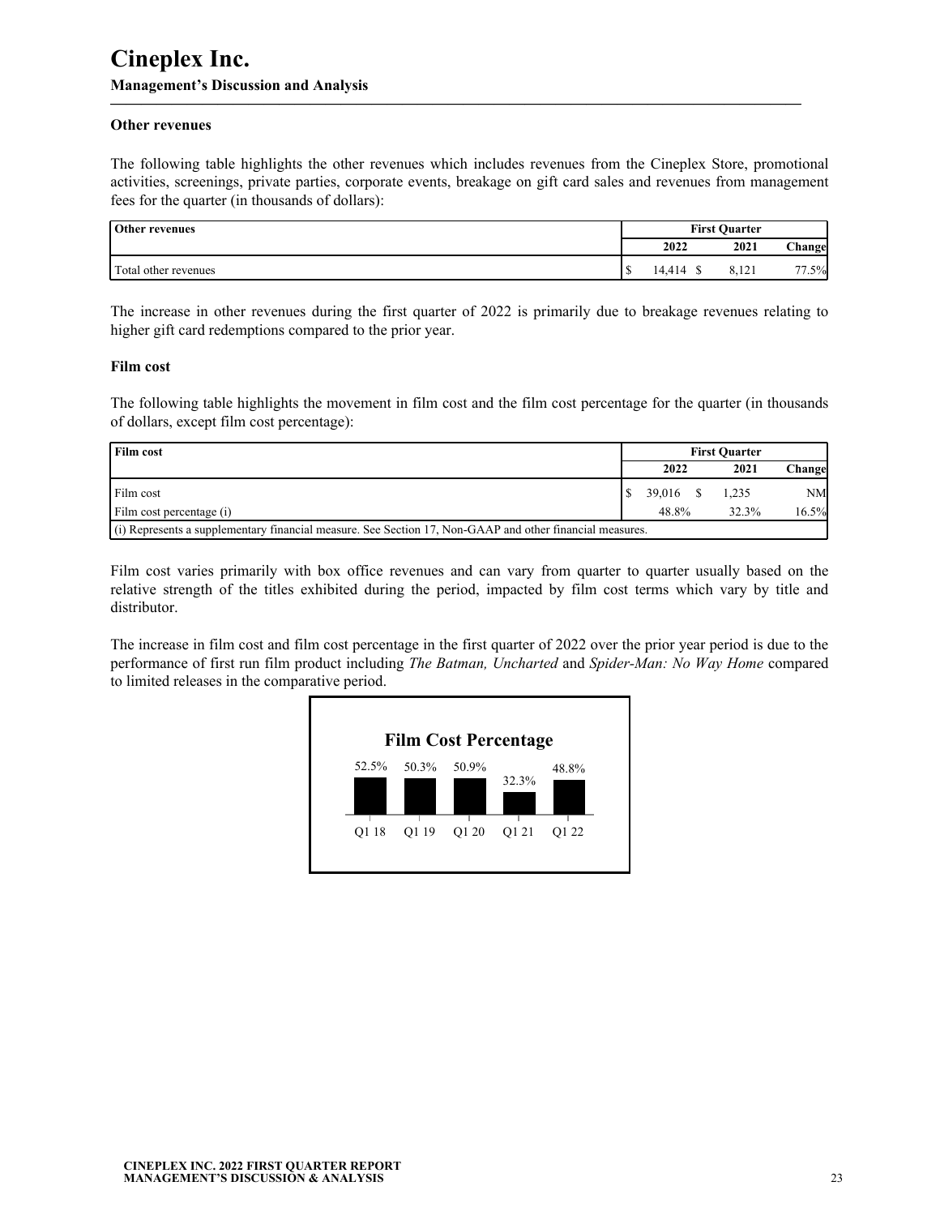### Other revenues

The following table highlights the other revenues which includes revenues from the Cineplex Store, promotional activities, screenings, private parties, corporate events, breakage on gift card sales and revenues from management fees for the quarter (in thousands of dollars):

| Other revenues | First Quarter | | |
|---|---|---|---|
| | 2022 | 2021 | Change |
| Total other revenues | $ 14,414 | $ 8,121 | 77.5% |

The increase in other revenues during the first quarter of 2022 is primarily due to breakage revenues relating to higher gift card redemptions compared to the prior year.

### Film cost

The following table highlights the movement in film cost and the film cost percentage for the quarter (in thousands of dollars, except film cost percentage):

| Film cost | First Quarter | | |
|---|---|---|---|
| | 2022 | 2021 | Change |
| Film cost | $ 39,016 | $ 1,235 | NM |
| Film cost percentage (i) | 48.8% | 32.3% | 16.5% |
| (i) Represents a supplementary financial measure. See Section 17, Non-GAAP and other financial measures. | | | |

Film cost varies primarily with box office revenues and can vary from quarter to quarter usually based on the relative strength of the titles exhibited during the period, impacted by film cost terms which vary by title and distributor.

The increase in film cost and film cost percentage in the first quarter of 2022 over the prior year period is due to the performance of first run film product including *The Batman, Uncharted* and *Spider-Man: No Way Home* compared to limited releases in the comparative period.

**Film Cost Percentage**

| Q1 18 | Q1 19 | Q1 20 | Q1 21 | Q1 22 |
|---|---|---|---|---|
| 52.5% | 50.3% | 50.9% | 32.3% | 48.8% |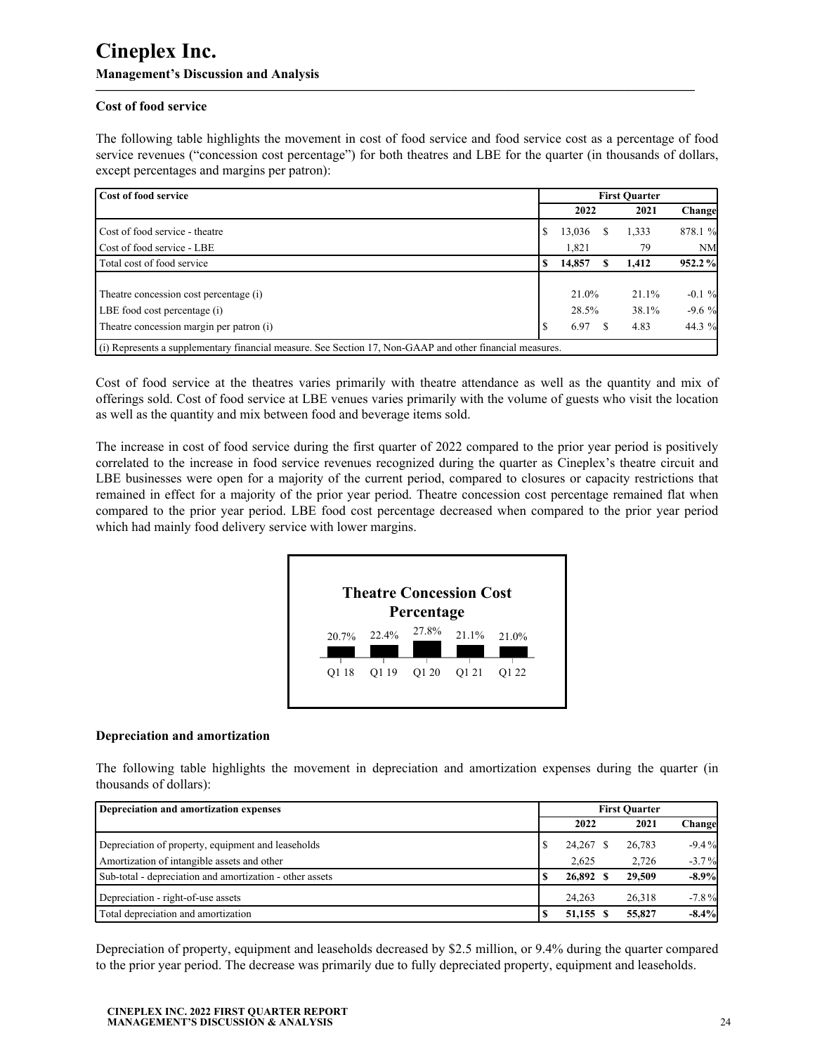### Cost of food service

The following table highlights the movement in cost of food service and food service cost as a percentage of food service revenues ("concession cost percentage") for both theatres and LBE for the quarter (in thousands of dollars, except percentages and margins per patron):

| Cost of food service | First Quarter | | |
|---|---|---|---|
| | 2022 | 2021 | Change |
| Cost of food service - theatre | $ 13,036 | $ 1,333 | 878.1 % |
| Cost of food service - LBE | 1,821 | 79 | NM |
| **Total cost of food service** | **$ 14,857** | **$ 1,412** | **952.2 %** |
| Theatre concession cost percentage (i) | 21.0% | 21.1% | -0.1 % |
| LBE food cost percentage (i) | 28.5% | 38.1% | -9.6 % |
| Theatre concession margin per patron (i) | $ 6.97 | $ 4.83 | 44.3 % |

(i) Represents a supplementary financial measure. See Section 17, Non-GAAP and other financial measures.

Cost of food service at the theatres varies primarily with theatre attendance as well as the quantity and mix of offerings sold. Cost of food service at LBE venues varies primarily with the volume of guests who visit the location as well as the quantity and mix between food and beverage items sold.

The increase in cost of food service during the first quarter of 2022 compared to the prior year period is positively correlated to the increase in food service revenues recognized during the quarter as Cineplex's theatre circuit and LBE businesses were open for a majority of the current period, compared to closures or capacity restrictions that remained in effect for a majority of the prior year period. Theatre concession cost percentage remained flat when compared to the prior year period. LBE food cost percentage decreased when compared to the prior year period which had mainly food delivery service with lower margins.

**Theatre Concession Cost Percentage**

| Q1 18 | Q1 19 | Q1 20 | Q1 21 | Q1 22 |
|---|---|---|---|---|
| 20.7% | 22.4% | 27.8% | 21.1% | 21.0% |

### Depreciation and amortization

The following table highlights the movement in depreciation and amortization expenses during the quarter (in thousands of dollars):

| Depreciation and amortization expenses | First Quarter | | |
|---|---|---|---|
| | 2022 | 2021 | Change |
| Depreciation of property, equipment and leaseholds | $ 24,267 | $ 26,783 | -9.4 % |
| Amortization of intangible assets and other | 2,625 | 2,726 | -3.7 % |
| **Sub-total - depreciation and amortization - other assets** | **$ 26,892** | **$ 29,509** | **-8.9%** |
| Depreciation - right-of-use assets | 24,263 | 26,318 | -7.8 % |
| **Total depreciation and amortization** | **$ 51,155** | **$ 55,827** | **-8.4%** |

Depreciation of property, equipment and leaseholds decreased by $2.5 million, or 9.4% during the quarter compared to the prior year period. The decrease was primarily due to fully depreciated property, equipment and leaseholds.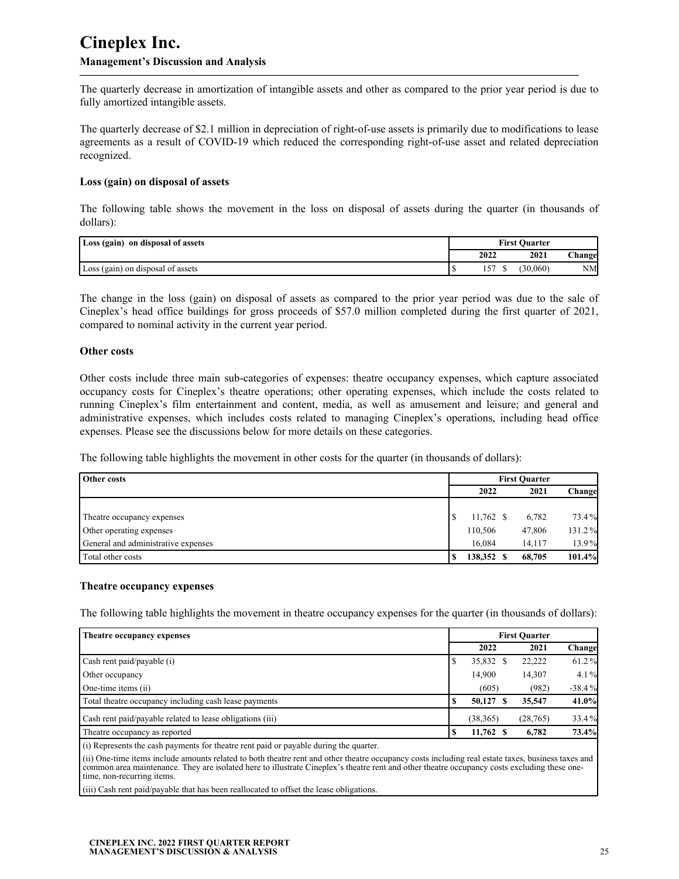The quarterly decrease in amortization of intangible assets and other as compared to the prior year period is due to fully amortized intangible assets.

The quarterly decrease of $2.1 million in depreciation of right-of-use assets is primarily due to modifications to lease agreements as a result of COVID-19 which reduced the corresponding right-of-use asset and related depreciation recognized.

**Loss (gain) on disposal of assets**

The following table shows the movement in the loss on disposal of assets during the quarter (in thousands of dollars):

| Loss (gain) on disposal of assets | First Quarter | | |
|---|---|---|---|
| | 2022 | 2021 | Change |
| Loss (gain) on disposal of assets | $ 157 | $ (30,060) | NM |

The change in the loss (gain) on disposal of assets as compared to the prior year period was due to the sale of Cineplex's head office buildings for gross proceeds of $57.0 million completed during the first quarter of 2021, compared to nominal activity in the current year period.

**Other costs**

Other costs include three main sub-categories of expenses: theatre occupancy expenses, which capture associated occupancy costs for Cineplex's theatre operations; other operating expenses, which include the costs related to running Cineplex's film entertainment and content, media, as well as amusement and leisure; and general and administrative expenses, which includes costs related to managing Cineplex's operations, including head office expenses. Please see the discussions below for more details on these categories.

The following table highlights the movement in other costs for the quarter (in thousands of dollars):

| Other costs | First Quarter | | |
|---|---|---|---|
| | 2022 | 2021 | Change |
| Theatre occupancy expenses | $ 11,762 | $ 6,782 | 73.4 % |
| Other operating expenses | 110,506 | 47,806 | 131.2 % |
| General and administrative expenses | 16,084 | 14,117 | 13.9 % |
| Total other costs | **$ 138,352** | **$ 68,705** | **101.4%** |

**Theatre occupancy expenses**

The following table highlights the movement in theatre occupancy expenses for the quarter (in thousands of dollars):

| Theatre occupancy expenses | First Quarter | | |
|---|---|---|---|
| | 2022 | 2021 | Change |
| Cash rent paid/payable (i) | $ 35,832 | $ 22,222 | 61.2 % |
| Other occupancy | 14,900 | 14,307 | 4.1 % |
| One-time items (ii) | (605) | (982) | -38.4 % |
| Total theatre occupancy including cash lease payments | **$ 50,127** | **$ 35,547** | **41.0%** |
| Cash rent paid/payable related to lease obligations (iii) | (38,365) | (28,765) | 33.4 % |
| Theatre occupancy as reported | **$ 11,762** | **$ 6,782** | **73.4%** |

(i) Represents the cash payments for theatre rent paid or payable during the quarter.

(ii) One-time items include amounts related to both theatre rent and other theatre occupancy costs including real estate taxes, business taxes and common area maintenance. They are isolated here to illustrate Cineplex's theatre rent and other theatre occupancy costs excluding these one-time, non-recurring items.

(iii) Cash rent paid/payable that has been reallocated to offset the lease obligations.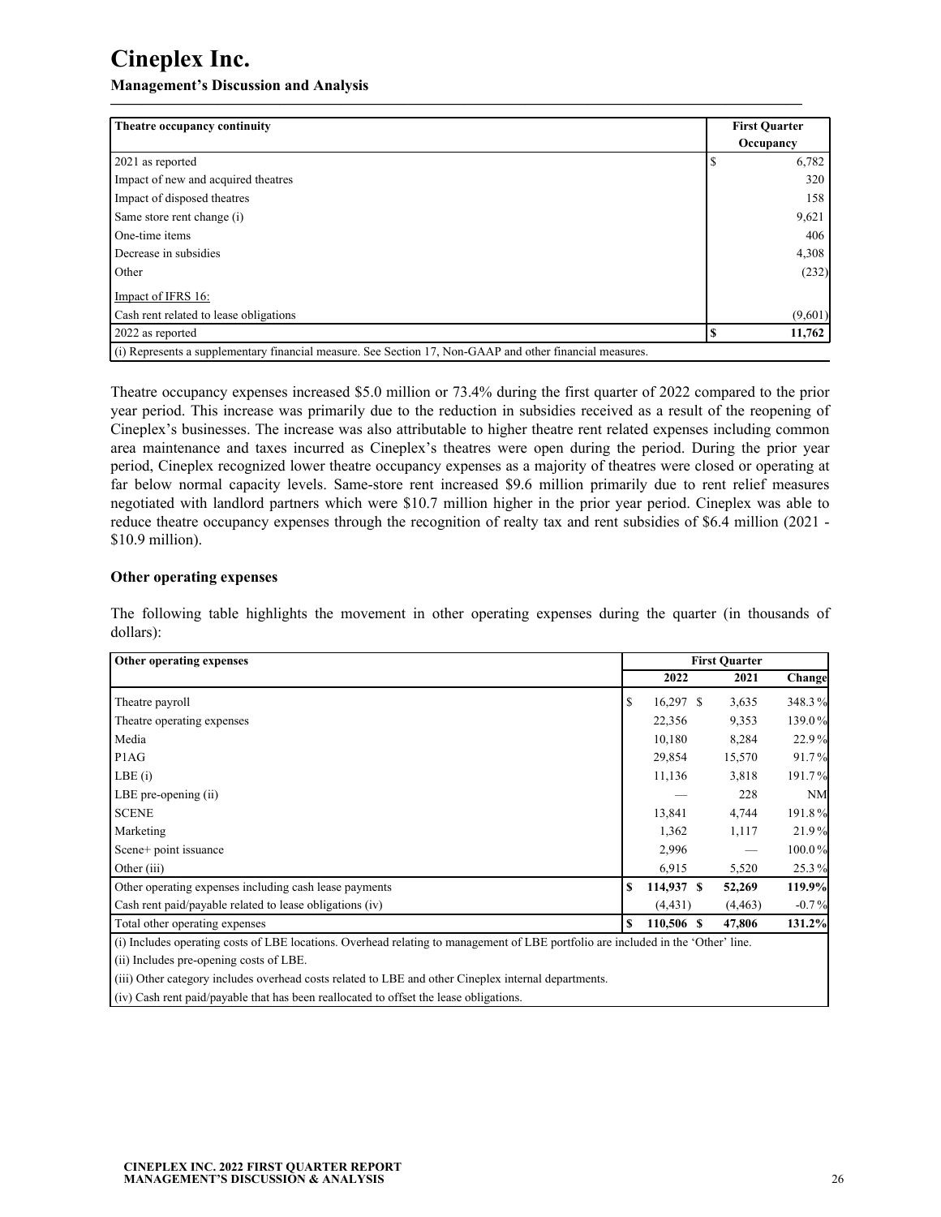| Theatre occupancy continuity | First Quarter Occupancy |
|---|---|
| 2021 as reported | $ 6,782 |
| Impact of new and acquired theatres | 320 |
| Impact of disposed theatres | 158 |
| Same store rent change (i) | 9,621 |
| One-time items | 406 |
| Decrease in subsidies | 4,308 |
| Other | (232) |
| Impact of IFRS 16: | |
| Cash rent related to lease obligations | (9,601) |
| **2022 as reported** | **$ 11,762** |
| (i) Represents a supplementary financial measure. See Section 17, Non-GAAP and other financial measures. | |

Theatre occupancy expenses increased $5.0 million or 73.4% during the first quarter of 2022 compared to the prior year period. This increase was primarily due to the reduction in subsidies received as a result of the reopening of Cineplex's businesses. The increase was also attributable to higher theatre rent related expenses including common area maintenance and taxes incurred as Cineplex's theatres were open during the period. During the prior year period, Cineplex recognized lower theatre occupancy expenses as a majority of theatres were closed or operating at far below normal capacity levels. Same-store rent increased $9.6 million primarily due to rent relief measures negotiated with landlord partners which were $10.7 million higher in the prior year period. Cineplex was able to reduce theatre occupancy expenses through the recognition of realty tax and rent subsidies of $6.4 million (2021 - $10.9 million).

### Other operating expenses

The following table highlights the movement in other operating expenses during the quarter (in thousands of dollars):

| Other operating expenses | First Quarter | | |
|---|---|---|---|
| | 2022 | 2021 | Change |
| Theatre payroll | $ 16,297 | $ 3,635 | 348.3 % |
| Theatre operating expenses | 22,356 | 9,353 | 139.0 % |
| Media | 10,180 | 8,284 | 22.9 % |
| P1AG | 29,854 | 15,570 | 91.7 % |
| LBE (i) | 11,136 | 3,818 | 191.7 % |
| LBE pre-opening (ii) | — | 228 | NM |
| SCENE | 13,841 | 4,744 | 191.8 % |
| Marketing | 1,362 | 1,117 | 21.9 % |
| Scene+ point issuance | 2,996 | — | 100.0 % |
| Other (iii) | 6,915 | 5,520 | 25.3 % |
| Other operating expenses including cash lease payments | **$ 114,937** | **$ 52,269** | **119.9%** |
| Cash rent paid/payable related to lease obligations (iv) | (4,431) | (4,463) | -0.7 % |
| Total other operating expenses | **$ 110,506** | **$ 47,806** | **131.2%** |

(i) Includes operating costs of LBE locations. Overhead relating to management of LBE portfolio are included in the 'Other' line.

(ii) Includes pre-opening costs of LBE.

(iii) Other category includes overhead costs related to LBE and other Cineplex internal departments.

(iv) Cash rent paid/payable that has been reallocated to offset the lease obligations.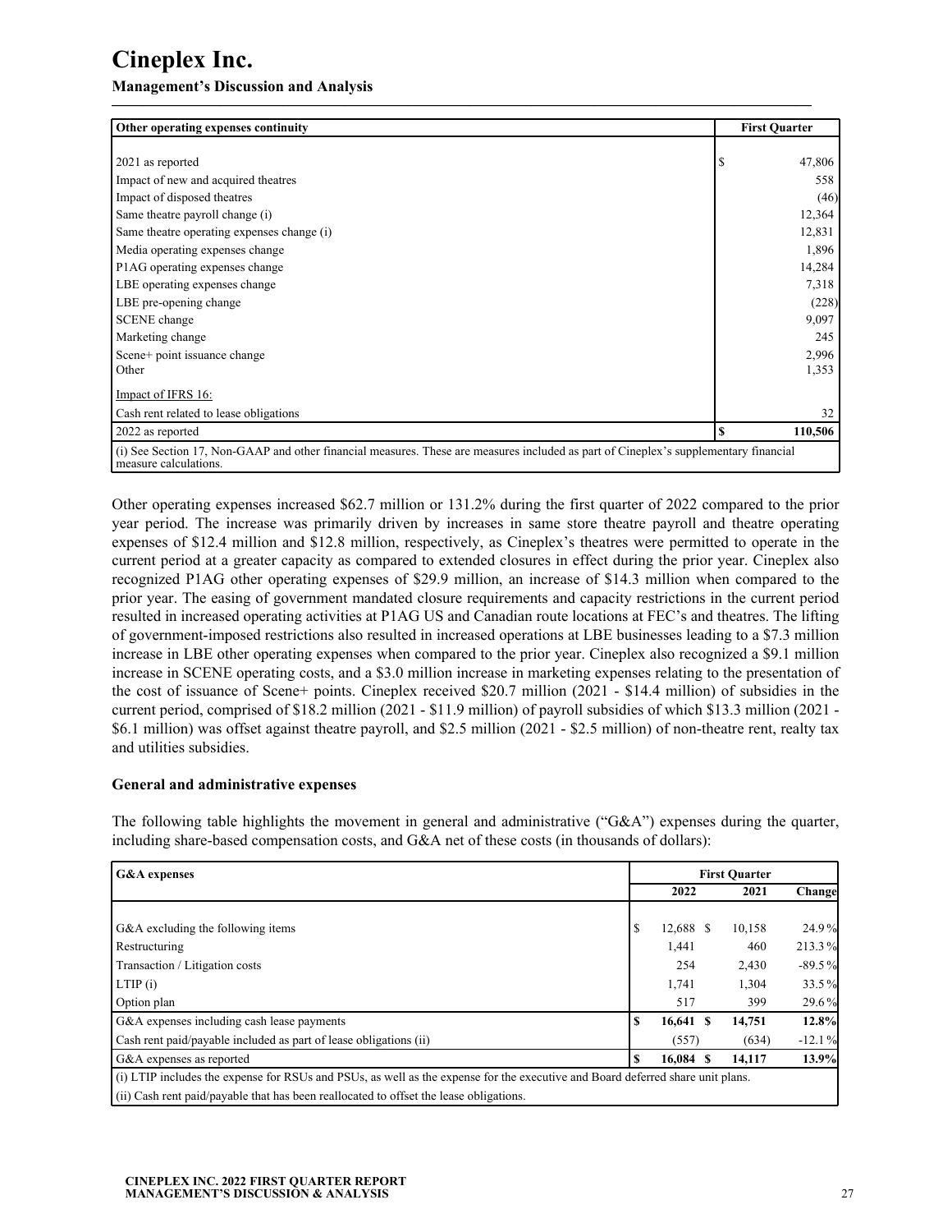| Other operating expenses continuity | First Quarter |
|---|---|
| 2021 as reported | $ 47,806 |
| Impact of new and acquired theatres | 558 |
| Impact of disposed theatres | (46) |
| Same theatre payroll change (i) | 12,364 |
| Same theatre operating expenses change (i) | 12,831 |
| Media operating expenses change | 1,896 |
| P1AG operating expenses change | 14,284 |
| LBE operating expenses change | 7,318 |
| LBE pre-opening change | (228) |
| SCENE change | 9,097 |
| Marketing change | 245 |
| Scene+ point issuance change | 2,996 |
| Other | 1,353 |
| Impact of IFRS 16: | |
| Cash rent related to lease obligations | 32 |
| 2022 as reported | **$ 110,506** |

(i) See Section 17, Non-GAAP and other financial measures. These are measures included as part of Cineplex's supplementary financial measure calculations.

Other operating expenses increased $62.7 million or 131.2% during the first quarter of 2022 compared to the prior year period. The increase was primarily driven by increases in same store theatre payroll and theatre operating expenses of $12.4 million and $12.8 million, respectively, as Cineplex's theatres were permitted to operate in the current period at a greater capacity as compared to extended closures in effect during the prior year. Cineplex also recognized P1AG other operating expenses of $29.9 million, an increase of $14.3 million when compared to the prior year. The easing of government mandated closure requirements and capacity restrictions in the current period resulted in increased operating activities at P1AG US and Canadian route locations at FEC's and theatres. The lifting of government-imposed restrictions also resulted in increased operations at LBE businesses leading to a $7.3 million increase in LBE other operating expenses when compared to the prior year. Cineplex also recognized a $9.1 million increase in SCENE operating costs, and a $3.0 million increase in marketing expenses relating to the presentation of the cost of issuance of Scene+ points. Cineplex received $20.7 million (2021 - $14.4 million) of subsidies in the current period, comprised of $18.2 million (2021 - $11.9 million) of payroll subsidies of which $13.3 million (2021 - $6.1 million) was offset against theatre payroll, and $2.5 million (2021 - $2.5 million) of non-theatre rent, realty tax and utilities subsidies.

### General and administrative expenses

The following table highlights the movement in general and administrative ("G&A") expenses during the quarter, including share-based compensation costs, and G&A net of these costs (in thousands of dollars):

| G&A expenses | First Quarter | | |
|---|---|---|---|
| | 2022 | 2021 | Change |
| G&A excluding the following items | $ 12,688 | $ 10,158 | 24.9 % |
| Restructuring | 1,441 | 460 | 213.3 % |
| Transaction / Litigation costs | 254 | 2,430 | -89.5 % |
| LTIP (i) | 1,741 | 1,304 | 33.5 % |
| Option plan | 517 | 399 | 29.6 % |
| G&A expenses including cash lease payments | **$ 16,641** | **$ 14,751** | **12.8%** |
| Cash rent paid/payable included as part of lease obligations (ii) | (557) | (634) | -12.1 % |
| G&A expenses as reported | **$ 16,084** | **$ 14,117** | **13.9%** |

(i) LTIP includes the expense for RSUs and PSUs, as well as the expense for the executive and Board deferred share unit plans.

(ii) Cash rent paid/payable that has been reallocated to offset the lease obligations.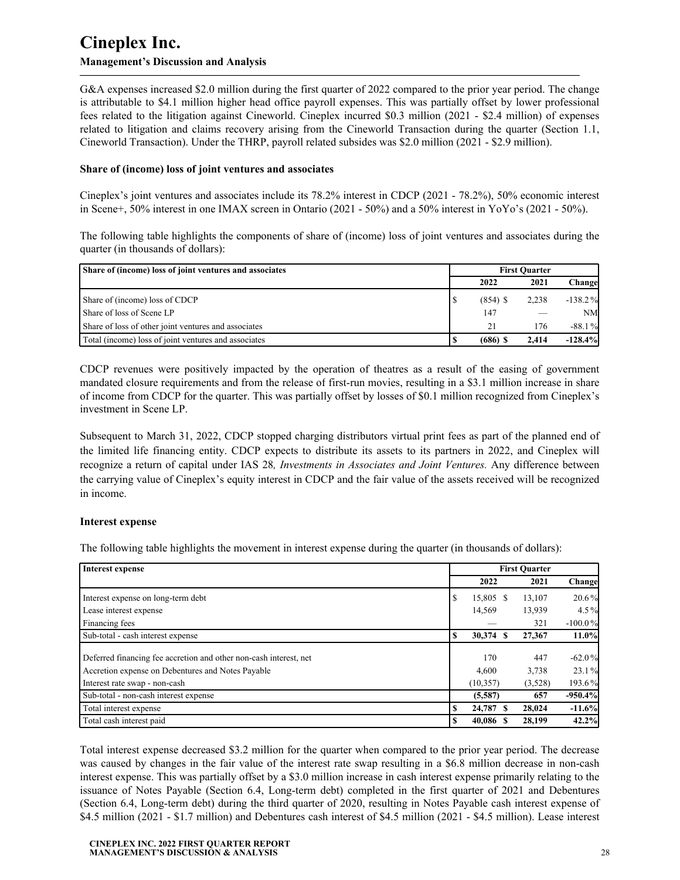G&A expenses increased $2.0 million during the first quarter of 2022 compared to the prior year period. The change is attributable to $4.1 million higher head office payroll expenses. This was partially offset by lower professional fees related to the litigation against Cineworld. Cineplex incurred $0.3 million (2021 - $2.4 million) of expenses related to litigation and claims recovery arising from the Cineworld Transaction during the quarter (Section 1.1, Cineworld Transaction). Under the THRP, payroll related subsides was $2.0 million (2021 - $2.9 million).

### Share of (income) loss of joint ventures and associates

Cineplex's joint ventures and associates include its 78.2% interest in CDCP (2021 - 78.2%), 50% economic interest in Scene+, 50% interest in one IMAX screen in Ontario (2021 - 50%) and a 50% interest in YoYo's (2021 - 50%).

The following table highlights the components of share of (income) loss of joint ventures and associates during the quarter (in thousands of dollars):

| Share of (income) loss of joint ventures and associates | First Quarter | | |
|---|---|---|---|
| | 2022 | 2021 | Change |
| Share of (income) loss of CDCP | $ (854) | $ 2,238 | -138.2 % |
| Share of loss of Scene LP | 147 | — | NM |
| Share of loss of other joint ventures and associates | 21 | 176 | -88.1 % |
| **Total (income) loss of joint ventures and associates** | **$ (686)** | **$ 2,414** | **-128.4%** |

CDCP revenues were positively impacted by the operation of theatres as a result of the easing of government mandated closure requirements and from the release of first-run movies, resulting in a $3.1 million increase in share of income from CDCP for the quarter. This was partially offset by losses of $0.1 million recognized from Cineplex's investment in Scene LP.

Subsequent to March 31, 2022, CDCP stopped charging distributors virtual print fees as part of the planned end of the limited life financing entity. CDCP expects to distribute its assets to its partners in 2022, and Cineplex will recognize a return of capital under IAS 28*, Investments in Associates and Joint Ventures.* Any difference between the carrying value of Cineplex's equity interest in CDCP and the fair value of the assets received will be recognized in income.

### Interest expense

The following table highlights the movement in interest expense during the quarter (in thousands of dollars):

| Interest expense | First Quarter | | |
|---|---|---|---|
| | 2022 | 2021 | Change |
| Interest expense on long-term debt | $ 15,805 | $ 13,107 | 20.6 % |
| Lease interest expense | 14,569 | 13,939 | 4.5 % |
| Financing fees | — | 321 | -100.0 % |
| **Sub-total - cash interest expense** | **$ 30,374** | **$ 27,367** | **11.0%** |
| Deferred financing fee accretion and other non-cash interest, net | 170 | 447 | -62.0 % |
| Accretion expense on Debentures and Notes Payable | 4,600 | 3,738 | 23.1 % |
| Interest rate swap - non-cash | (10,357) | (3,528) | 193.6 % |
| **Sub-total - non-cash interest expense** | **(5,587)** | **657** | **-950.4%** |
| **Total interest expense** | **$ 24,787** | **$ 28,024** | **-11.6%** |
| **Total cash interest paid** | **$ 40,086** | **$ 28,199** | **42.2%** |

Total interest expense decreased $3.2 million for the quarter when compared to the prior year period. The decrease was caused by changes in the fair value of the interest rate swap resulting in a $6.8 million decrease in non-cash interest expense. This was partially offset by a $3.0 million increase in cash interest expense primarily relating to the issuance of Notes Payable (Section 6.4, Long-term debt) completed in the first quarter of 2021 and Debentures (Section 6.4, Long-term debt) during the third quarter of 2020, resulting in Notes Payable cash interest expense of $4.5 million (2021 - $1.7 million) and Debentures cash interest of $4.5 million (2021 - $4.5 million). Lease interest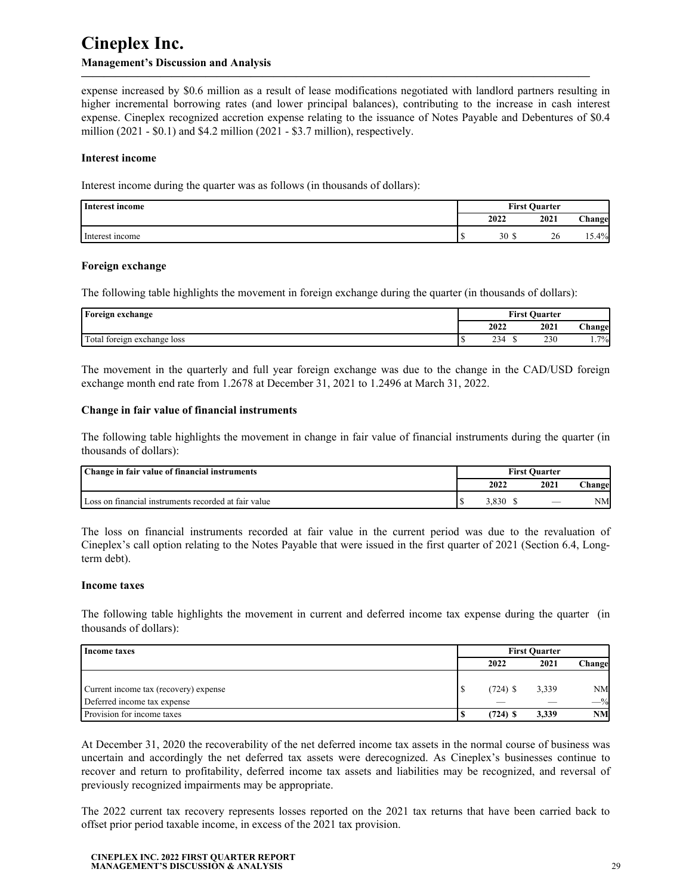expense increased by $0.6 million as a result of lease modifications negotiated with landlord partners resulting in higher incremental borrowing rates (and lower principal balances), contributing to the increase in cash interest expense. Cineplex recognized accretion expense relating to the issuance of Notes Payable and Debentures of $0.4 million (2021 - $0.1) and $4.2 million (2021 - $3.7 million), respectively.

**Interest income**

Interest income during the quarter was as follows (in thousands of dollars):

| **Interest income** | **First Quarter** | | |
|---|---|---|---|
| | **2022** | **2021** | **Change** |
| Interest income | $ 30 | $ 26 | 15.4% |

**Foreign exchange**

The following table highlights the movement in foreign exchange during the quarter (in thousands of dollars):

| **Foreign exchange** | **First Quarter** | | |
|---|---|---|---|
| | **2022** | **2021** | **Change** |
| Total foreign exchange loss | $ 234 | $ 230 | 1.7% |

The movement in the quarterly and full year foreign exchange was due to the change in the CAD/USD foreign exchange month end rate from 1.2678 at December 31, 2021 to 1.2496 at March 31, 2022.

**Change in fair value of financial instruments**

The following table highlights the movement in change in fair value of financial instruments during the quarter (in thousands of dollars):

| **Change in fair value of financial instruments** | **First Quarter** | | |
|---|---|---|---|
| | **2022** | **2021** | **Change** |
| Loss on financial instruments recorded at fair value | $ 3,830 | $ — | NM |

The loss on financial instruments recorded at fair value in the current period was due to the revaluation of Cineplex's call option relating to the Notes Payable that were issued in the first quarter of 2021 (Section 6.4, Long-term debt).

**Income taxes**

The following table highlights the movement in current and deferred income tax expense during the quarter (in thousands of dollars):

| **Income taxes** | **First Quarter** | | |
|---|---|---|---|
| | **2022** | **2021** | **Change** |
| Current income tax (recovery) expense | $ (724) | $ 3,339 | NM |
| Deferred income tax expense | — | — | —% |
| Provision for income taxes | **$ (724)** | **$ 3,339** | **NM** |

At December 31, 2020 the recoverability of the net deferred income tax assets in the normal course of business was uncertain and accordingly the net deferred tax assets were derecognized. As Cineplex's businesses continue to recover and return to profitability, deferred income tax assets and liabilities may be recognized, and reversal of previously recognized impairments may be appropriate.

The 2022 current tax recovery represents losses reported on the 2021 tax returns that have been carried back to offset prior period taxable income, in excess of the 2021 tax provision.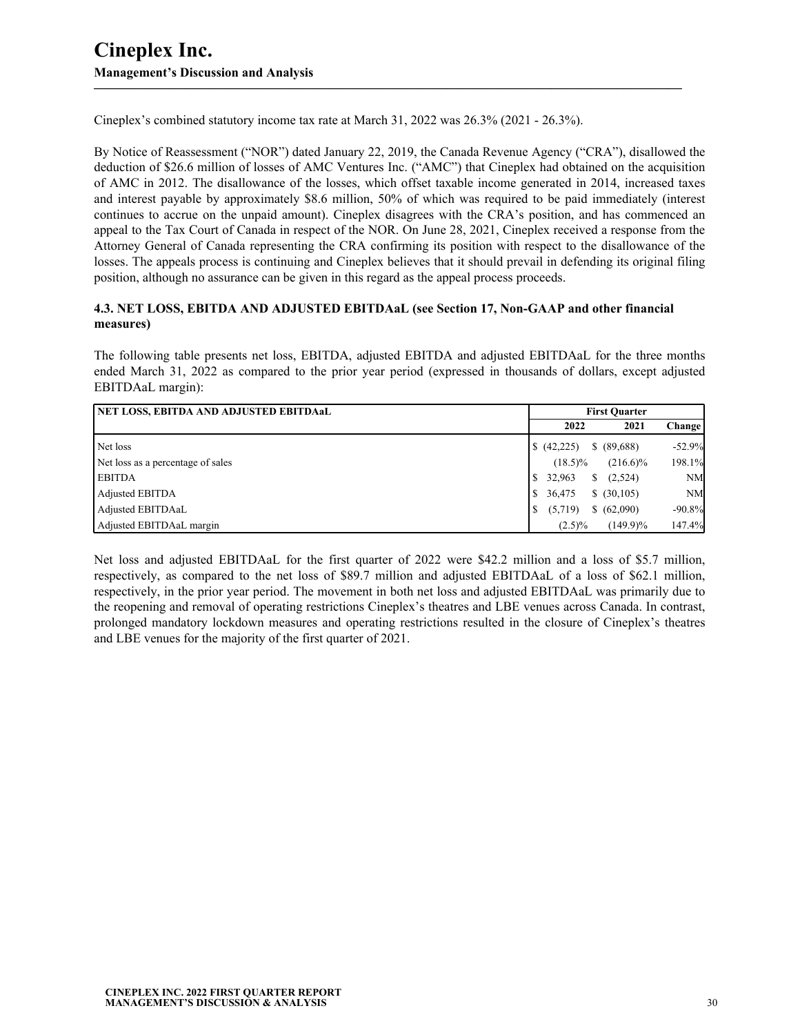Cineplex's combined statutory income tax rate at March 31, 2022 was 26.3% (2021 - 26.3%).

By Notice of Reassessment ("NOR") dated January 22, 2019, the Canada Revenue Agency ("CRA"), disallowed the deduction of $26.6 million of losses of AMC Ventures Inc. ("AMC") that Cineplex had obtained on the acquisition of AMC in 2012. The disallowance of the losses, which offset taxable income generated in 2014, increased taxes and interest payable by approximately $8.6 million, 50% of which was required to be paid immediately (interest continues to accrue on the unpaid amount). Cineplex disagrees with the CRA's position, and has commenced an appeal to the Tax Court of Canada in respect of the NOR. On June 28, 2021, Cineplex received a response from the Attorney General of Canada representing the CRA confirming its position with respect to the disallowance of the losses. The appeals process is continuing and Cineplex believes that it should prevail in defending its original filing position, although no assurance can be given in this regard as the appeal process proceeds.

### 4.3. NET LOSS, EBITDA AND ADJUSTED EBITDAaL (see Section 17, Non-GAAP and other financial measures)

The following table presents net loss, EBITDA, adjusted EBITDA and adjusted EBITDAaL for the three months ended March 31, 2022 as compared to the prior year period (expressed in thousands of dollars, except adjusted EBITDAaL margin):

| NET LOSS, EBITDA AND ADJUSTED EBITDAaL | First Quarter | | |
|---|---|---|---|
| | 2022 | 2021 | Change |
| Net loss | $ (42,225) | $ (89,688) | -52.9% |
| Net loss as a percentage of sales | (18.5)% | (216.6)% | 198.1% |
| EBITDA | $ 32,963 | $ (2,524) | NM |
| Adjusted EBITDA | $ 36,475 | $ (30,105) | NM |
| Adjusted EBITDAaL | $ (5,719) | $ (62,090) | -90.8% |
| Adjusted EBITDAaL margin | (2.5)% | (149.9)% | 147.4% |

Net loss and adjusted EBITDAaL for the first quarter of 2022 were $42.2 million and a loss of $5.7 million, respectively, as compared to the net loss of $89.7 million and adjusted EBITDAaL of a loss of $62.1 million, respectively, in the prior year period. The movement in both net loss and adjusted EBITDAaL was primarily due to the reopening and removal of operating restrictions Cineplex's theatres and LBE venues across Canada. In contrast, prolonged mandatory lockdown measures and operating restrictions resulted in the closure of Cineplex's theatres and LBE venues for the majority of the first quarter of 2021.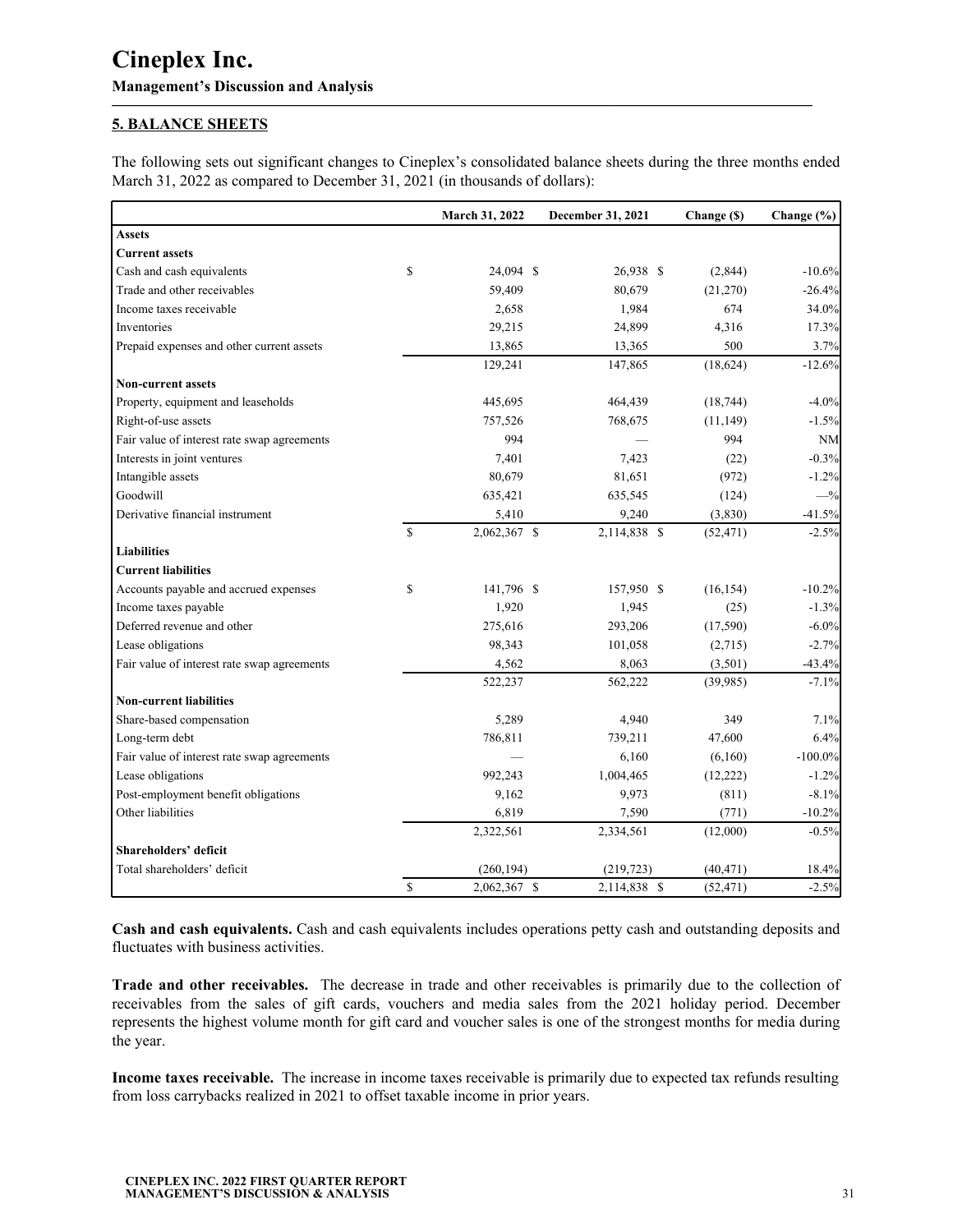## 5. BALANCE SHEETS

The following sets out significant changes to Cineplex's consolidated balance sheets during the three months ended March 31, 2022 as compared to December 31, 2021 (in thousands of dollars):

| | March 31, 2022 | December 31, 2021 | Change ($) | Change (%) |
|---|---|---|---|---|
| **Assets** | | | | |
| **Current assets** | | | | |
| Cash and cash equivalents | $ 24,094 | $ 26,938 | $ (2,844) | -10.6% |
| Trade and other receivables | 59,409 | 80,679 | (21,270) | -26.4% |
| Income taxes receivable | 2,658 | 1,984 | 674 | 34.0% |
| Inventories | 29,215 | 24,899 | 4,316 | 17.3% |
| Prepaid expenses and other current assets | 13,865 | 13,365 | 500 | 3.7% |
| | 129,241 | 147,865 | (18,624) | -12.6% |
| **Non-current assets** | | | | |
| Property, equipment and leaseholds | 445,695 | 464,439 | (18,744) | -4.0% |
| Right-of-use assets | 757,526 | 768,675 | (11,149) | -1.5% |
| Fair value of interest rate swap agreements | 994 | — | 994 | NM |
| Interests in joint ventures | 7,401 | 7,423 | (22) | -0.3% |
| Intangible assets | 80,679 | 81,651 | (972) | -1.2% |
| Goodwill | 635,421 | 635,545 | (124) | —% |
| Derivative financial instrument | 5,410 | 9,240 | (3,830) | -41.5% |
| | $ 2,062,367 | $ 2,114,838 | $ (52,471) | -2.5% |
| **Liabilities** | | | | |
| **Current liabilities** | | | | |
| Accounts payable and accrued expenses | $ 141,796 | $ 157,950 | $ (16,154) | -10.2% |
| Income taxes payable | 1,920 | 1,945 | (25) | -1.3% |
| Deferred revenue and other | 275,616 | 293,206 | (17,590) | -6.0% |
| Lease obligations | 98,343 | 101,058 | (2,715) | -2.7% |
| Fair value of interest rate swap agreements | 4,562 | 8,063 | (3,501) | -43.4% |
| | 522,237 | 562,222 | (39,985) | -7.1% |
| **Non-current liabilities** | | | | |
| Share-based compensation | 5,289 | 4,940 | 349 | 7.1% |
| Long-term debt | 786,811 | 739,211 | 47,600 | 6.4% |
| Fair value of interest rate swap agreements | — | 6,160 | (6,160) | -100.0% |
| Lease obligations | 992,243 | 1,004,465 | (12,222) | -1.2% |
| Post-employment benefit obligations | 9,162 | 9,973 | (811) | -8.1% |
| Other liabilities | 6,819 | 7,590 | (771) | -10.2% |
| | 2,322,561 | 2,334,561 | (12,000) | -0.5% |
| **Shareholders' deficit** | | | | |
| Total shareholders' deficit | (260,194) | (219,723) | (40,471) | 18.4% |
| | $ 2,062,367 | $ 2,114,838 | $ (52,471) | -2.5% |

**Cash and cash equivalents.** Cash and cash equivalents includes operations petty cash and outstanding deposits and fluctuates with business activities.

**Trade and other receivables.** The decrease in trade and other receivables is primarily due to the collection of receivables from the sales of gift cards, vouchers and media sales from the 2021 holiday period. December represents the highest volume month for gift card and voucher sales is one of the strongest months for media during the year.

**Income taxes receivable.** The increase in income taxes receivable is primarily due to expected tax refunds resulting from loss carrybacks realized in 2021 to offset taxable income in prior years.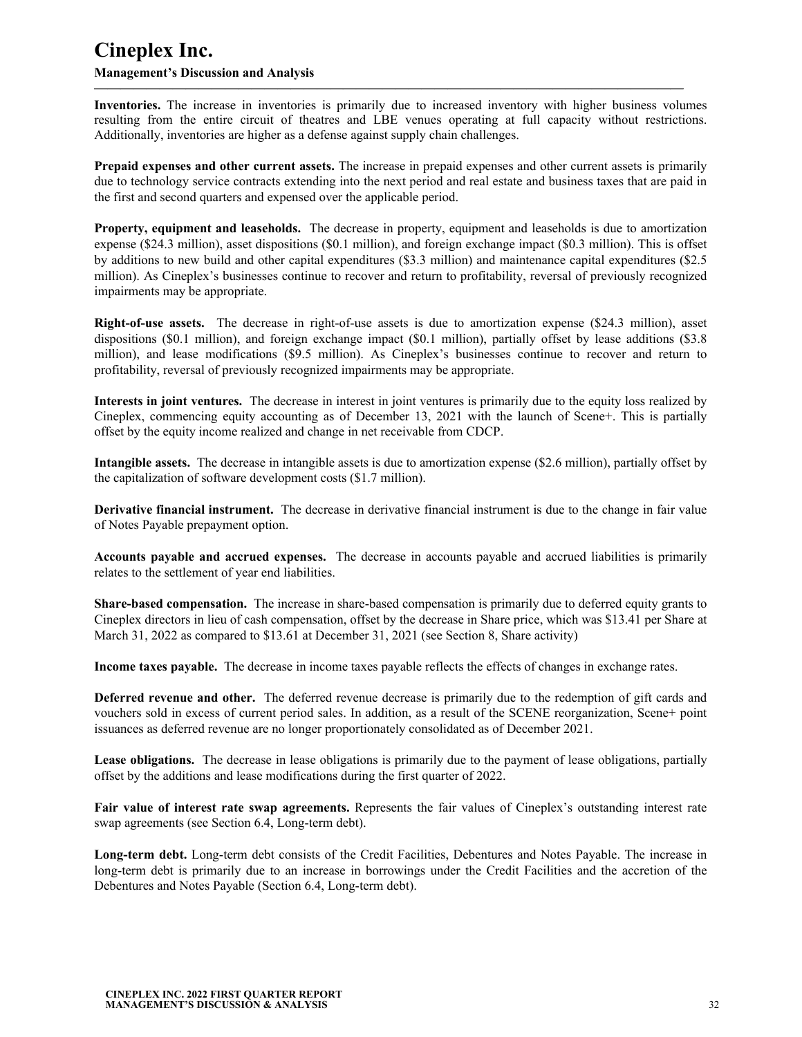**Inventories.** The increase in inventories is primarily due to increased inventory with higher business volumes resulting from the entire circuit of theatres and LBE venues operating at full capacity without restrictions. Additionally, inventories are higher as a defense against supply chain challenges.

**Prepaid expenses and other current assets.** The increase in prepaid expenses and other current assets is primarily due to technology service contracts extending into the next period and real estate and business taxes that are paid in the first and second quarters and expensed over the applicable period.

**Property, equipment and leaseholds.** The decrease in property, equipment and leaseholds is due to amortization expense ($24.3 million), asset dispositions ($0.1 million), and foreign exchange impact ($0.3 million). This is offset by additions to new build and other capital expenditures ($3.3 million) and maintenance capital expenditures ($2.5 million). As Cineplex's businesses continue to recover and return to profitability, reversal of previously recognized impairments may be appropriate.

**Right-of-use assets.** The decrease in right-of-use assets is due to amortization expense ($24.3 million), asset dispositions ($0.1 million), and foreign exchange impact ($0.1 million), partially offset by lease additions ($3.8 million), and lease modifications ($9.5 million). As Cineplex's businesses continue to recover and return to profitability, reversal of previously recognized impairments may be appropriate.

**Interests in joint ventures.** The decrease in interest in joint ventures is primarily due to the equity loss realized by Cineplex, commencing equity accounting as of December 13, 2021 with the launch of Scene+. This is partially offset by the equity income realized and change in net receivable from CDCP.

**Intangible assets.** The decrease in intangible assets is due to amortization expense ($2.6 million), partially offset by the capitalization of software development costs ($1.7 million).

**Derivative financial instrument.** The decrease in derivative financial instrument is due to the change in fair value of Notes Payable prepayment option.

**Accounts payable and accrued expenses.** The decrease in accounts payable and accrued liabilities is primarily relates to the settlement of year end liabilities.

**Share-based compensation.** The increase in share-based compensation is primarily due to deferred equity grants to Cineplex directors in lieu of cash compensation, offset by the decrease in Share price, which was $13.41 per Share at March 31, 2022 as compared to $13.61 at December 31, 2021 (see Section 8, Share activity)

**Income taxes payable.** The decrease in income taxes payable reflects the effects of changes in exchange rates.

**Deferred revenue and other.** The deferred revenue decrease is primarily due to the redemption of gift cards and vouchers sold in excess of current period sales. In addition, as a result of the SCENE reorganization, Scene+ point issuances as deferred revenue are no longer proportionately consolidated as of December 2021.

**Lease obligations.** The decrease in lease obligations is primarily due to the payment of lease obligations, partially offset by the additions and lease modifications during the first quarter of 2022.

**Fair value of interest rate swap agreements.** Represents the fair values of Cineplex's outstanding interest rate swap agreements (see Section 6.4, Long-term debt).

**Long-term debt.** Long-term debt consists of the Credit Facilities, Debentures and Notes Payable. The increase in long-term debt is primarily due to an increase in borrowings under the Credit Facilities and the accretion of the Debentures and Notes Payable (Section 6.4, Long-term debt).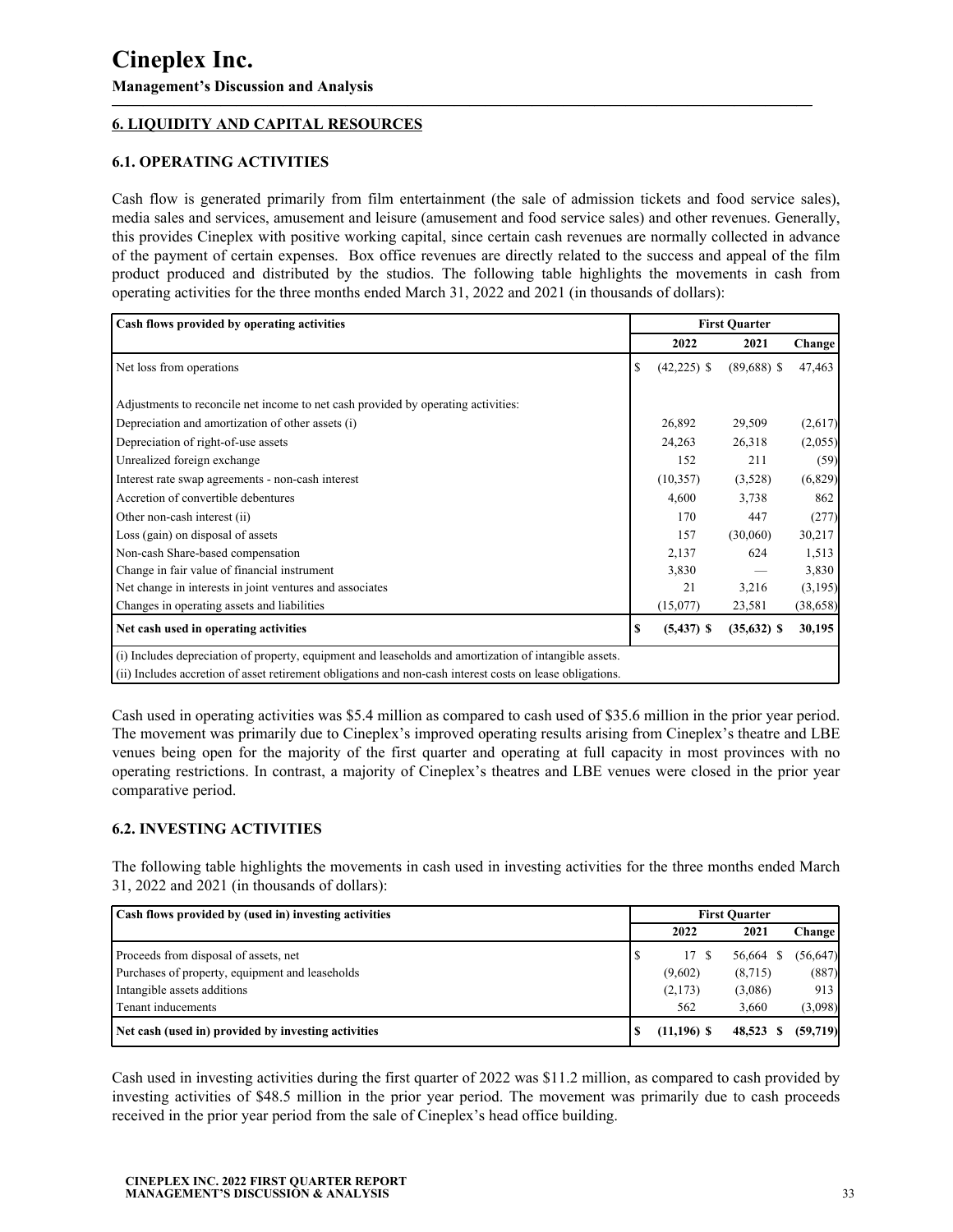## 6. LIQUIDITY AND CAPITAL RESOURCES

### 6.1. OPERATING ACTIVITIES

Cash flow is generated primarily from film entertainment (the sale of admission tickets and food service sales), media sales and services, amusement and leisure (amusement and food service sales) and other revenues. Generally, this provides Cineplex with positive working capital, since certain cash revenues are normally collected in advance of the payment of certain expenses. Box office revenues are directly related to the success and appeal of the film product produced and distributed by the studios. The following table highlights the movements in cash from operating activities for the three months ended March 31, 2022 and 2021 (in thousands of dollars):

| Cash flows provided by operating activities | First Quarter | | |
|---|---|---|---|
| | 2022 | 2021 | Change |
| Net loss from operations | $ (42,225) | $ (89,688) | $ 47,463 |
| Adjustments to reconcile net income to net cash provided by operating activities: | | | |
| Depreciation and amortization of other assets (i) | 26,892 | 29,509 | (2,617) |
| Depreciation of right-of-use assets | 24,263 | 26,318 | (2,055) |
| Unrealized foreign exchange | 152 | 211 | (59) |
| Interest rate swap agreements - non-cash interest | (10,357) | (3,528) | (6,829) |
| Accretion of convertible debentures | 4,600 | 3,738 | 862 |
| Other non-cash interest (ii) | 170 | 447 | (277) |
| Loss (gain) on disposal of assets | 157 | (30,060) | 30,217 |
| Non-cash Share-based compensation | 2,137 | 624 | 1,513 |
| Change in fair value of financial instrument | 3,830 | — | 3,830 |
| Net change in interests in joint ventures and associates | 21 | 3,216 | (3,195) |
| Changes in operating assets and liabilities | (15,077) | 23,581 | (38,658) |
| **Net cash used in operating activities** | **$ (5,437)** | **$ (35,632)** | **$ 30,195** |

(i) Includes depreciation of property, equipment and leaseholds and amortization of intangible assets.
(ii) Includes accretion of asset retirement obligations and non-cash interest costs on lease obligations.

Cash used in operating activities was $5.4 million as compared to cash used of $35.6 million in the prior year period. The movement was primarily due to Cineplex's improved operating results arising from Cineplex's theatre and LBE venues being open for the majority of the first quarter and operating at full capacity in most provinces with no operating restrictions. In contrast, a majority of Cineplex's theatres and LBE venues were closed in the prior year comparative period.

### 6.2. INVESTING ACTIVITIES

The following table highlights the movements in cash used in investing activities for the three months ended March 31, 2022 and 2021 (in thousands of dollars):

| Cash flows provided by (used in) investing activities | First Quarter | | |
|---|---|---|---|
| | 2022 | 2021 | Change |
| Proceeds from disposal of assets, net | $ 17 | $ 56,664 | $ (56,647) |
| Purchases of property, equipment and leaseholds | (9,602) | (8,715) | (887) |
| Intangible assets additions | (2,173) | (3,086) | 913 |
| Tenant inducements | 562 | 3,660 | (3,098) |
| **Net cash (used in) provided by investing activities** | **$ (11,196)** | **$ 48,523** | **$ (59,719)** |

Cash used in investing activities during the first quarter of 2022 was $11.2 million, as compared to cash provided by investing activities of $48.5 million in the prior year period. The movement was primarily due to cash proceeds received in the prior year period from the sale of Cineplex's head office building.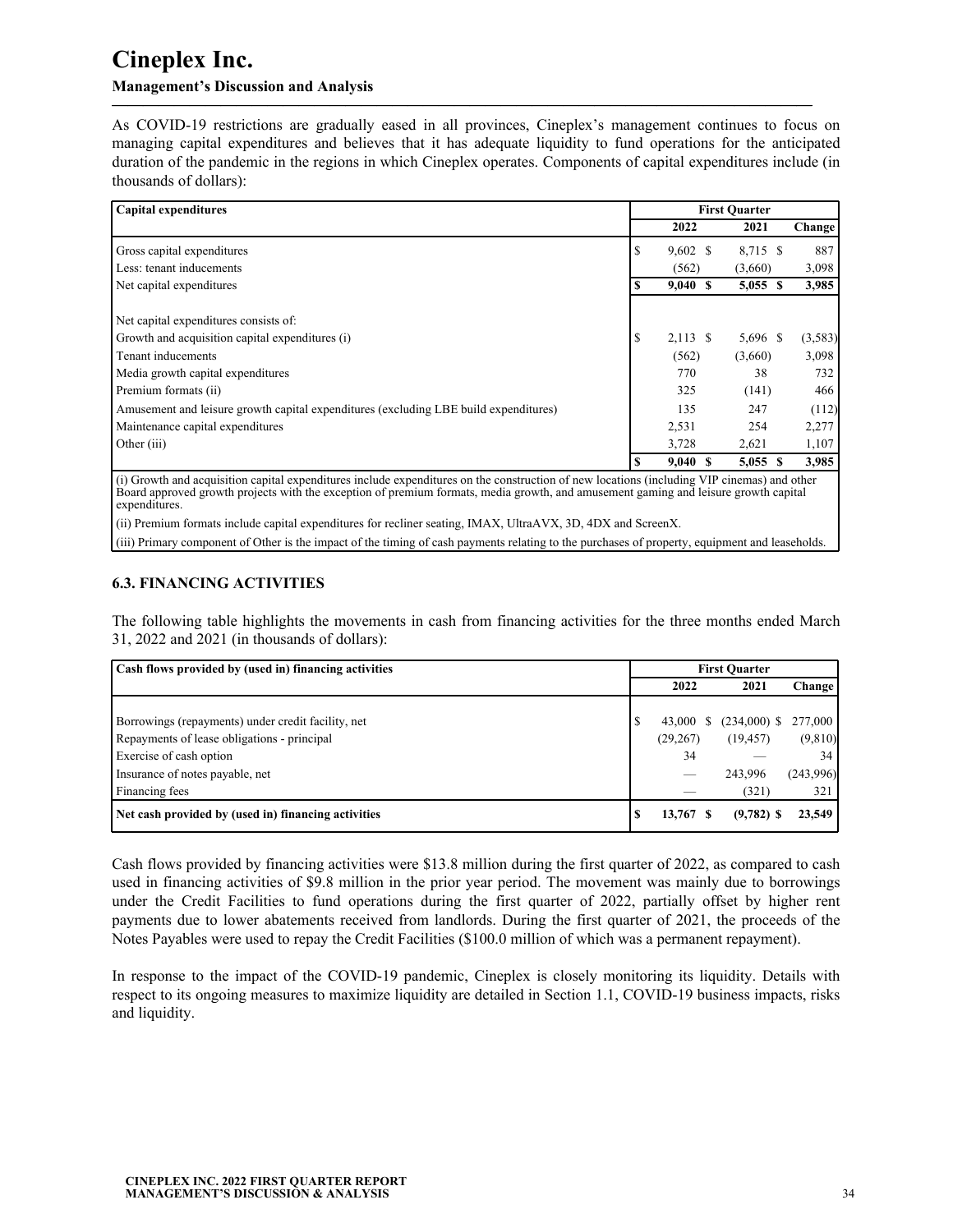Cineplex Inc.

**Management's Discussion and Analysis**

As COVID-19 restrictions are gradually eased in all provinces, Cineplex's management continues to focus on managing capital expenditures and believes that it has adequate liquidity to fund operations for the anticipated duration of the pandemic in the regions in which Cineplex operates. Components of capital expenditures include (in thousands of dollars):

| Capital expenditures | First Quarter | | |
|---|---|---|---|
| | 2022 | 2021 | Change |
| Gross capital expenditures | $ 9,602 | $ 8,715 | $ 887 |
| Less: tenant inducements | (562) | (3,660) | 3,098 |
| **Net capital expenditures** | **$ 9,040** | **$ 5,055** | **$ 3,985** |
| | | | |
| Net capital expenditures consists of: | | | |
| Growth and acquisition capital expenditures (i) | $ 2,113 | $ 5,696 | $ (3,583) |
| Tenant inducements | (562) | (3,660) | 3,098 |
| Media growth capital expenditures | 770 | 38 | 732 |
| Premium formats (ii) | 325 | (141) | 466 |
| Amusement and leisure growth capital expenditures (excluding LBE build expenditures) | 135 | 247 | (112) |
| Maintenance capital expenditures | 2,531 | 254 | 2,277 |
| Other (iii) | 3,728 | 2,621 | 1,107 |
| | **$ 9,040** | **$ 5,055** | **$ 3,985** |

(i) Growth and acquisition capital expenditures include expenditures on the construction of new locations (including VIP cinemas) and other Board approved growth projects with the exception of premium formats, media growth, and amusement gaming and leisure growth capital expenditures.

(ii) Premium formats include capital expenditures for recliner seating, IMAX, UltraAVX, 3D, 4DX and ScreenX.

(iii) Primary component of Other is the impact of the timing of cash payments relating to the purchases of property, equipment and leaseholds.

### 6.3. FINANCING ACTIVITIES

The following table highlights the movements in cash from financing activities for the three months ended March 31, 2022 and 2021 (in thousands of dollars):

| Cash flows provided by (used in) financing activities | First Quarter | | |
|---|---|---|---|
| | 2022 | 2021 | Change |
| Borrowings (repayments) under credit facility, net | $ 43,000 | $ (234,000) | $ 277,000 |
| Repayments of lease obligations - principal | (29,267) | (19,457) | (9,810) |
| Exercise of cash option | 34 | — | 34 |
| Insurance of notes payable, net | — | 243,996 | (243,996) |
| Financing fees | — | (321) | 321 |
| **Net cash provided by (used in) financing activities** | **$ 13,767** | **$ (9,782)** | **$ 23,549** |

Cash flows provided by financing activities were $13.8 million during the first quarter of 2022, as compared to cash used in financing activities of $9.8 million in the prior year period. The movement was mainly due to borrowings under the Credit Facilities to fund operations during the first quarter of 2022, partially offset by higher rent payments due to lower abatements received from landlords. During the first quarter of 2021, the proceeds of the Notes Payables were used to repay the Credit Facilities ($100.0 million of which was a permanent repayment).

In response to the impact of the COVID-19 pandemic, Cineplex is closely monitoring its liquidity. Details with respect to its ongoing measures to maximize liquidity are detailed in Section 1.1, COVID-19 business impacts, risks and liquidity.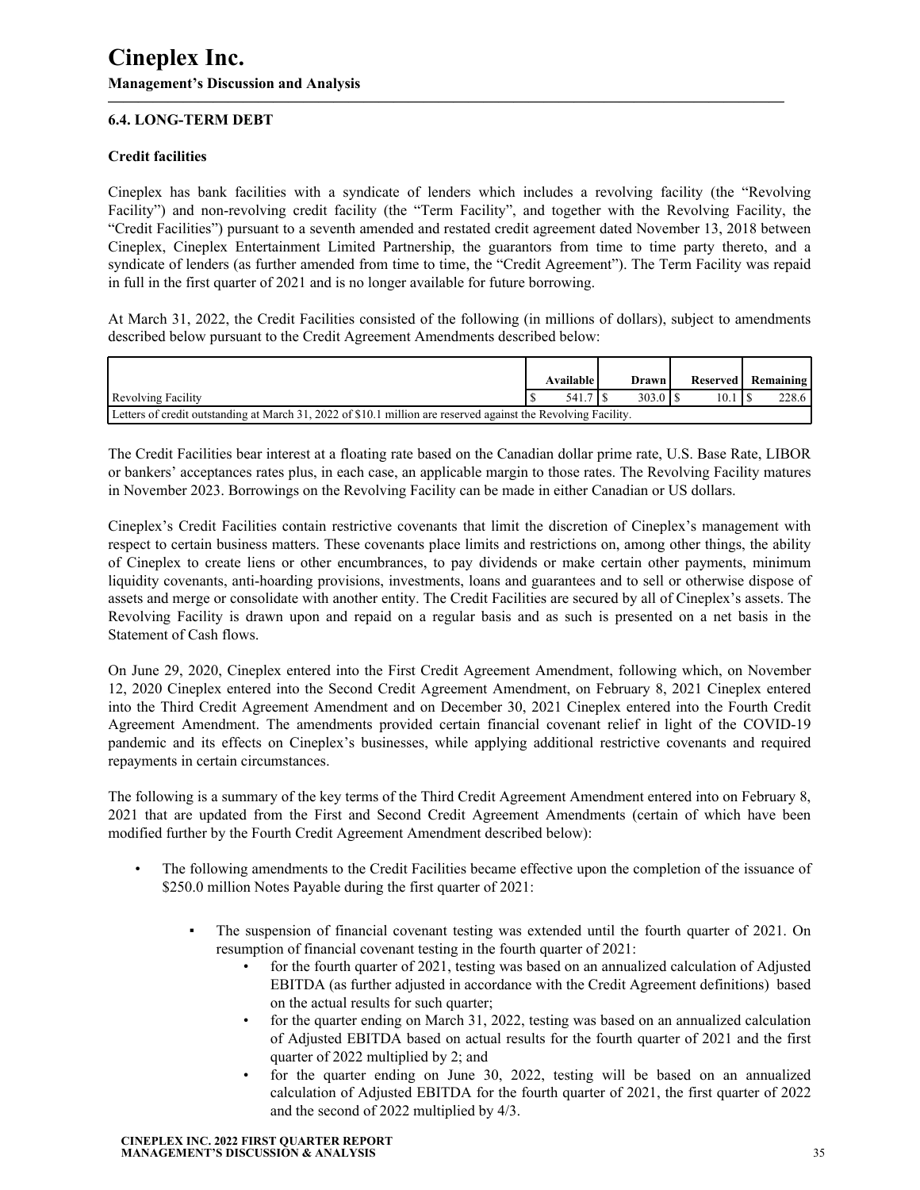### 6.4. LONG-TERM DEBT

**Credit facilities**

Cineplex has bank facilities with a syndicate of lenders which includes a revolving facility (the "Revolving Facility") and non-revolving credit facility (the "Term Facility", and together with the Revolving Facility, the "Credit Facilities") pursuant to a seventh amended and restated credit agreement dated November 13, 2018 between Cineplex, Cineplex Entertainment Limited Partnership, the guarantors from time to time party thereto, and a syndicate of lenders (as further amended from time to time, the "Credit Agreement"). The Term Facility was repaid in full in the first quarter of 2021 and is no longer available for future borrowing.

At March 31, 2022, the Credit Facilities consisted of the following (in millions of dollars), subject to amendments described below pursuant to the Credit Agreement Amendments described below:

| | Available | Drawn | Reserved | Remaining |
|---|---|---|---|---|
| Revolving Facility | $ 541.7 | $ 303.0 | $ 10.1 | $ 228.6 |
| Letters of credit outstanding at March 31, 2022 of $10.1 million are reserved against the Revolving Facility. | | | | |

The Credit Facilities bear interest at a floating rate based on the Canadian dollar prime rate, U.S. Base Rate, LIBOR or bankers' acceptances rates plus, in each case, an applicable margin to those rates. The Revolving Facility matures in November 2023. Borrowings on the Revolving Facility can be made in either Canadian or US dollars.

Cineplex's Credit Facilities contain restrictive covenants that limit the discretion of Cineplex's management with respect to certain business matters. These covenants place limits and restrictions on, among other things, the ability of Cineplex to create liens or other encumbrances, to pay dividends or make certain other payments, minimum liquidity covenants, anti-hoarding provisions, investments, loans and guarantees and to sell or otherwise dispose of assets and merge or consolidate with another entity. The Credit Facilities are secured by all of Cineplex's assets. The Revolving Facility is drawn upon and repaid on a regular basis and as such is presented on a net basis in the Statement of Cash flows.

On June 29, 2020, Cineplex entered into the First Credit Agreement Amendment, following which, on November 12, 2020 Cineplex entered into the Second Credit Agreement Amendment, on February 8, 2021 Cineplex entered into the Third Credit Agreement Amendment and on December 30, 2021 Cineplex entered into the Fourth Credit Agreement Amendment. The amendments provided certain financial covenant relief in light of the COVID-19 pandemic and its effects on Cineplex's businesses, while applying additional restrictive covenants and required repayments in certain circumstances.

The following is a summary of the key terms of the Third Credit Agreement Amendment entered into on February 8, 2021 that are updated from the First and Second Credit Agreement Amendments (certain of which have been modified further by the Fourth Credit Agreement Amendment described below):

- The following amendments to the Credit Facilities became effective upon the completion of the issuance of $250.0 million Notes Payable during the first quarter of 2021:
  - The suspension of financial covenant testing was extended until the fourth quarter of 2021. On resumption of financial covenant testing in the fourth quarter of 2021:
    - for the fourth quarter of 2021, testing was based on an annualized calculation of Adjusted EBITDA (as further adjusted in accordance with the Credit Agreement definitions) based on the actual results for such quarter;
    - for the quarter ending on March 31, 2022, testing was based on an annualized calculation of Adjusted EBITDA based on actual results for the fourth quarter of 2021 and the first quarter of 2022 multiplied by 2; and
    - for the quarter ending on June 30, 2022, testing will be based on an annualized calculation of Adjusted EBITDA for the fourth quarter of 2021, the first quarter of 2022 and the second of 2022 multiplied by 4/3.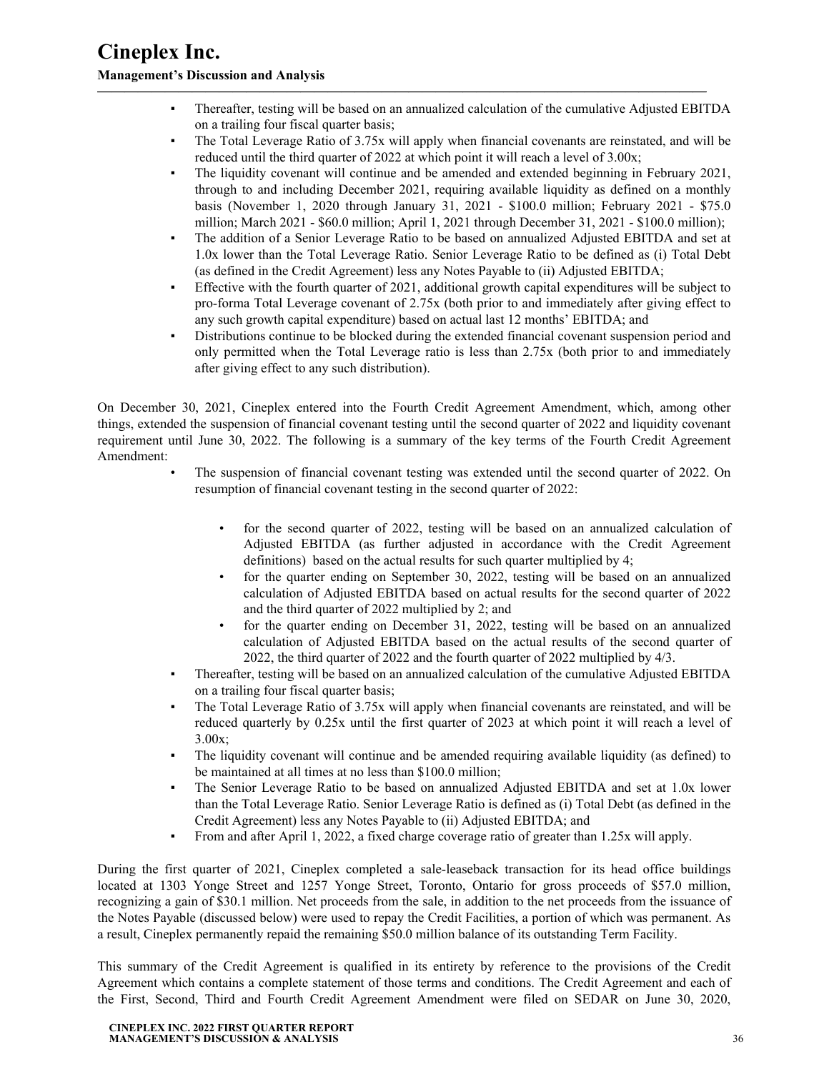- Thereafter, testing will be based on an annualized calculation of the cumulative Adjusted EBITDA on a trailing four fiscal quarter basis;
- The Total Leverage Ratio of 3.75x will apply when financial covenants are reinstated, and will be reduced until the third quarter of 2022 at which point it will reach a level of 3.00x;
- The liquidity covenant will continue and be amended and extended beginning in February 2021, through to and including December 2021, requiring available liquidity as defined on a monthly basis (November 1, 2020 through January 31, 2021 - $100.0 million; February 2021 - $75.0 million; March 2021 - $60.0 million; April 1, 2021 through December 31, 2021 - $100.0 million);
- The addition of a Senior Leverage Ratio to be based on annualized Adjusted EBITDA and set at 1.0x lower than the Total Leverage Ratio. Senior Leverage Ratio to be defined as (i) Total Debt (as defined in the Credit Agreement) less any Notes Payable to (ii) Adjusted EBITDA;
- Effective with the fourth quarter of 2021, additional growth capital expenditures will be subject to pro-forma Total Leverage covenant of 2.75x (both prior to and immediately after giving effect to any such growth capital expenditure) based on actual last 12 months' EBITDA; and
- Distributions continue to be blocked during the extended financial covenant suspension period and only permitted when the Total Leverage ratio is less than 2.75x (both prior to and immediately after giving effect to any such distribution).

On December 30, 2021, Cineplex entered into the Fourth Credit Agreement Amendment, which, among other things, extended the suspension of financial covenant testing until the second quarter of 2022 and liquidity covenant requirement until June 30, 2022. The following is a summary of the key terms of the Fourth Credit Agreement Amendment:

- The suspension of financial covenant testing was extended until the second quarter of 2022. On resumption of financial covenant testing in the second quarter of 2022:
  - for the second quarter of 2022, testing will be based on an annualized calculation of Adjusted EBITDA (as further adjusted in accordance with the Credit Agreement definitions) based on the actual results for such quarter multiplied by 4;
  - for the quarter ending on September 30, 2022, testing will be based on an annualized calculation of Adjusted EBITDA based on actual results for the second quarter of 2022 and the third quarter of 2022 multiplied by 2; and
  - for the quarter ending on December 31, 2022, testing will be based on an annualized calculation of Adjusted EBITDA based on the actual results of the second quarter of 2022, the third quarter of 2022 and the fourth quarter of 2022 multiplied by 4/3.
- Thereafter, testing will be based on an annualized calculation of the cumulative Adjusted EBITDA on a trailing four fiscal quarter basis;
- The Total Leverage Ratio of 3.75x will apply when financial covenants are reinstated, and will be reduced quarterly by 0.25x until the first quarter of 2023 at which point it will reach a level of 3.00x;
- The liquidity covenant will continue and be amended requiring available liquidity (as defined) to be maintained at all times at no less than $100.0 million;
- The Senior Leverage Ratio to be based on annualized Adjusted EBITDA and set at 1.0x lower than the Total Leverage Ratio. Senior Leverage Ratio is defined as (i) Total Debt (as defined in the Credit Agreement) less any Notes Payable to (ii) Adjusted EBITDA; and
- From and after April 1, 2022, a fixed charge coverage ratio of greater than 1.25x will apply.

During the first quarter of 2021, Cineplex completed a sale-leaseback transaction for its head office buildings located at 1303 Yonge Street and 1257 Yonge Street, Toronto, Ontario for gross proceeds of $57.0 million, recognizing a gain of $30.1 million. Net proceeds from the sale, in addition to the net proceeds from the issuance of the Notes Payable (discussed below) were used to repay the Credit Facilities, a portion of which was permanent. As a result, Cineplex permanently repaid the remaining $50.0 million balance of its outstanding Term Facility.

This summary of the Credit Agreement is qualified in its entirety by reference to the provisions of the Credit Agreement which contains a complete statement of those terms and conditions. The Credit Agreement and each of the First, Second, Third and Fourth Credit Agreement Amendment were filed on SEDAR on June 30, 2020,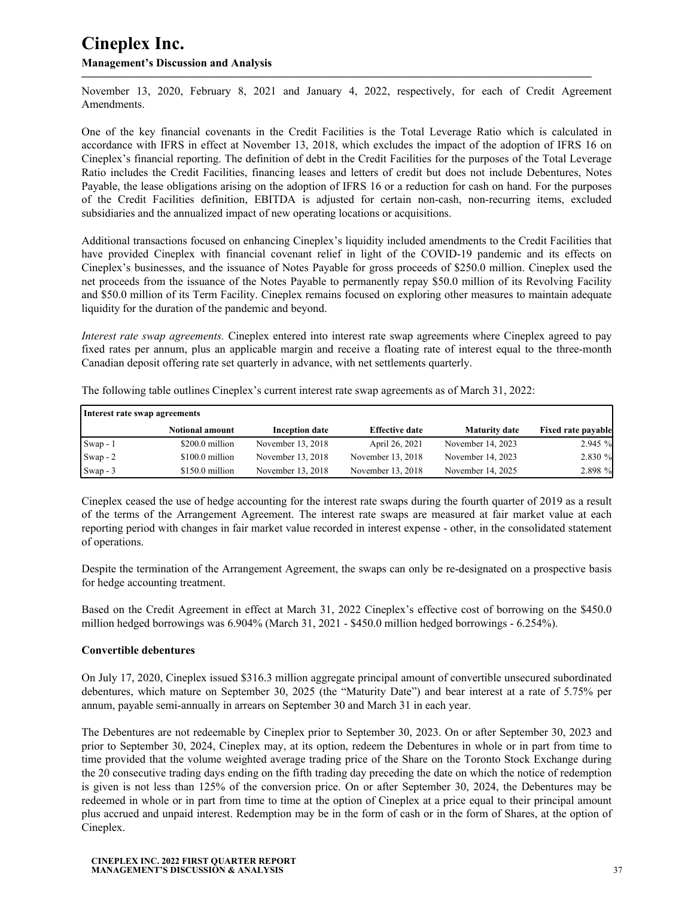November 13, 2020, February 8, 2021 and January 4, 2022, respectively, for each of Credit Agreement Amendments.

One of the key financial covenants in the Credit Facilities is the Total Leverage Ratio which is calculated in accordance with IFRS in effect at November 13, 2018, which excludes the impact of the adoption of IFRS 16 on Cineplex's financial reporting. The definition of debt in the Credit Facilities for the purposes of the Total Leverage Ratio includes the Credit Facilities, financing leases and letters of credit but does not include Debentures, Notes Payable, the lease obligations arising on the adoption of IFRS 16 or a reduction for cash on hand. For the purposes of the Credit Facilities definition, EBITDA is adjusted for certain non-cash, non-recurring items, excluded subsidiaries and the annualized impact of new operating locations or acquisitions.

Additional transactions focused on enhancing Cineplex's liquidity included amendments to the Credit Facilities that have provided Cineplex with financial covenant relief in light of the COVID-19 pandemic and its effects on Cineplex's businesses, and the issuance of Notes Payable for gross proceeds of $250.0 million. Cineplex used the net proceeds from the issuance of the Notes Payable to permanently repay $50.0 million of its Revolving Facility and $50.0 million of its Term Facility. Cineplex remains focused on exploring other measures to maintain adequate liquidity for the duration of the pandemic and beyond.

*Interest rate swap agreements.* Cineplex entered into interest rate swap agreements where Cineplex agreed to pay fixed rates per annum, plus an applicable margin and receive a floating rate of interest equal to the three-month Canadian deposit offering rate set quarterly in advance, with net settlements quarterly.

The following table outlines Cineplex's current interest rate swap agreements as of March 31, 2022:

| **Interest rate swap agreements** | | | | | |
|---|---|---|---|---|---|
| | **Notional amount** | **Inception date** | **Effective date** | **Maturity date** | **Fixed rate payable** |
| Swap - 1 | $200.0 million | November 13, 2018 | April 26, 2021 | November 14, 2023 | 2.945 % |
| Swap - 2 | $100.0 million | November 13, 2018 | November 13, 2018 | November 14, 2023 | 2.830 % |
| Swap - 3 | $150.0 million | November 13, 2018 | November 13, 2018 | November 14, 2025 | 2.898 % |

Cineplex ceased the use of hedge accounting for the interest rate swaps during the fourth quarter of 2019 as a result of the terms of the Arrangement Agreement. The interest rate swaps are measured at fair market value at each reporting period with changes in fair market value recorded in interest expense - other, in the consolidated statement of operations.

Despite the termination of the Arrangement Agreement, the swaps can only be re-designated on a prospective basis for hedge accounting treatment.

Based on the Credit Agreement in effect at March 31, 2022 Cineplex's effective cost of borrowing on the $450.0 million hedged borrowings was 6.904% (March 31, 2021 - $450.0 million hedged borrowings - 6.254%).

### Convertible debentures

On July 17, 2020, Cineplex issued $316.3 million aggregate principal amount of convertible unsecured subordinated debentures, which mature on September 30, 2025 (the "Maturity Date") and bear interest at a rate of 5.75% per annum, payable semi-annually in arrears on September 30 and March 31 in each year.

The Debentures are not redeemable by Cineplex prior to September 30, 2023. On or after September 30, 2023 and prior to September 30, 2024, Cineplex may, at its option, redeem the Debentures in whole or in part from time to time provided that the volume weighted average trading price of the Share on the Toronto Stock Exchange during the 20 consecutive trading days ending on the fifth trading day preceding the date on which the notice of redemption is given is not less than 125% of the conversion price. On or after September 30, 2024, the Debentures may be redeemed in whole or in part from time to time at the option of Cineplex at a price equal to their principal amount plus accrued and unpaid interest. Redemption may be in the form of cash or in the form of Shares, at the option of Cineplex.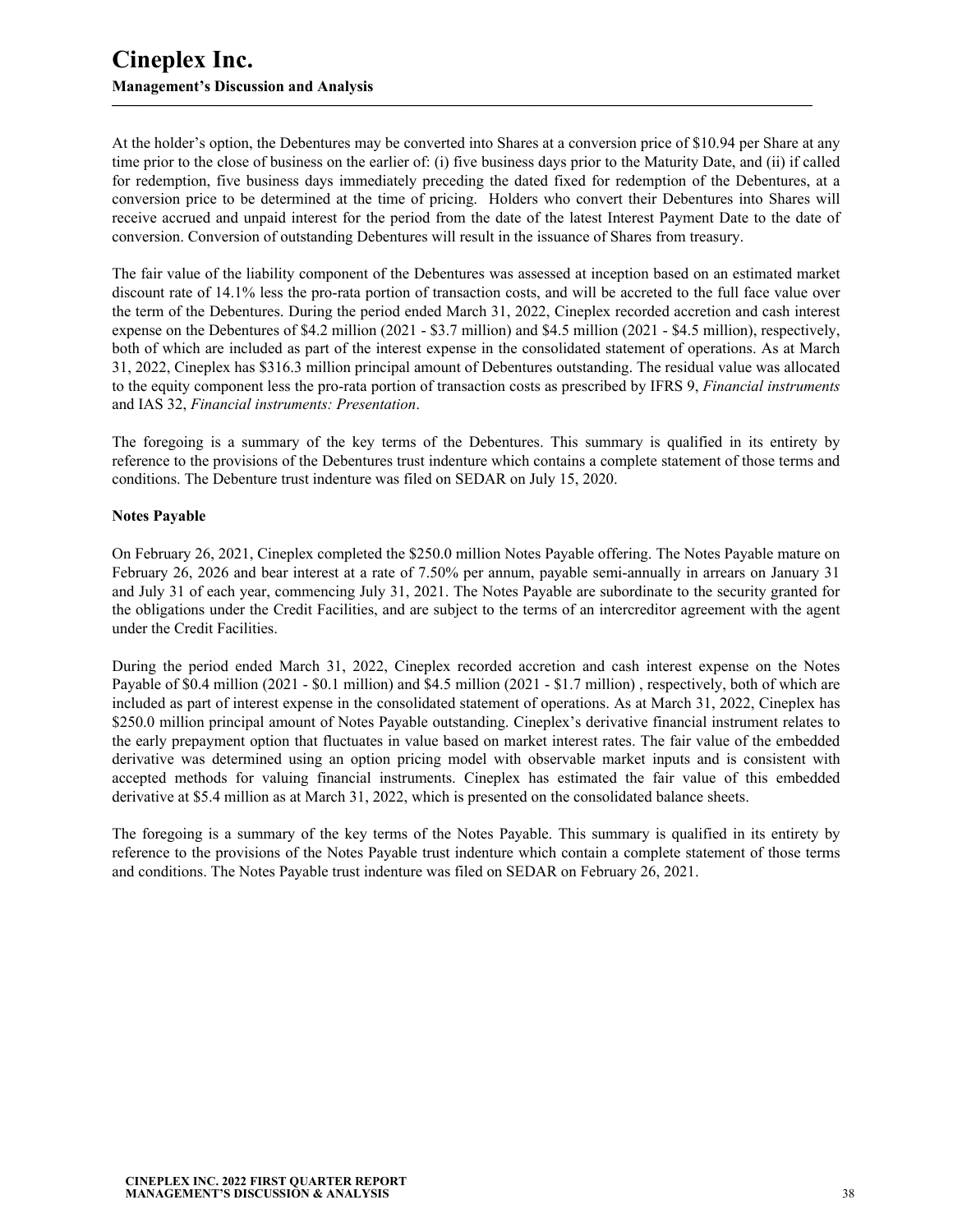At the holder's option, the Debentures may be converted into Shares at a conversion price of $10.94 per Share at any time prior to the close of business on the earlier of: (i) five business days prior to the Maturity Date, and (ii) if called for redemption, five business days immediately preceding the dated fixed for redemption of the Debentures, at a conversion price to be determined at the time of pricing. Holders who convert their Debentures into Shares will receive accrued and unpaid interest for the period from the date of the latest Interest Payment Date to the date of conversion. Conversion of outstanding Debentures will result in the issuance of Shares from treasury.

The fair value of the liability component of the Debentures was assessed at inception based on an estimated market discount rate of 14.1% less the pro-rata portion of transaction costs, and will be accreted to the full face value over the term of the Debentures. During the period ended March 31, 2022, Cineplex recorded accretion and cash interest expense on the Debentures of $4.2 million (2021 - $3.7 million) and $4.5 million (2021 - $4.5 million), respectively, both of which are included as part of the interest expense in the consolidated statement of operations. As at March 31, 2022, Cineplex has $316.3 million principal amount of Debentures outstanding. The residual value was allocated to the equity component less the pro-rata portion of transaction costs as prescribed by IFRS 9, *Financial instruments* and IAS 32, *Financial instruments: Presentation*.

The foregoing is a summary of the key terms of the Debentures. This summary is qualified in its entirety by reference to the provisions of the Debentures trust indenture which contains a complete statement of those terms and conditions. The Debenture trust indenture was filed on SEDAR on July 15, 2020.

**Notes Payable**

On February 26, 2021, Cineplex completed the $250.0 million Notes Payable offering. The Notes Payable mature on February 26, 2026 and bear interest at a rate of 7.50% per annum, payable semi-annually in arrears on January 31 and July 31 of each year, commencing July 31, 2021. The Notes Payable are subordinate to the security granted for the obligations under the Credit Facilities, and are subject to the terms of an intercreditor agreement with the agent under the Credit Facilities.

During the period ended March 31, 2022, Cineplex recorded accretion and cash interest expense on the Notes Payable of $0.4 million (2021 - $0.1 million) and $4.5 million (2021 - $1.7 million) , respectively, both of which are included as part of interest expense in the consolidated statement of operations. As at March 31, 2022, Cineplex has $250.0 million principal amount of Notes Payable outstanding. Cineplex's derivative financial instrument relates to the early prepayment option that fluctuates in value based on market interest rates. The fair value of the embedded derivative was determined using an option pricing model with observable market inputs and is consistent with accepted methods for valuing financial instruments. Cineplex has estimated the fair value of this embedded derivative at $5.4 million as at March 31, 2022, which is presented on the consolidated balance sheets.

The foregoing is a summary of the key terms of the Notes Payable. This summary is qualified in its entirety by reference to the provisions of the Notes Payable trust indenture which contain a complete statement of those terms and conditions. The Notes Payable trust indenture was filed on SEDAR on February 26, 2021.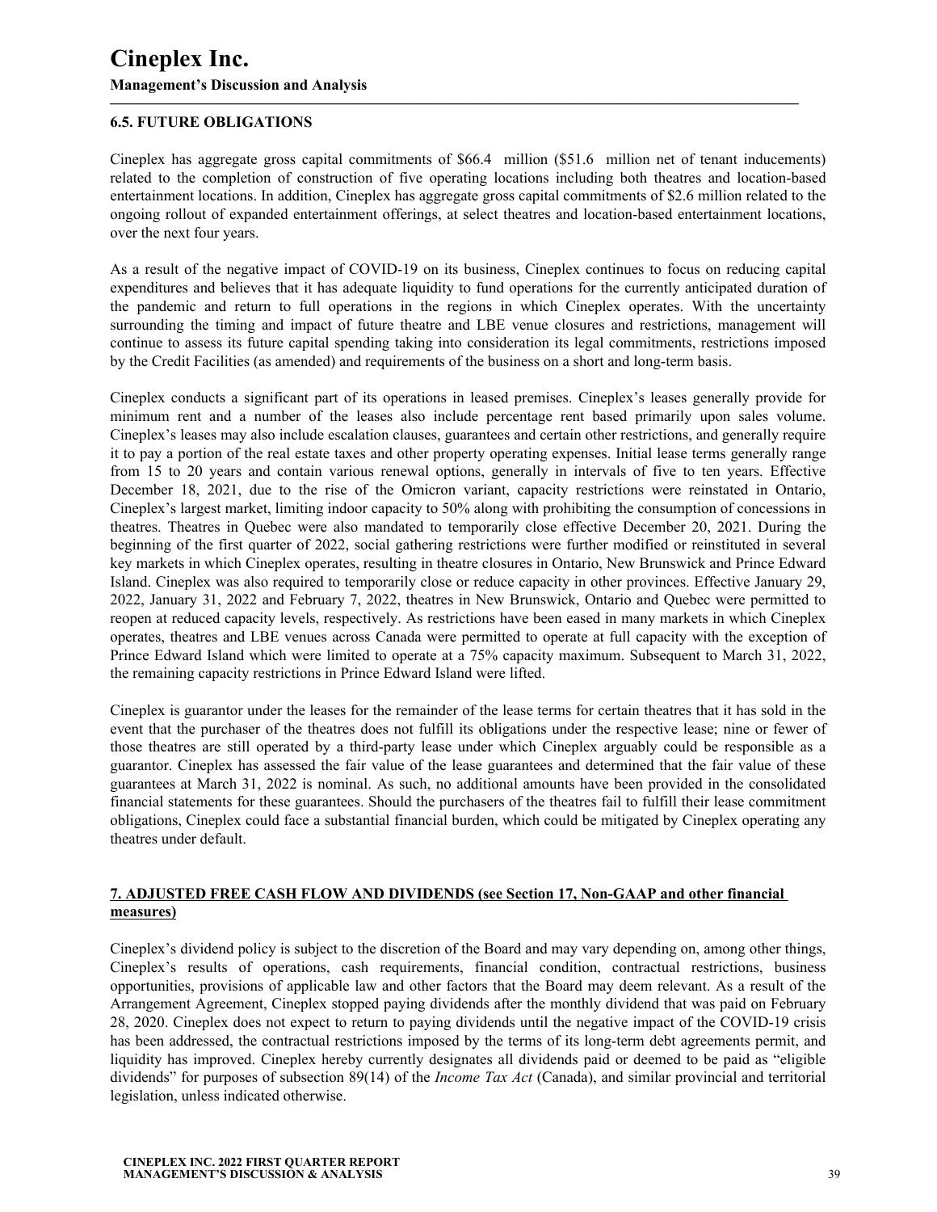### 6.5. FUTURE OBLIGATIONS

Cineplex has aggregate gross capital commitments of $66.4 million ($51.6 million net of tenant inducements) related to the completion of construction of five operating locations including both theatres and location-based entertainment locations. In addition, Cineplex has aggregate gross capital commitments of $2.6 million related to the ongoing rollout of expanded entertainment offerings, at select theatres and location-based entertainment locations, over the next four years.

As a result of the negative impact of COVID-19 on its business, Cineplex continues to focus on reducing capital expenditures and believes that it has adequate liquidity to fund operations for the currently anticipated duration of the pandemic and return to full operations in the regions in which Cineplex operates. With the uncertainty surrounding the timing and impact of future theatre and LBE venue closures and restrictions, management will continue to assess its future capital spending taking into consideration its legal commitments, restrictions imposed by the Credit Facilities (as amended) and requirements of the business on a short and long-term basis.

Cineplex conducts a significant part of its operations in leased premises. Cineplex's leases generally provide for minimum rent and a number of the leases also include percentage rent based primarily upon sales volume. Cineplex's leases may also include escalation clauses, guarantees and certain other restrictions, and generally require it to pay a portion of the real estate taxes and other property operating expenses. Initial lease terms generally range from 15 to 20 years and contain various renewal options, generally in intervals of five to ten years. Effective December 18, 2021, due to the rise of the Omicron variant, capacity restrictions were reinstated in Ontario, Cineplex's largest market, limiting indoor capacity to 50% along with prohibiting the consumption of concessions in theatres. Theatres in Quebec were also mandated to temporarily close effective December 20, 2021. During the beginning of the first quarter of 2022, social gathering restrictions were further modified or reinstituted in several key markets in which Cineplex operates, resulting in theatre closures in Ontario, New Brunswick and Prince Edward Island. Cineplex was also required to temporarily close or reduce capacity in other provinces. Effective January 29, 2022, January 31, 2022 and February 7, 2022, theatres in New Brunswick, Ontario and Quebec were permitted to reopen at reduced capacity levels, respectively. As restrictions have been eased in many markets in which Cineplex operates, theatres and LBE venues across Canada were permitted to operate at full capacity with the exception of Prince Edward Island which were limited to operate at a 75% capacity maximum. Subsequent to March 31, 2022, the remaining capacity restrictions in Prince Edward Island were lifted.

Cineplex is guarantor under the leases for the remainder of the lease terms for certain theatres that it has sold in the event that the purchaser of the theatres does not fulfill its obligations under the respective lease; nine or fewer of those theatres are still operated by a third-party lease under which Cineplex arguably could be responsible as a guarantor. Cineplex has assessed the fair value of the lease guarantees and determined that the fair value of these guarantees at March 31, 2022 is nominal. As such, no additional amounts have been provided in the consolidated financial statements for these guarantees. Should the purchasers of the theatres fail to fulfill their lease commitment obligations, Cineplex could face a substantial financial burden, which could be mitigated by Cineplex operating any theatres under default.

## 7. ADJUSTED FREE CASH FLOW AND DIVIDENDS (see Section 17, Non-GAAP and other financial measures)

Cineplex's dividend policy is subject to the discretion of the Board and may vary depending on, among other things, Cineplex's results of operations, cash requirements, financial condition, contractual restrictions, business opportunities, provisions of applicable law and other factors that the Board may deem relevant. As a result of the Arrangement Agreement, Cineplex stopped paying dividends after the monthly dividend that was paid on February 28, 2020. Cineplex does not expect to return to paying dividends until the negative impact of the COVID-19 crisis has been addressed, the contractual restrictions imposed by the terms of its long-term debt agreements permit, and liquidity has improved. Cineplex hereby currently designates all dividends paid or deemed to be paid as "eligible dividends" for purposes of subsection 89(14) of the *Income Tax Act* (Canada), and similar provincial and territorial legislation, unless indicated otherwise.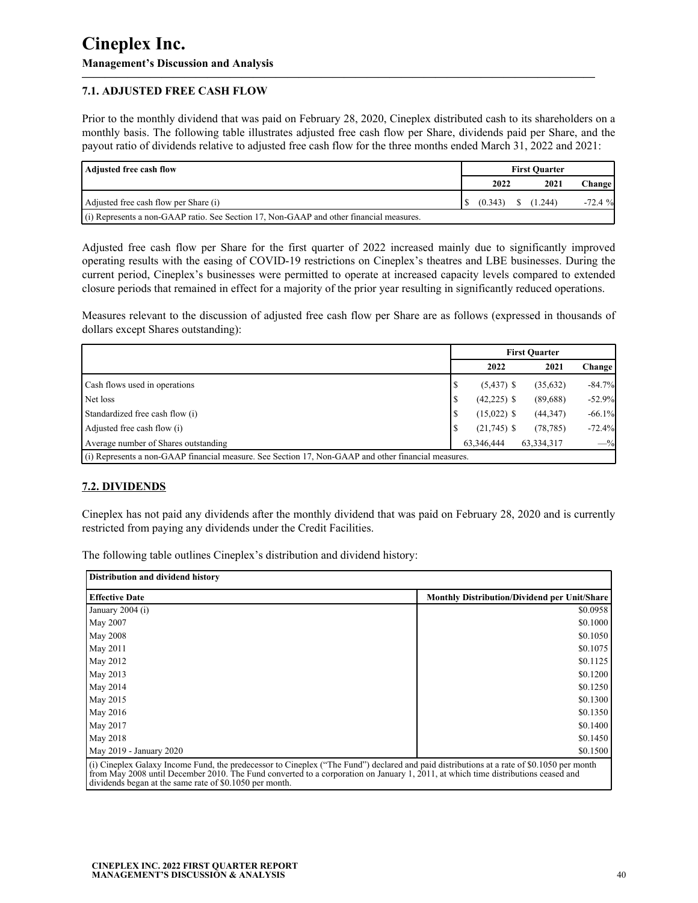### 7.1. ADJUSTED FREE CASH FLOW

Prior to the monthly dividend that was paid on February 28, 2020, Cineplex distributed cash to its shareholders on a monthly basis. The following table illustrates adjusted free cash flow per Share, dividends paid per Share, and the payout ratio of dividends relative to adjusted free cash flow for the three months ended March 31, 2022 and 2021:

| Adjusted free cash flow | First Quarter | | |
|---|---|---|---|
| | 2022 | 2021 | Change |
| Adjusted free cash flow per Share (i) | $ (0.343) | $ (1.244) | -72.4 % |
| (i) Represents a non-GAAP ratio. See Section 17, Non-GAAP and other financial measures. | | | |

Adjusted free cash flow per Share for the first quarter of 2022 increased mainly due to significantly improved operating results with the easing of COVID-19 restrictions on Cineplex's theatres and LBE businesses. During the current period, Cineplex's businesses were permitted to operate at increased capacity levels compared to extended closure periods that remained in effect for a majority of the prior year resulting in significantly reduced operations.

Measures relevant to the discussion of adjusted free cash flow per Share are as follows (expressed in thousands of dollars except Shares outstanding):

| | First Quarter | | |
|---|---|---|---|
| | 2022 | 2021 | Change |
| Cash flows used in operations | $ (5,437) | $ (35,632) | -84.7% |
| Net loss | $ (42,225) | $ (89,688) | -52.9% |
| Standardized free cash flow (i) | $ (15,022) | $ (44,347) | -66.1% |
| Adjusted free cash flow (i) | $ (21,745) | $ (78,785) | -72.4% |
| Average number of Shares outstanding | 63,346,444 | 63,334,317 | —% |
| (i) Represents a non-GAAP financial measure. See Section 17, Non-GAAP and other financial measures. | | | |

### 7.2. DIVIDENDS

Cineplex has not paid any dividends after the monthly dividend that was paid on February 28, 2020 and is currently restricted from paying any dividends under the Credit Facilities.

The following table outlines Cineplex's distribution and dividend history:

| Distribution and dividend history | |
|---|---|
| **Effective Date** | **Monthly Distribution/Dividend per Unit/Share** |
| January 2004 (i) | $0.0958 |
| May 2007 | $0.1000 |
| May 2008 | $0.1050 |
| May 2011 | $0.1075 |
| May 2012 | $0.1125 |
| May 2013 | $0.1200 |
| May 2014 | $0.1250 |
| May 2015 | $0.1300 |
| May 2016 | $0.1350 |
| May 2017 | $0.1400 |
| May 2018 | $0.1450 |
| May 2019 - January 2020 | $0.1500 |

(i) Cineplex Galaxy Income Fund, the predecessor to Cineplex ("The Fund") declared and paid distributions at a rate of $0.1050 per month from May 2008 until December 2010. The Fund converted to a corporation on January 1, 2011, at which time distributions ceased and dividends began at the same rate of $0.1050 per month.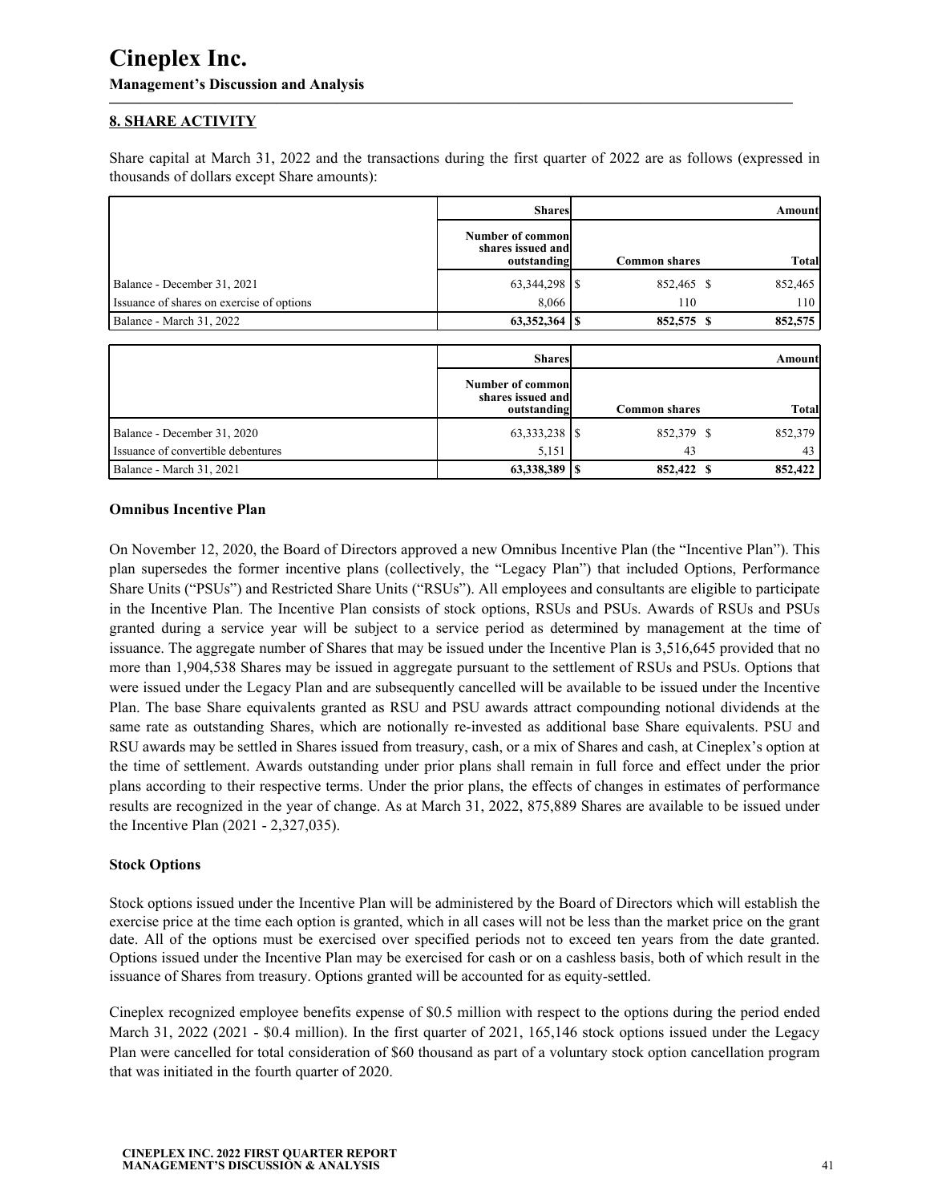## 8. SHARE ACTIVITY

Share capital at March 31, 2022 and the transactions during the first quarter of 2022 are as follows (expressed in thousands of dollars except Share amounts):

| | Shares | Amount | |
|---|---|---|---|
| | Number of common shares issued and outstanding | Common shares | Total |
| Balance - December 31, 2021 | 63,344,298 | $ 852,465 | $ 852,465 |
| Issuance of shares on exercise of options | 8,066 | 110 | 110 |
| Balance - March 31, 2022 | **63,352,364** | **$ 852,575** | **$ 852,575** |

| | Shares | Amount | |
|---|---|---|---|
| | Number of common shares issued and outstanding | Common shares | Total |
| Balance - December 31, 2020 | 63,333,238 | $ 852,379 | $ 852,379 |
| Issuance of convertible debentures | 5,151 | 43 | 43 |
| Balance - March 31, 2021 | **63,338,389** | **$ 852,422** | **$ 852,422** |

### Omnibus Incentive Plan

On November 12, 2020, the Board of Directors approved a new Omnibus Incentive Plan (the "Incentive Plan"). This plan supersedes the former incentive plans (collectively, the "Legacy Plan") that included Options, Performance Share Units ("PSUs") and Restricted Share Units ("RSUs"). All employees and consultants are eligible to participate in the Incentive Plan. The Incentive Plan consists of stock options, RSUs and PSUs. Awards of RSUs and PSUs granted during a service year will be subject to a service period as determined by management at the time of issuance. The aggregate number of Shares that may be issued under the Incentive Plan is 3,516,645 provided that no more than 1,904,538 Shares may be issued in aggregate pursuant to the settlement of RSUs and PSUs. Options that were issued under the Legacy Plan and are subsequently cancelled will be available to be issued under the Incentive Plan. The base Share equivalents granted as RSU and PSU awards attract compounding notional dividends at the same rate as outstanding Shares, which are notionally re-invested as additional base Share equivalents. PSU and RSU awards may be settled in Shares issued from treasury, cash, or a mix of Shares and cash, at Cineplex's option at the time of settlement. Awards outstanding under prior plans shall remain in full force and effect under the prior plans according to their respective terms. Under the prior plans, the effects of changes in estimates of performance results are recognized in the year of change. As at March 31, 2022, 875,889 Shares are available to be issued under the Incentive Plan (2021 - 2,327,035).

### Stock Options

Stock options issued under the Incentive Plan will be administered by the Board of Directors which will establish the exercise price at the time each option is granted, which in all cases will not be less than the market price on the grant date. All of the options must be exercised over specified periods not to exceed ten years from the date granted. Options issued under the Incentive Plan may be exercised for cash or on a cashless basis, both of which result in the issuance of Shares from treasury. Options granted will be accounted for as equity-settled.

Cineplex recognized employee benefits expense of $0.5 million with respect to the options during the period ended March 31, 2022 (2021 - $0.4 million). In the first quarter of 2021, 165,146 stock options issued under the Legacy Plan were cancelled for total consideration of $60 thousand as part of a voluntary stock option cancellation program that was initiated in the fourth quarter of 2020.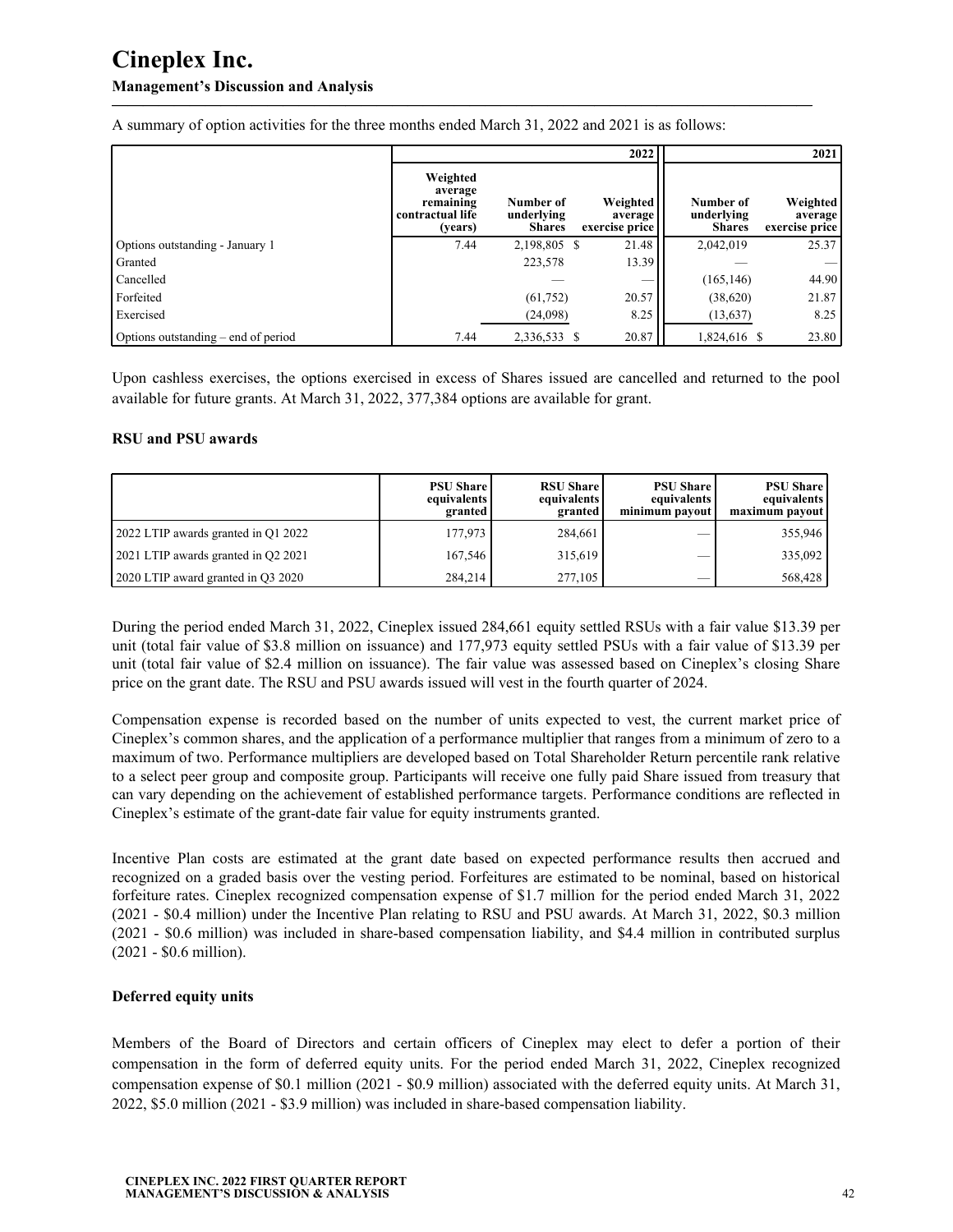A summary of option activities for the three months ended March 31, 2022 and 2021 is as follows:

| | | | 2022 | | 2021 |
|---|---|---|---|---|---|
| | Weighted average remaining contractual life (years) | Number of underlying Shares | Weighted average exercise price | Number of underlying Shares | Weighted average exercise price |
| Options outstanding - January 1 | 7.44 | 2,198,805 | $ 21.48 | 2,042,019 | 25.37 |
| Granted | | 223,578 | 13.39 | — | — |
| Cancelled | | — | — | (165,146) | 44.90 |
| Forfeited | | (61,752) | 20.57 | (38,620) | 21.87 |
| Exercised | | (24,098) | 8.25 | (13,637) | 8.25 |
| Options outstanding – end of period | 7.44 | 2,336,533 | $ 20.87 | 1,824,616 $ | 23.80 |

Upon cashless exercises, the options exercised in excess of Shares issued are cancelled and returned to the pool available for future grants. At March 31, 2022, 377,384 options are available for grant.

**RSU and PSU awards**

| | PSU Share equivalents granted | RSU Share equivalents granted | PSU Share equivalents minimum payout | PSU Share equivalents maximum payout |
|---|---|---|---|---|
| 2022 LTIP awards granted in Q1 2022 | 177,973 | 284,661 | — | 355,946 |
| 2021 LTIP awards granted in Q2 2021 | 167,546 | 315,619 | — | 335,092 |
| 2020 LTIP award granted in Q3 2020 | 284,214 | 277,105 | — | 568,428 |

During the period ended March 31, 2022, Cineplex issued 284,661 equity settled RSUs with a fair value $13.39 per unit (total fair value of $3.8 million on issuance) and 177,973 equity settled PSUs with a fair value of $13.39 per unit (total fair value of $2.4 million on issuance). The fair value was assessed based on Cineplex's closing Share price on the grant date. The RSU and PSU awards issued will vest in the fourth quarter of 2024.

Compensation expense is recorded based on the number of units expected to vest, the current market price of Cineplex's common shares, and the application of a performance multiplier that ranges from a minimum of zero to a maximum of two. Performance multipliers are developed based on Total Shareholder Return percentile rank relative to a select peer group and composite group. Participants will receive one fully paid Share issued from treasury that can vary depending on the achievement of established performance targets. Performance conditions are reflected in Cineplex's estimate of the grant-date fair value for equity instruments granted.

Incentive Plan costs are estimated at the grant date based on expected performance results then accrued and recognized on a graded basis over the vesting period. Forfeitures are estimated to be nominal, based on historical forfeiture rates. Cineplex recognized compensation expense of $1.7 million for the period ended March 31, 2022 (2021 - $0.4 million) under the Incentive Plan relating to RSU and PSU awards. At March 31, 2022, $0.3 million (2021 - $0.6 million) was included in share-based compensation liability, and $4.4 million in contributed surplus (2021 - $0.6 million).

**Deferred equity units**

Members of the Board of Directors and certain officers of Cineplex may elect to defer a portion of their compensation in the form of deferred equity units. For the period ended March 31, 2022, Cineplex recognized compensation expense of $0.1 million (2021 - $0.9 million) associated with the deferred equity units. At March 31, 2022, $5.0 million (2021 - $3.9 million) was included in share-based compensation liability.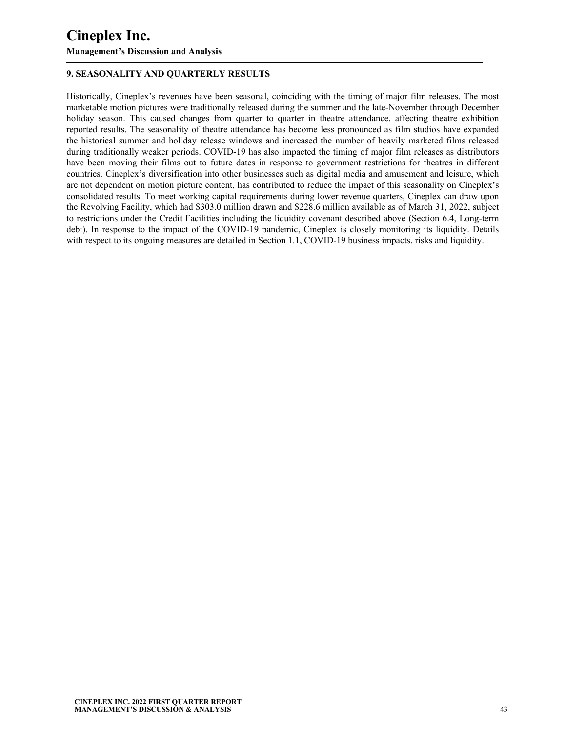## 9. SEASONALITY AND QUARTERLY RESULTS

Historically, Cineplex's revenues have been seasonal, coinciding with the timing of major film releases. The most marketable motion pictures were traditionally released during the summer and the late-November through December holiday season. This caused changes from quarter to quarter in theatre attendance, affecting theatre exhibition reported results. The seasonality of theatre attendance has become less pronounced as film studios have expanded the historical summer and holiday release windows and increased the number of heavily marketed films released during traditionally weaker periods. COVID-19 has also impacted the timing of major film releases as distributors have been moving their films out to future dates in response to government restrictions for theatres in different countries. Cineplex's diversification into other businesses such as digital media and amusement and leisure, which are not dependent on motion picture content, has contributed to reduce the impact of this seasonality on Cineplex's consolidated results. To meet working capital requirements during lower revenue quarters, Cineplex can draw upon the Revolving Facility, which had $303.0 million drawn and $228.6 million available as of March 31, 2022, subject to restrictions under the Credit Facilities including the liquidity covenant described above (Section 6.4, Long-term debt). In response to the impact of the COVID-19 pandemic, Cineplex is closely monitoring its liquidity. Details with respect to its ongoing measures are detailed in Section 1.1, COVID-19 business impacts, risks and liquidity.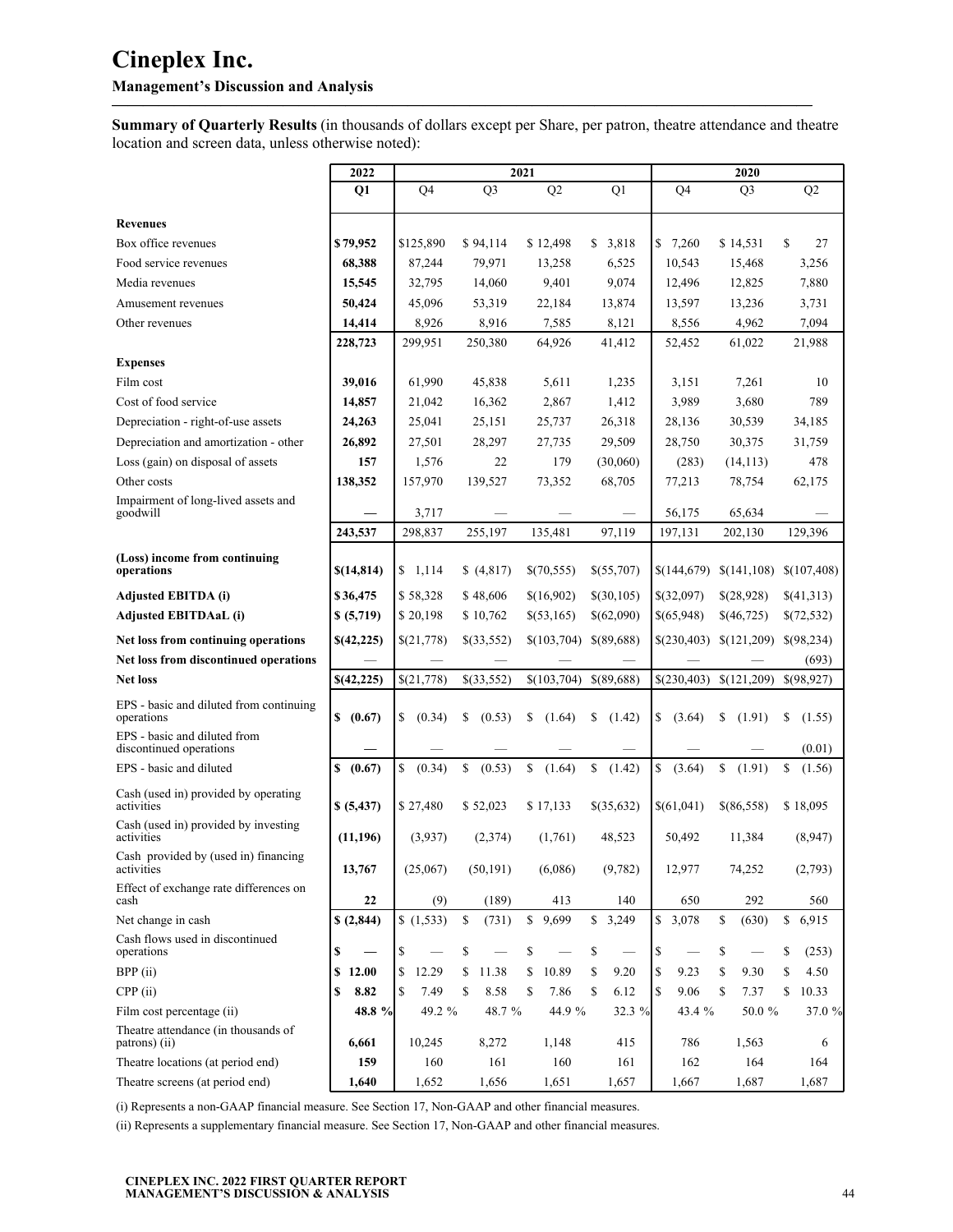# Cineplex Inc.

**Management's Discussion and Analysis**

**Summary of Quarterly Results** (in thousands of dollars except per Share, per patron, theatre attendance and theatre location and screen data, unless otherwise noted):

| | 2022 | 2021 | | | | 2020 | | |
|---|---|---|---|---|---|---|---|---|
| | **Q1** | Q4 | Q3 | Q2 | Q1 | Q4 | Q3 | Q2 |
| **Revenues** | | | | | | | | |
| Box office revenues | **$ 79,952** | $125,890 | $ 94,114 | $ 12,498 | $ 3,818 | $ 7,260 | $ 14,531 | $ 27 |
| Food service revenues | **68,388** | 87,244 | 79,971 | 13,258 | 6,525 | 10,543 | 15,468 | 3,256 |
| Media revenues | **15,545** | 32,795 | 14,060 | 9,401 | 9,074 | 12,496 | 12,825 | 7,880 |
| Amusement revenues | **50,424** | 45,096 | 53,319 | 22,184 | 13,874 | 13,597 | 13,236 | 3,731 |
| Other revenues | **14,414** | 8,926 | 8,916 | 7,585 | 8,121 | 8,556 | 4,962 | 7,094 |
| | **228,723** | 299,951 | 250,380 | 64,926 | 41,412 | 52,452 | 61,022 | 21,988 |
| **Expenses** | | | | | | | | |
| Film cost | **39,016** | 61,990 | 45,838 | 5,611 | 1,235 | 3,151 | 7,261 | 10 |
| Cost of food service | **14,857** | 21,042 | 16,362 | 2,867 | 1,412 | 3,989 | 3,680 | 789 |
| Depreciation - right-of-use assets | **24,263** | 25,041 | 25,151 | 25,737 | 26,318 | 28,136 | 30,539 | 34,185 |
| Depreciation and amortization - other | **26,892** | 27,501 | 28,297 | 27,735 | 29,509 | 28,750 | 30,375 | 31,759 |
| Loss (gain) on disposal of assets | **157** | 1,576 | 22 | 179 | (30,060) | (283) | (14,113) | 478 |
| Other costs | **138,352** | 157,970 | 139,527 | 73,352 | 68,705 | 77,213 | 78,754 | 62,175 |
| Impairment of long-lived assets and goodwill | **—** | 3,717 | — | — | — | 56,175 | 65,634 | — |
| | **243,537** | 298,837 | 255,197 | 135,481 | 97,119 | 197,131 | 202,130 | 129,396 |
| **(Loss) income from continuing operations** | **$(14,814)** | $ 1,114 | $ (4,817) | $(70,555) | $(55,707) | $(144,679) | $(141,108) | $(107,408) |
| **Adjusted EBITDA (i)** | **$ 36,475** | $ 58,328 | $ 48,606 | $(16,902) | $(30,105) | $(32,097) | $(28,928) | $(41,313) |
| **Adjusted EBITDAaL (i)** | **$ (5,719)** | $ 20,198 | $ 10,762 | $(53,165) | $(62,090) | $(65,948) | $(46,725) | $(72,532) |
| **Net loss from continuing operations** | **$(42,225)** | $(21,778) | $(33,552) | $(103,704) | $(89,688) | $(230,403) | $(121,209) | $(98,234) |
| **Net loss from discontinued operations** | — | — | — | — | — | — | — | (693) |
| **Net loss** | **$(42,225)** | $(21,778) | $(33,552) | $(103,704) | $(89,688) | $(230,403) | $(121,209) | $(98,927) |
| EPS - basic and diluted from continuing operations | **$ (0.67)** | $ (0.34) | $ (0.53) | $ (1.64) | $ (1.42) | $ (3.64) | $ (1.91) | $ (1.55) |
| EPS - basic and diluted from discontinued operations | **—** | — | — | — | — | — | — | (0.01) |
| EPS - basic and diluted | **$ (0.67)** | $ (0.34) | $ (0.53) | $ (1.64) | $ (1.42) | $ (3.64) | $ (1.91) | $ (1.56) |
| Cash (used in) provided by operating activities | **$ (5,437)** | $ 27,480 | $ 52,023 | $ 17,133 | $(35,632) | $(61,041) | $(86,558) | $ 18,095 |
| Cash (used in) provided by investing activities | **(11,196)** | (3,937) | (2,374) | (1,761) | 48,523 | 50,492 | 11,384 | (8,947) |
| Cash provided by (used in) financing activities | **13,767** | (25,067) | (50,191) | (6,086) | (9,782) | 12,977 | 74,252 | (2,793) |
| Effect of exchange rate differences on cash | **22** | (9) | (189) | 413 | 140 | 650 | 292 | 560 |
| Net change in cash | **$ (2,844)** | $ (1,533) | $ (731) | $ 9,699 | $ 3,249 | $ 3,078 | $ (630) | $ 6,915 |
| Cash flows used in discontinued operations | **$ —** | $ — | $ — | $ — | $ — | $ — | $ — | $ (253) |
| BPP (ii) | **$ 12.00** | $ 12.29 | $ 11.38 | $ 10.89 | $ 9.20 | $ 9.23 | $ 9.30 | $ 4.50 |
| CPP (ii) | **$ 8.82** | $ 7.49 | $ 8.58 | $ 7.86 | $ 6.12 | $ 9.06 | $ 7.37 | $ 10.33 |
| Film cost percentage (ii) | **48.8 %** | 49.2 % | 48.7 % | 44.9 % | 32.3 % | 43.4 % | 50.0 % | 37.0 % |
| Theatre attendance (in thousands of patrons) (ii) | **6,661** | 10,245 | 8,272 | 1,148 | 415 | 786 | 1,563 | 6 |
| Theatre locations (at period end) | **159** | 160 | 161 | 160 | 161 | 162 | 164 | 164 |
| Theatre screens (at period end) | **1,640** | 1,652 | 1,656 | 1,651 | 1,657 | 1,667 | 1,687 | 1,687 |

(i) Represents a non-GAAP financial measure. See Section 17, Non-GAAP and other financial measures.

(ii) Represents a supplementary financial measure. See Section 17, Non-GAAP and other financial measures.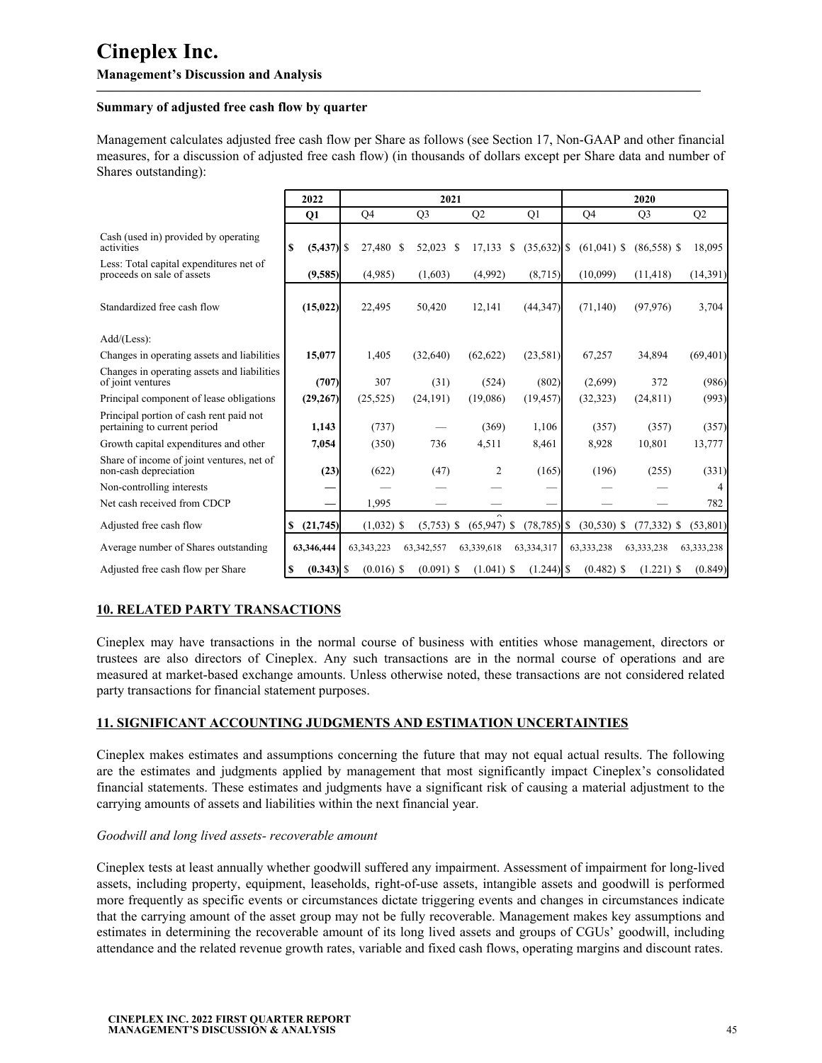## Summary of adjusted free cash flow by quarter

Management calculates adjusted free cash flow per Share as follows (see Section 17, Non-GAAP and other financial measures, for a discussion of adjusted free cash flow) (in thousands of dollars except per Share data and number of Shares outstanding):

| | 2022 | 2021 | | | | 2020 | | |
|---|---|---|---|---|---|---|---|---|
| | Q1 | Q4 | Q3 | Q2 | Q1 | Q4 | Q3 | Q2 |
| Cash (used in) provided by operating activities | $ (5,437) | $ 27,480 | $ 52,023 | $ 17,133 | $ (35,632) | $ (61,041) | $ (86,558) | $ 18,095 |
| Less: Total capital expenditures net of proceeds on sale of assets | (9,585) | (4,985) | (1,603) | (4,992) | (8,715) | (10,099) | (11,418) | (14,391) |
| Standardized free cash flow | (15,022) | 22,495 | 50,420 | 12,141 | (44,347) | (71,140) | (97,976) | 3,704 |
| Add/(Less): | | | | | | | | |
| Changes in operating assets and liabilities | 15,077 | 1,405 | (32,640) | (62,622) | (23,581) | 67,257 | 34,894 | (69,401) |
| Changes in operating assets and liabilities of joint ventures | (707) | 307 | (31) | (524) | (802) | (2,699) | 372 | (986) |
| Principal component of lease obligations | (29,267) | (25,525) | (24,191) | (19,086) | (19,457) | (32,323) | (24,811) | (993) |
| Principal portion of cash rent paid not pertaining to current period | 1,143 | (737) | — | (369) | 1,106 | (357) | (357) | (357) |
| Growth capital expenditures and other | 7,054 | (350) | 736 | 4,511 | 8,461 | 8,928 | 10,801 | 13,777 |
| Share of income of joint ventures, net of non-cash depreciation | (23) | (622) | (47) | 2 | (165) | (196) | (255) | (331) |
| Non-controlling interests | — | — | — | — | — | — | — | 4 |
| Net cash received from CDCP | — | 1,995 | — | — | — | — | — | 782 |
| Adjusted free cash flow | $ (21,745) | $ (1,032) | $ (5,753) | $ (65,947) | $ (78,785) | $ (30,530) | $ (77,332) | $ (53,801) |
| Average number of Shares outstanding | 63,346,444 | 63,343,223 | 63,342,557 | 63,339,618 | 63,334,317 | 63,333,238 | 63,333,238 | 63,333,238 |
| Adjusted free cash flow per Share | $ (0.343) | $ (0.016) | $ (0.091) | $ (1.041) | $ (1.244) | $ (0.482) | $ (1.221) | $ (0.849) |

## 10. RELATED PARTY TRANSACTIONS

Cineplex may have transactions in the normal course of business with entities whose management, directors or trustees are also directors of Cineplex. Any such transactions are in the normal course of operations and are measured at market-based exchange amounts. Unless otherwise noted, these transactions are not considered related party transactions for financial statement purposes.

## 11. SIGNIFICANT ACCOUNTING JUDGMENTS AND ESTIMATION UNCERTAINTIES

Cineplex makes estimates and assumptions concerning the future that may not equal actual results. The following are the estimates and judgments applied by management that most significantly impact Cineplex's consolidated financial statements. These estimates and judgments have a significant risk of causing a material adjustment to the carrying amounts of assets and liabilities within the next financial year.

*Goodwill and long lived assets- recoverable amount*

Cineplex tests at least annually whether goodwill suffered any impairment. Assessment of impairment for long-lived assets, including property, equipment, leaseholds, right-of-use assets, intangible assets and goodwill is performed more frequently as specific events or circumstances dictate triggering events and changes in circumstances indicate that the carrying amount of the asset group may not be fully recoverable. Management makes key assumptions and estimates in determining the recoverable amount of its long lived assets and groups of CGUs' goodwill, including attendance and the related revenue growth rates, variable and fixed cash flows, operating margins and discount rates.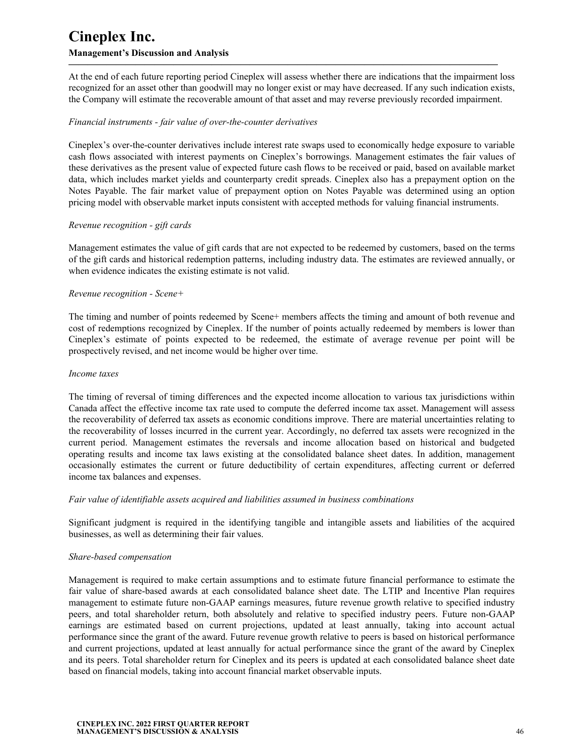At the end of each future reporting period Cineplex will assess whether there are indications that the impairment loss recognized for an asset other than goodwill may no longer exist or may have decreased. If any such indication exists, the Company will estimate the recoverable amount of that asset and may reverse previously recorded impairment.

*Financial instruments - fair value of over-the-counter derivatives*

Cineplex's over-the-counter derivatives include interest rate swaps used to economically hedge exposure to variable cash flows associated with interest payments on Cineplex's borrowings. Management estimates the fair values of these derivatives as the present value of expected future cash flows to be received or paid, based on available market data, which includes market yields and counterparty credit spreads. Cineplex also has a prepayment option on the Notes Payable. The fair market value of prepayment option on Notes Payable was determined using an option pricing model with observable market inputs consistent with accepted methods for valuing financial instruments.

*Revenue recognition - gift cards*

Management estimates the value of gift cards that are not expected to be redeemed by customers, based on the terms of the gift cards and historical redemption patterns, including industry data. The estimates are reviewed annually, or when evidence indicates the existing estimate is not valid.

*Revenue recognition - Scene+*

The timing and number of points redeemed by Scene+ members affects the timing and amount of both revenue and cost of redemptions recognized by Cineplex. If the number of points actually redeemed by members is lower than Cineplex's estimate of points expected to be redeemed, the estimate of average revenue per point will be prospectively revised, and net income would be higher over time.

*Income taxes*

The timing of reversal of timing differences and the expected income allocation to various tax jurisdictions within Canada affect the effective income tax rate used to compute the deferred income tax asset. Management will assess the recoverability of deferred tax assets as economic conditions improve. There are material uncertainties relating to the recoverability of losses incurred in the current year. Accordingly, no deferred tax assets were recognized in the current period. Management estimates the reversals and income allocation based on historical and budgeted operating results and income tax laws existing at the consolidated balance sheet dates. In addition, management occasionally estimates the current or future deductibility of certain expenditures, affecting current or deferred income tax balances and expenses.

*Fair value of identifiable assets acquired and liabilities assumed in business combinations*

Significant judgment is required in the identifying tangible and intangible assets and liabilities of the acquired businesses, as well as determining their fair values.

*Share-based compensation*

Management is required to make certain assumptions and to estimate future financial performance to estimate the fair value of share-based awards at each consolidated balance sheet date. The LTIP and Incentive Plan requires management to estimate future non-GAAP earnings measures, future revenue growth relative to specified industry peers, and total shareholder return, both absolutely and relative to specified industry peers. Future non-GAAP earnings are estimated based on current projections, updated at least annually, taking into account actual performance since the grant of the award. Future revenue growth relative to peers is based on historical performance and current projections, updated at least annually for actual performance since the grant of the award by Cineplex and its peers. Total shareholder return for Cineplex and its peers is updated at each consolidated balance sheet date based on financial models, taking into account financial market observable inputs.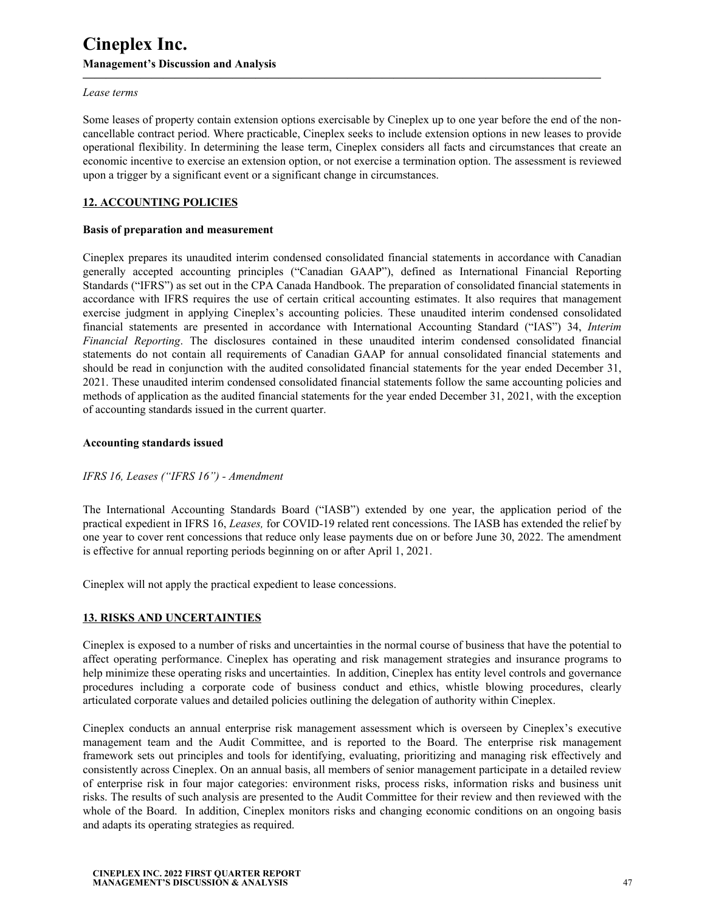*Lease terms*

Some leases of property contain extension options exercisable by Cineplex up to one year before the end of the non-cancellable contract period. Where practicable, Cineplex seeks to include extension options in new leases to provide operational flexibility. In determining the lease term, Cineplex considers all facts and circumstances that create an economic incentive to exercise an extension option, or not exercise a termination option. The assessment is reviewed upon a trigger by a significant event or a significant change in circumstances.

## 12. ACCOUNTING POLICIES

**Basis of preparation and measurement**

Cineplex prepares its unaudited interim condensed consolidated financial statements in accordance with Canadian generally accepted accounting principles ("Canadian GAAP"), defined as International Financial Reporting Standards ("IFRS") as set out in the CPA Canada Handbook. The preparation of consolidated financial statements in accordance with IFRS requires the use of certain critical accounting estimates. It also requires that management exercise judgment in applying Cineplex's accounting policies. These unaudited interim condensed consolidated financial statements are presented in accordance with International Accounting Standard ("IAS") 34, *Interim Financial Reporting*. The disclosures contained in these unaudited interim condensed consolidated financial statements do not contain all requirements of Canadian GAAP for annual consolidated financial statements and should be read in conjunction with the audited consolidated financial statements for the year ended December 31, 2021. These unaudited interim condensed consolidated financial statements follow the same accounting policies and methods of application as the audited financial statements for the year ended December 31, 2021, with the exception of accounting standards issued in the current quarter.

**Accounting standards issued**

*IFRS 16, Leases ("IFRS 16") - Amendment*

The International Accounting Standards Board ("IASB") extended by one year, the application period of the practical expedient in IFRS 16, *Leases,* for COVID-19 related rent concessions. The IASB has extended the relief by one year to cover rent concessions that reduce only lease payments due on or before June 30, 2022. The amendment is effective for annual reporting periods beginning on or after April 1, 2021.

Cineplex will not apply the practical expedient to lease concessions.

## 13. RISKS AND UNCERTAINTIES

Cineplex is exposed to a number of risks and uncertainties in the normal course of business that have the potential to affect operating performance. Cineplex has operating and risk management strategies and insurance programs to help minimize these operating risks and uncertainties. In addition, Cineplex has entity level controls and governance procedures including a corporate code of business conduct and ethics, whistle blowing procedures, clearly articulated corporate values and detailed policies outlining the delegation of authority within Cineplex.

Cineplex conducts an annual enterprise risk management assessment which is overseen by Cineplex's executive management team and the Audit Committee, and is reported to the Board. The enterprise risk management framework sets out principles and tools for identifying, evaluating, prioritizing and managing risk effectively and consistently across Cineplex. On an annual basis, all members of senior management participate in a detailed review of enterprise risk in four major categories: environment risks, process risks, information risks and business unit risks. The results of such analysis are presented to the Audit Committee for their review and then reviewed with the whole of the Board. In addition, Cineplex monitors risks and changing economic conditions on an ongoing basis and adapts its operating strategies as required.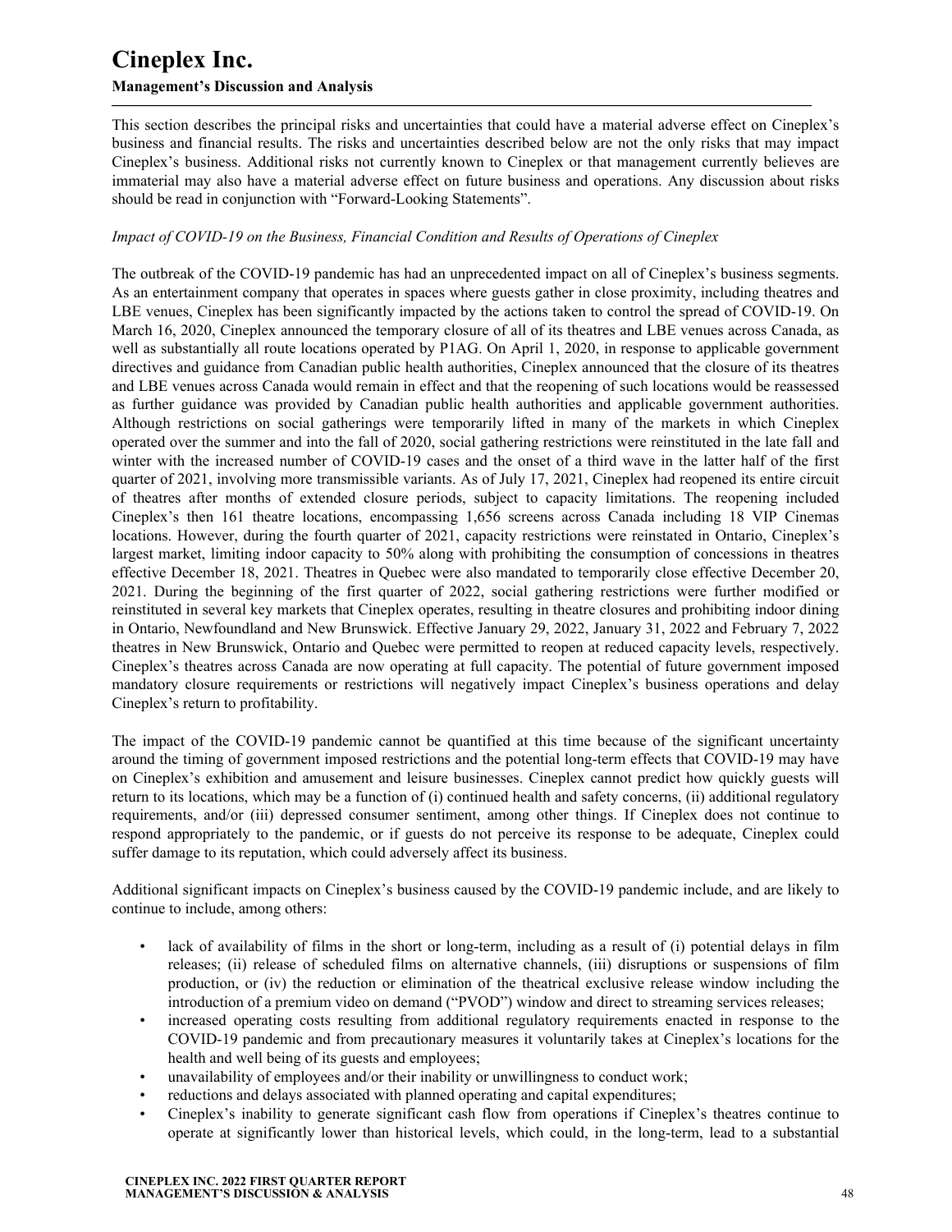This section describes the principal risks and uncertainties that could have a material adverse effect on Cineplex's business and financial results. The risks and uncertainties described below are not the only risks that may impact Cineplex's business. Additional risks not currently known to Cineplex or that management currently believes are immaterial may also have a material adverse effect on future business and operations. Any discussion about risks should be read in conjunction with "Forward-Looking Statements".

*Impact of COVID-19 on the Business, Financial Condition and Results of Operations of Cineplex*

The outbreak of the COVID-19 pandemic has had an unprecedented impact on all of Cineplex's business segments. As an entertainment company that operates in spaces where guests gather in close proximity, including theatres and LBE venues, Cineplex has been significantly impacted by the actions taken to control the spread of COVID-19. On March 16, 2020, Cineplex announced the temporary closure of all of its theatres and LBE venues across Canada, as well as substantially all route locations operated by P1AG. On April 1, 2020, in response to applicable government directives and guidance from Canadian public health authorities, Cineplex announced that the closure of its theatres and LBE venues across Canada would remain in effect and that the reopening of such locations would be reassessed as further guidance was provided by Canadian public health authorities and applicable government authorities. Although restrictions on social gatherings were temporarily lifted in many of the markets in which Cineplex operated over the summer and into the fall of 2020, social gathering restrictions were reinstituted in the late fall and winter with the increased number of COVID-19 cases and the onset of a third wave in the latter half of the first quarter of 2021, involving more transmissible variants. As of July 17, 2021, Cineplex had reopened its entire circuit of theatres after months of extended closure periods, subject to capacity limitations. The reopening included Cineplex's then 161 theatre locations, encompassing 1,656 screens across Canada including 18 VIP Cinemas locations. However, during the fourth quarter of 2021, capacity restrictions were reinstated in Ontario, Cineplex's largest market, limiting indoor capacity to 50% along with prohibiting the consumption of concessions in theatres effective December 18, 2021. Theatres in Quebec were also mandated to temporarily close effective December 20, 2021. During the beginning of the first quarter of 2022, social gathering restrictions were further modified or reinstituted in several key markets that Cineplex operates, resulting in theatre closures and prohibiting indoor dining in Ontario, Newfoundland and New Brunswick. Effective January 29, 2022, January 31, 2022 and February 7, 2022 theatres in New Brunswick, Ontario and Quebec were permitted to reopen at reduced capacity levels, respectively. Cineplex's theatres across Canada are now operating at full capacity. The potential of future government imposed mandatory closure requirements or restrictions will negatively impact Cineplex's business operations and delay Cineplex's return to profitability.

The impact of the COVID-19 pandemic cannot be quantified at this time because of the significant uncertainty around the timing of government imposed restrictions and the potential long-term effects that COVID-19 may have on Cineplex's exhibition and amusement and leisure businesses. Cineplex cannot predict how quickly guests will return to its locations, which may be a function of (i) continued health and safety concerns, (ii) additional regulatory requirements, and/or (iii) depressed consumer sentiment, among other things. If Cineplex does not continue to respond appropriately to the pandemic, or if guests do not perceive its response to be adequate, Cineplex could suffer damage to its reputation, which could adversely affect its business.

Additional significant impacts on Cineplex's business caused by the COVID-19 pandemic include, and are likely to continue to include, among others:

- lack of availability of films in the short or long-term, including as a result of (i) potential delays in film releases; (ii) release of scheduled films on alternative channels, (iii) disruptions or suspensions of film production, or (iv) the reduction or elimination of the theatrical exclusive release window including the introduction of a premium video on demand ("PVOD") window and direct to streaming services releases;
- increased operating costs resulting from additional regulatory requirements enacted in response to the COVID-19 pandemic and from precautionary measures it voluntarily takes at Cineplex's locations for the health and well being of its guests and employees;
- unavailability of employees and/or their inability or unwillingness to conduct work;
- reductions and delays associated with planned operating and capital expenditures;
- Cineplex's inability to generate significant cash flow from operations if Cineplex's theatres continue to operate at significantly lower than historical levels, which could, in the long-term, lead to a substantial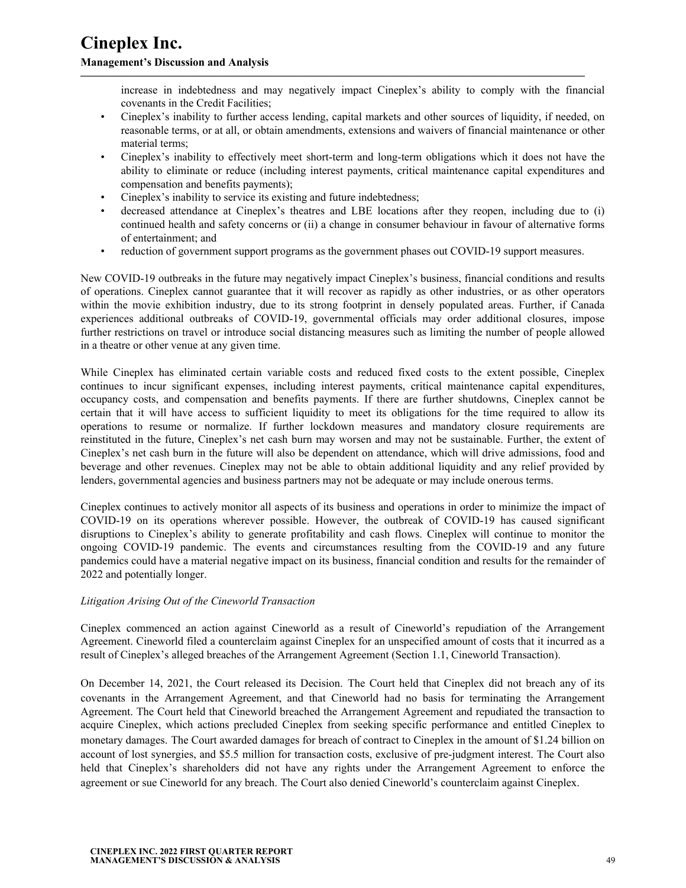increase in indebtedness and may negatively impact Cineplex's ability to comply with the financial covenants in the Credit Facilities;

- Cineplex's inability to further access lending, capital markets and other sources of liquidity, if needed, on reasonable terms, or at all, or obtain amendments, extensions and waivers of financial maintenance or other material terms;
- Cineplex's inability to effectively meet short-term and long-term obligations which it does not have the ability to eliminate or reduce (including interest payments, critical maintenance capital expenditures and compensation and benefits payments);
- Cineplex's inability to service its existing and future indebtedness;
- decreased attendance at Cineplex's theatres and LBE locations after they reopen, including due to (i) continued health and safety concerns or (ii) a change in consumer behaviour in favour of alternative forms of entertainment; and
- reduction of government support programs as the government phases out COVID-19 support measures.

New COVID-19 outbreaks in the future may negatively impact Cineplex's business, financial conditions and results of operations. Cineplex cannot guarantee that it will recover as rapidly as other industries, or as other operators within the movie exhibition industry, due to its strong footprint in densely populated areas. Further, if Canada experiences additional outbreaks of COVID-19, governmental officials may order additional closures, impose further restrictions on travel or introduce social distancing measures such as limiting the number of people allowed in a theatre or other venue at any given time.

While Cineplex has eliminated certain variable costs and reduced fixed costs to the extent possible, Cineplex continues to incur significant expenses, including interest payments, critical maintenance capital expenditures, occupancy costs, and compensation and benefits payments. If there are further shutdowns, Cineplex cannot be certain that it will have access to sufficient liquidity to meet its obligations for the time required to allow its operations to resume or normalize. If further lockdown measures and mandatory closure requirements are reinstituted in the future, Cineplex's net cash burn may worsen and may not be sustainable. Further, the extent of Cineplex's net cash burn in the future will also be dependent on attendance, which will drive admissions, food and beverage and other revenues. Cineplex may not be able to obtain additional liquidity and any relief provided by lenders, governmental agencies and business partners may not be adequate or may include onerous terms.

Cineplex continues to actively monitor all aspects of its business and operations in order to minimize the impact of COVID-19 on its operations wherever possible. However, the outbreak of COVID-19 has caused significant disruptions to Cineplex's ability to generate profitability and cash flows. Cineplex will continue to monitor the ongoing COVID-19 pandemic. The events and circumstances resulting from the COVID-19 and any future pandemics could have a material negative impact on its business, financial condition and results for the remainder of 2022 and potentially longer.

*Litigation Arising Out of the Cineworld Transaction*

Cineplex commenced an action against Cineworld as a result of Cineworld's repudiation of the Arrangement Agreement. Cineworld filed a counterclaim against Cineplex for an unspecified amount of costs that it incurred as a result of Cineplex's alleged breaches of the Arrangement Agreement (Section 1.1, Cineworld Transaction).

On December 14, 2021, the Court released its Decision. The Court held that Cineplex did not breach any of its covenants in the Arrangement Agreement, and that Cineworld had no basis for terminating the Arrangement Agreement. The Court held that Cineworld breached the Arrangement Agreement and repudiated the transaction to acquire Cineplex, which actions precluded Cineplex from seeking specific performance and entitled Cineplex to monetary damages. The Court awarded damages for breach of contract to Cineplex in the amount of $1.24 billion on account of lost synergies, and $5.5 million for transaction costs, exclusive of pre-judgment interest. The Court also held that Cineplex's shareholders did not have any rights under the Arrangement Agreement to enforce the agreement or sue Cineworld for any breach. The Court also denied Cineworld's counterclaim against Cineplex.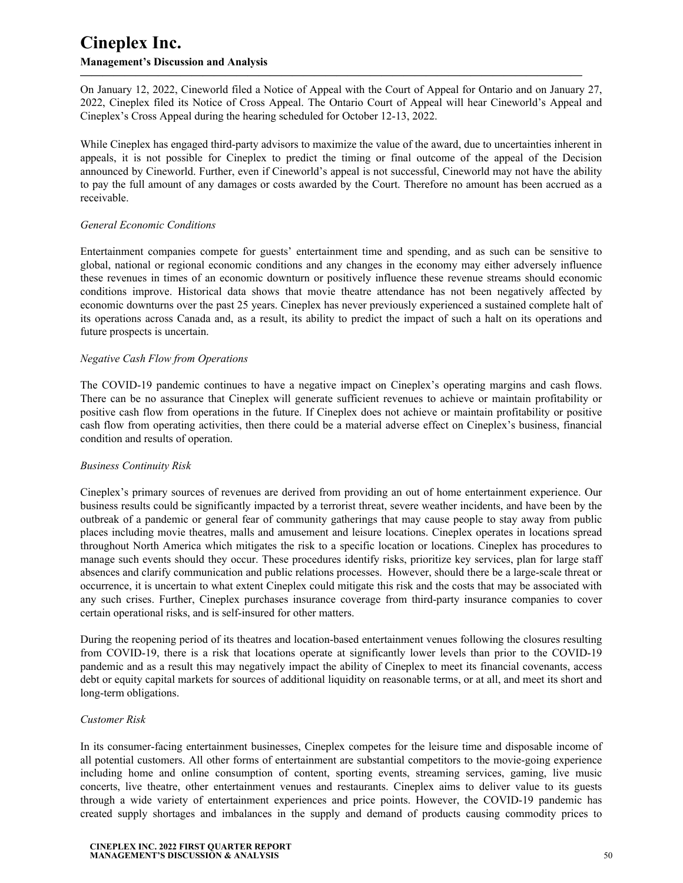On January 12, 2022, Cineworld filed a Notice of Appeal with the Court of Appeal for Ontario and on January 27, 2022, Cineplex filed its Notice of Cross Appeal. The Ontario Court of Appeal will hear Cineworld's Appeal and Cineplex's Cross Appeal during the hearing scheduled for October 12-13, 2022.

While Cineplex has engaged third-party advisors to maximize the value of the award, due to uncertainties inherent in appeals, it is not possible for Cineplex to predict the timing or final outcome of the appeal of the Decision announced by Cineworld. Further, even if Cineworld's appeal is not successful, Cineworld may not have the ability to pay the full amount of any damages or costs awarded by the Court. Therefore no amount has been accrued as a receivable.

*General Economic Conditions*

Entertainment companies compete for guests' entertainment time and spending, and as such can be sensitive to global, national or regional economic conditions and any changes in the economy may either adversely influence these revenues in times of an economic downturn or positively influence these revenue streams should economic conditions improve. Historical data shows that movie theatre attendance has not been negatively affected by economic downturns over the past 25 years. Cineplex has never previously experienced a sustained complete halt of its operations across Canada and, as a result, its ability to predict the impact of such a halt on its operations and future prospects is uncertain.

*Negative Cash Flow from Operations*

The COVID-19 pandemic continues to have a negative impact on Cineplex's operating margins and cash flows. There can be no assurance that Cineplex will generate sufficient revenues to achieve or maintain profitability or positive cash flow from operations in the future. If Cineplex does not achieve or maintain profitability or positive cash flow from operating activities, then there could be a material adverse effect on Cineplex's business, financial condition and results of operation.

*Business Continuity Risk*

Cineplex's primary sources of revenues are derived from providing an out of home entertainment experience. Our business results could be significantly impacted by a terrorist threat, severe weather incidents, and have been by the outbreak of a pandemic or general fear of community gatherings that may cause people to stay away from public places including movie theatres, malls and amusement and leisure locations. Cineplex operates in locations spread throughout North America which mitigates the risk to a specific location or locations. Cineplex has procedures to manage such events should they occur. These procedures identify risks, prioritize key services, plan for large staff absences and clarify communication and public relations processes. However, should there be a large-scale threat or occurrence, it is uncertain to what extent Cineplex could mitigate this risk and the costs that may be associated with any such crises. Further, Cineplex purchases insurance coverage from third-party insurance companies to cover certain operational risks, and is self-insured for other matters.

During the reopening period of its theatres and location-based entertainment venues following the closures resulting from COVID-19, there is a risk that locations operate at significantly lower levels than prior to the COVID-19 pandemic and as a result this may negatively impact the ability of Cineplex to meet its financial covenants, access debt or equity capital markets for sources of additional liquidity on reasonable terms, or at all, and meet its short and long-term obligations.

*Customer Risk*

In its consumer-facing entertainment businesses, Cineplex competes for the leisure time and disposable income of all potential customers. All other forms of entertainment are substantial competitors to the movie-going experience including home and online consumption of content, sporting events, streaming services, gaming, live music concerts, live theatre, other entertainment venues and restaurants. Cineplex aims to deliver value to its guests through a wide variety of entertainment experiences and price points. However, the COVID-19 pandemic has created supply shortages and imbalances in the supply and demand of products causing commodity prices to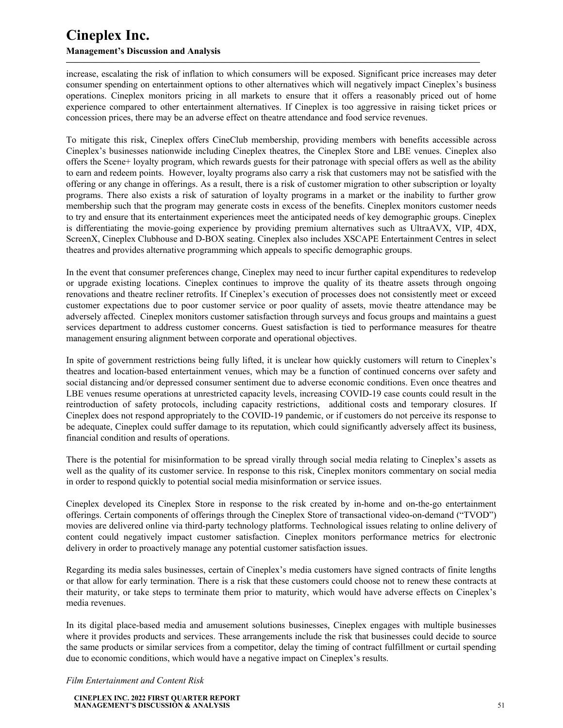increase, escalating the risk of inflation to which consumers will be exposed. Significant price increases may deter consumer spending on entertainment options to other alternatives which will negatively impact Cineplex's business operations. Cineplex monitors pricing in all markets to ensure that it offers a reasonably priced out of home experience compared to other entertainment alternatives. If Cineplex is too aggressive in raising ticket prices or concession prices, there may be an adverse effect on theatre attendance and food service revenues.

To mitigate this risk, Cineplex offers CineClub membership, providing members with benefits accessible across Cineplex's businesses nationwide including Cineplex theatres, the Cineplex Store and LBE venues. Cineplex also offers the Scene+ loyalty program, which rewards guests for their patronage with special offers as well as the ability to earn and redeem points. However, loyalty programs also carry a risk that customers may not be satisfied with the offering or any change in offerings. As a result, there is a risk of customer migration to other subscription or loyalty programs. There also exists a risk of saturation of loyalty programs in a market or the inability to further grow membership such that the program may generate costs in excess of the benefits. Cineplex monitors customer needs to try and ensure that its entertainment experiences meet the anticipated needs of key demographic groups. Cineplex is differentiating the movie-going experience by providing premium alternatives such as UltraAVX, VIP, 4DX, ScreenX, Cineplex Clubhouse and D-BOX seating. Cineplex also includes XSCAPE Entertainment Centres in select theatres and provides alternative programming which appeals to specific demographic groups.

In the event that consumer preferences change, Cineplex may need to incur further capital expenditures to redevelop or upgrade existing locations. Cineplex continues to improve the quality of its theatre assets through ongoing renovations and theatre recliner retrofits. If Cineplex's execution of processes does not consistently meet or exceed customer expectations due to poor customer service or poor quality of assets, movie theatre attendance may be adversely affected. Cineplex monitors customer satisfaction through surveys and focus groups and maintains a guest services department to address customer concerns. Guest satisfaction is tied to performance measures for theatre management ensuring alignment between corporate and operational objectives.

In spite of government restrictions being fully lifted, it is unclear how quickly customers will return to Cineplex's theatres and location-based entertainment venues, which may be a function of continued concerns over safety and social distancing and/or depressed consumer sentiment due to adverse economic conditions. Even once theatres and LBE venues resume operations at unrestricted capacity levels, increasing COVID-19 case counts could result in the reintroduction of safety protocols, including capacity restrictions, additional costs and temporary closures. If Cineplex does not respond appropriately to the COVID-19 pandemic, or if customers do not perceive its response to be adequate, Cineplex could suffer damage to its reputation, which could significantly adversely affect its business, financial condition and results of operations.

There is the potential for misinformation to be spread virally through social media relating to Cineplex's assets as well as the quality of its customer service. In response to this risk, Cineplex monitors commentary on social media in order to respond quickly to potential social media misinformation or service issues.

Cineplex developed its Cineplex Store in response to the risk created by in-home and on-the-go entertainment offerings. Certain components of offerings through the Cineplex Store of transactional video-on-demand ("TVOD") movies are delivered online via third-party technology platforms. Technological issues relating to online delivery of content could negatively impact customer satisfaction. Cineplex monitors performance metrics for electronic delivery in order to proactively manage any potential customer satisfaction issues.

Regarding its media sales businesses, certain of Cineplex's media customers have signed contracts of finite lengths or that allow for early termination. There is a risk that these customers could choose not to renew these contracts at their maturity, or take steps to terminate them prior to maturity, which would have adverse effects on Cineplex's media revenues.

In its digital place-based media and amusement solutions businesses, Cineplex engages with multiple businesses where it provides products and services. These arrangements include the risk that businesses could decide to source the same products or similar services from a competitor, delay the timing of contract fulfillment or curtail spending due to economic conditions, which would have a negative impact on Cineplex's results.

*Film Entertainment and Content Risk*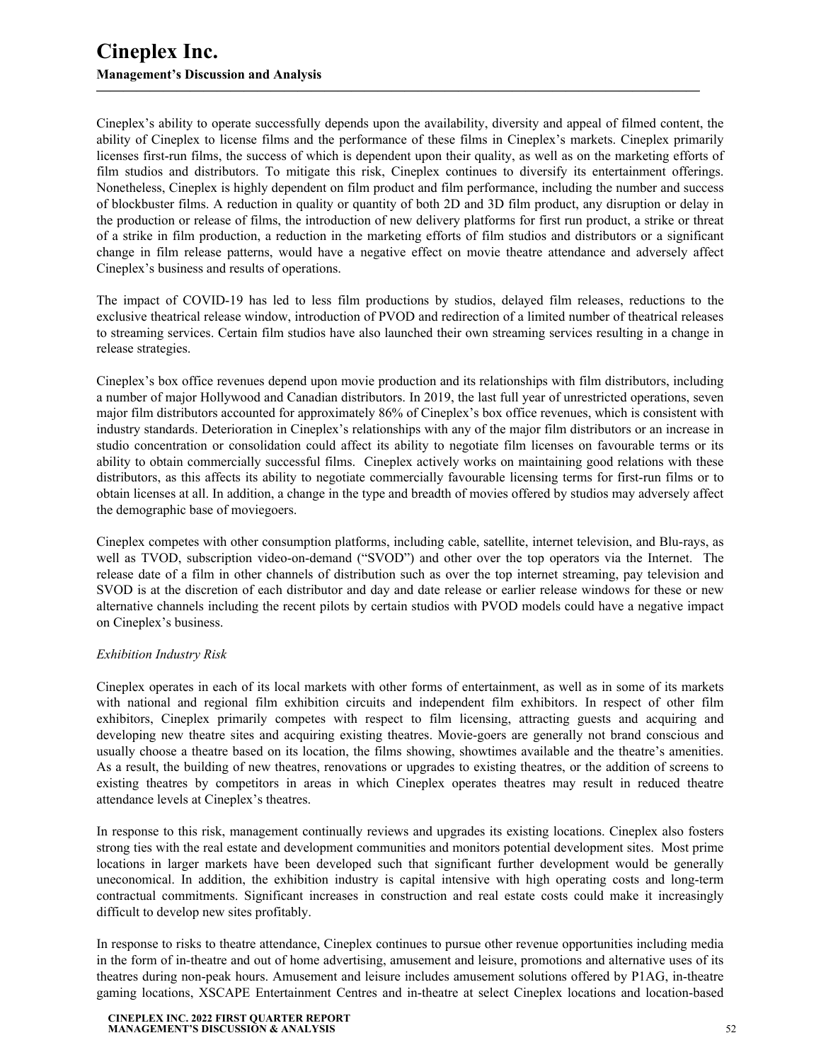Cineplex's ability to operate successfully depends upon the availability, diversity and appeal of filmed content, the ability of Cineplex to license films and the performance of these films in Cineplex's markets. Cineplex primarily licenses first-run films, the success of which is dependent upon their quality, as well as on the marketing efforts of film studios and distributors. To mitigate this risk, Cineplex continues to diversify its entertainment offerings. Nonetheless, Cineplex is highly dependent on film product and film performance, including the number and success of blockbuster films. A reduction in quality or quantity of both 2D and 3D film product, any disruption or delay in the production or release of films, the introduction of new delivery platforms for first run product, a strike or threat of a strike in film production, a reduction in the marketing efforts of film studios and distributors or a significant change in film release patterns, would have a negative effect on movie theatre attendance and adversely affect Cineplex's business and results of operations.

The impact of COVID-19 has led to less film productions by studios, delayed film releases, reductions to the exclusive theatrical release window, introduction of PVOD and redirection of a limited number of theatrical releases to streaming services. Certain film studios have also launched their own streaming services resulting in a change in release strategies.

Cineplex's box office revenues depend upon movie production and its relationships with film distributors, including a number of major Hollywood and Canadian distributors. In 2019, the last full year of unrestricted operations, seven major film distributors accounted for approximately 86% of Cineplex's box office revenues, which is consistent with industry standards. Deterioration in Cineplex's relationships with any of the major film distributors or an increase in studio concentration or consolidation could affect its ability to negotiate film licenses on favourable terms or its ability to obtain commercially successful films. Cineplex actively works on maintaining good relations with these distributors, as this affects its ability to negotiate commercially favourable licensing terms for first-run films or to obtain licenses at all. In addition, a change in the type and breadth of movies offered by studios may adversely affect the demographic base of moviegoers.

Cineplex competes with other consumption platforms, including cable, satellite, internet television, and Blu-rays, as well as TVOD, subscription video-on-demand ("SVOD") and other over the top operators via the Internet. The release date of a film in other channels of distribution such as over the top internet streaming, pay television and SVOD is at the discretion of each distributor and day and date release or earlier release windows for these or new alternative channels including the recent pilots by certain studios with PVOD models could have a negative impact on Cineplex's business.

*Exhibition Industry Risk*

Cineplex operates in each of its local markets with other forms of entertainment, as well as in some of its markets with national and regional film exhibition circuits and independent film exhibitors. In respect of other film exhibitors, Cineplex primarily competes with respect to film licensing, attracting guests and acquiring and developing new theatre sites and acquiring existing theatres. Movie-goers are generally not brand conscious and usually choose a theatre based on its location, the films showing, showtimes available and the theatre's amenities. As a result, the building of new theatres, renovations or upgrades to existing theatres, or the addition of screens to existing theatres by competitors in areas in which Cineplex operates theatres may result in reduced theatre attendance levels at Cineplex's theatres.

In response to this risk, management continually reviews and upgrades its existing locations. Cineplex also fosters strong ties with the real estate and development communities and monitors potential development sites. Most prime locations in larger markets have been developed such that significant further development would be generally uneconomical. In addition, the exhibition industry is capital intensive with high operating costs and long-term contractual commitments. Significant increases in construction and real estate costs could make it increasingly difficult to develop new sites profitably.

In response to risks to theatre attendance, Cineplex continues to pursue other revenue opportunities including media in the form of in-theatre and out of home advertising, amusement and leisure, promotions and alternative uses of its theatres during non-peak hours. Amusement and leisure includes amusement solutions offered by P1AG, in-theatre gaming locations, XSCAPE Entertainment Centres and in-theatre at select Cineplex locations and location-based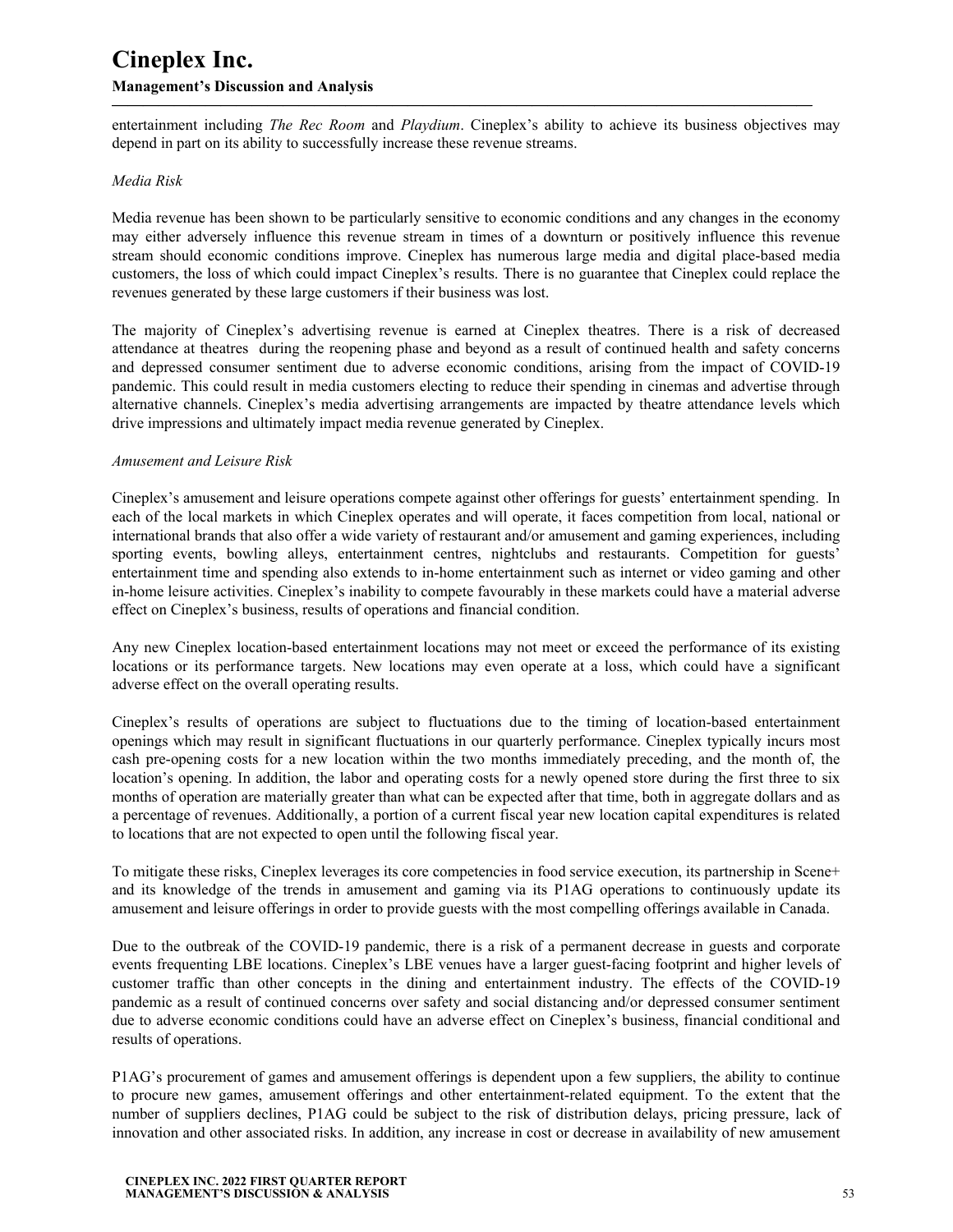entertainment including *The Rec Room* and *Playdium*. Cineplex's ability to achieve its business objectives may depend in part on its ability to successfully increase these revenue streams.

*Media Risk*

Media revenue has been shown to be particularly sensitive to economic conditions and any changes in the economy may either adversely influence this revenue stream in times of a downturn or positively influence this revenue stream should economic conditions improve. Cineplex has numerous large media and digital place-based media customers, the loss of which could impact Cineplex's results. There is no guarantee that Cineplex could replace the revenues generated by these large customers if their business was lost.

The majority of Cineplex's advertising revenue is earned at Cineplex theatres. There is a risk of decreased attendance at theatres during the reopening phase and beyond as a result of continued health and safety concerns and depressed consumer sentiment due to adverse economic conditions, arising from the impact of COVID-19 pandemic. This could result in media customers electing to reduce their spending in cinemas and advertise through alternative channels. Cineplex's media advertising arrangements are impacted by theatre attendance levels which drive impressions and ultimately impact media revenue generated by Cineplex.

*Amusement and Leisure Risk*

Cineplex's amusement and leisure operations compete against other offerings for guests' entertainment spending. In each of the local markets in which Cineplex operates and will operate, it faces competition from local, national or international brands that also offer a wide variety of restaurant and/or amusement and gaming experiences, including sporting events, bowling alleys, entertainment centres, nightclubs and restaurants. Competition for guests' entertainment time and spending also extends to in-home entertainment such as internet or video gaming and other in-home leisure activities. Cineplex's inability to compete favourably in these markets could have a material adverse effect on Cineplex's business, results of operations and financial condition.

Any new Cineplex location-based entertainment locations may not meet or exceed the performance of its existing locations or its performance targets. New locations may even operate at a loss, which could have a significant adverse effect on the overall operating results.

Cineplex's results of operations are subject to fluctuations due to the timing of location-based entertainment openings which may result in significant fluctuations in our quarterly performance. Cineplex typically incurs most cash pre-opening costs for a new location within the two months immediately preceding, and the month of, the location's opening. In addition, the labor and operating costs for a newly opened store during the first three to six months of operation are materially greater than what can be expected after that time, both in aggregate dollars and as a percentage of revenues. Additionally, a portion of a current fiscal year new location capital expenditures is related to locations that are not expected to open until the following fiscal year.

To mitigate these risks, Cineplex leverages its core competencies in food service execution, its partnership in Scene+ and its knowledge of the trends in amusement and gaming via its P1AG operations to continuously update its amusement and leisure offerings in order to provide guests with the most compelling offerings available in Canada.

Due to the outbreak of the COVID-19 pandemic, there is a risk of a permanent decrease in guests and corporate events frequenting LBE locations. Cineplex's LBE venues have a larger guest-facing footprint and higher levels of customer traffic than other concepts in the dining and entertainment industry. The effects of the COVID-19 pandemic as a result of continued concerns over safety and social distancing and/or depressed consumer sentiment due to adverse economic conditions could have an adverse effect on Cineplex's business, financial conditional and results of operations.

P1AG's procurement of games and amusement offerings is dependent upon a few suppliers, the ability to continue to procure new games, amusement offerings and other entertainment-related equipment. To the extent that the number of suppliers declines, P1AG could be subject to the risk of distribution delays, pricing pressure, lack of innovation and other associated risks. In addition, any increase in cost or decrease in availability of new amusement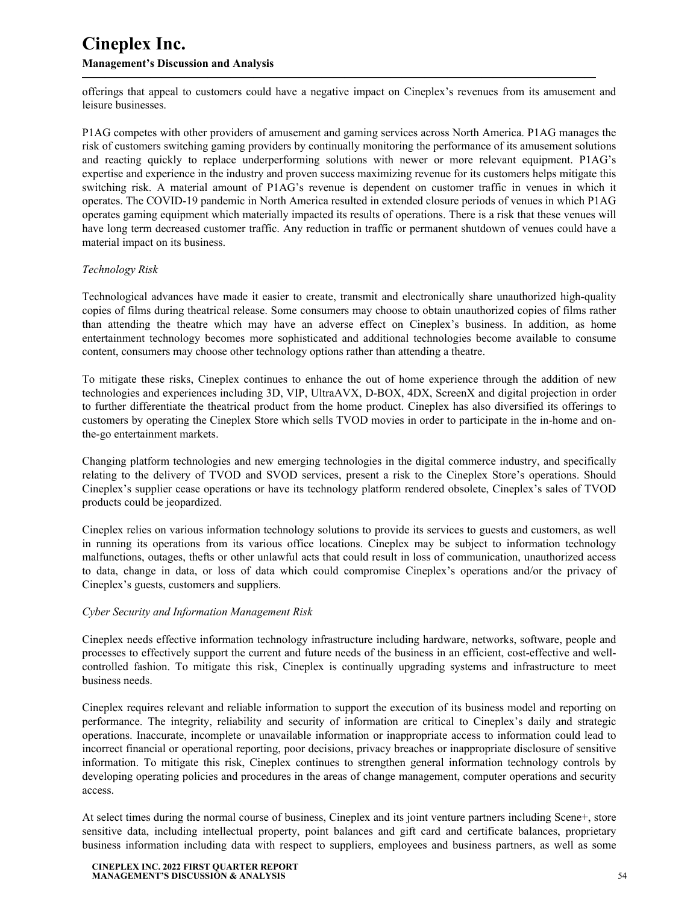offerings that appeal to customers could have a negative impact on Cineplex's revenues from its amusement and leisure businesses.

P1AG competes with other providers of amusement and gaming services across North America. P1AG manages the risk of customers switching gaming providers by continually monitoring the performance of its amusement solutions and reacting quickly to replace underperforming solutions with newer or more relevant equipment. P1AG's expertise and experience in the industry and proven success maximizing revenue for its customers helps mitigate this switching risk. A material amount of P1AG's revenue is dependent on customer traffic in venues in which it operates. The COVID-19 pandemic in North America resulted in extended closure periods of venues in which P1AG operates gaming equipment which materially impacted its results of operations. There is a risk that these venues will have long term decreased customer traffic. Any reduction in traffic or permanent shutdown of venues could have a material impact on its business.

*Technology Risk*

Technological advances have made it easier to create, transmit and electronically share unauthorized high-quality copies of films during theatrical release. Some consumers may choose to obtain unauthorized copies of films rather than attending the theatre which may have an adverse effect on Cineplex's business. In addition, as home entertainment technology becomes more sophisticated and additional technologies become available to consume content, consumers may choose other technology options rather than attending a theatre.

To mitigate these risks, Cineplex continues to enhance the out of home experience through the addition of new technologies and experiences including 3D, VIP, UltraAVX, D-BOX, 4DX, ScreenX and digital projection in order to further differentiate the theatrical product from the home product. Cineplex has also diversified its offerings to customers by operating the Cineplex Store which sells TVOD movies in order to participate in the in-home and on-the-go entertainment markets.

Changing platform technologies and new emerging technologies in the digital commerce industry, and specifically relating to the delivery of TVOD and SVOD services, present a risk to the Cineplex Store's operations. Should Cineplex's supplier cease operations or have its technology platform rendered obsolete, Cineplex's sales of TVOD products could be jeopardized.

Cineplex relies on various information technology solutions to provide its services to guests and customers, as well in running its operations from its various office locations. Cineplex may be subject to information technology malfunctions, outages, thefts or other unlawful acts that could result in loss of communication, unauthorized access to data, change in data, or loss of data which could compromise Cineplex's operations and/or the privacy of Cineplex's guests, customers and suppliers.

*Cyber Security and Information Management Risk*

Cineplex needs effective information technology infrastructure including hardware, networks, software, people and processes to effectively support the current and future needs of the business in an efficient, cost-effective and well-controlled fashion. To mitigate this risk, Cineplex is continually upgrading systems and infrastructure to meet business needs.

Cineplex requires relevant and reliable information to support the execution of its business model and reporting on performance. The integrity, reliability and security of information are critical to Cineplex's daily and strategic operations. Inaccurate, incomplete or unavailable information or inappropriate access to information could lead to incorrect financial or operational reporting, poor decisions, privacy breaches or inappropriate disclosure of sensitive information. To mitigate this risk, Cineplex continues to strengthen general information technology controls by developing operating policies and procedures in the areas of change management, computer operations and security access.

At select times during the normal course of business, Cineplex and its joint venture partners including Scene+, store sensitive data, including intellectual property, point balances and gift card and certificate balances, proprietary business information including data with respect to suppliers, employees and business partners, as well as some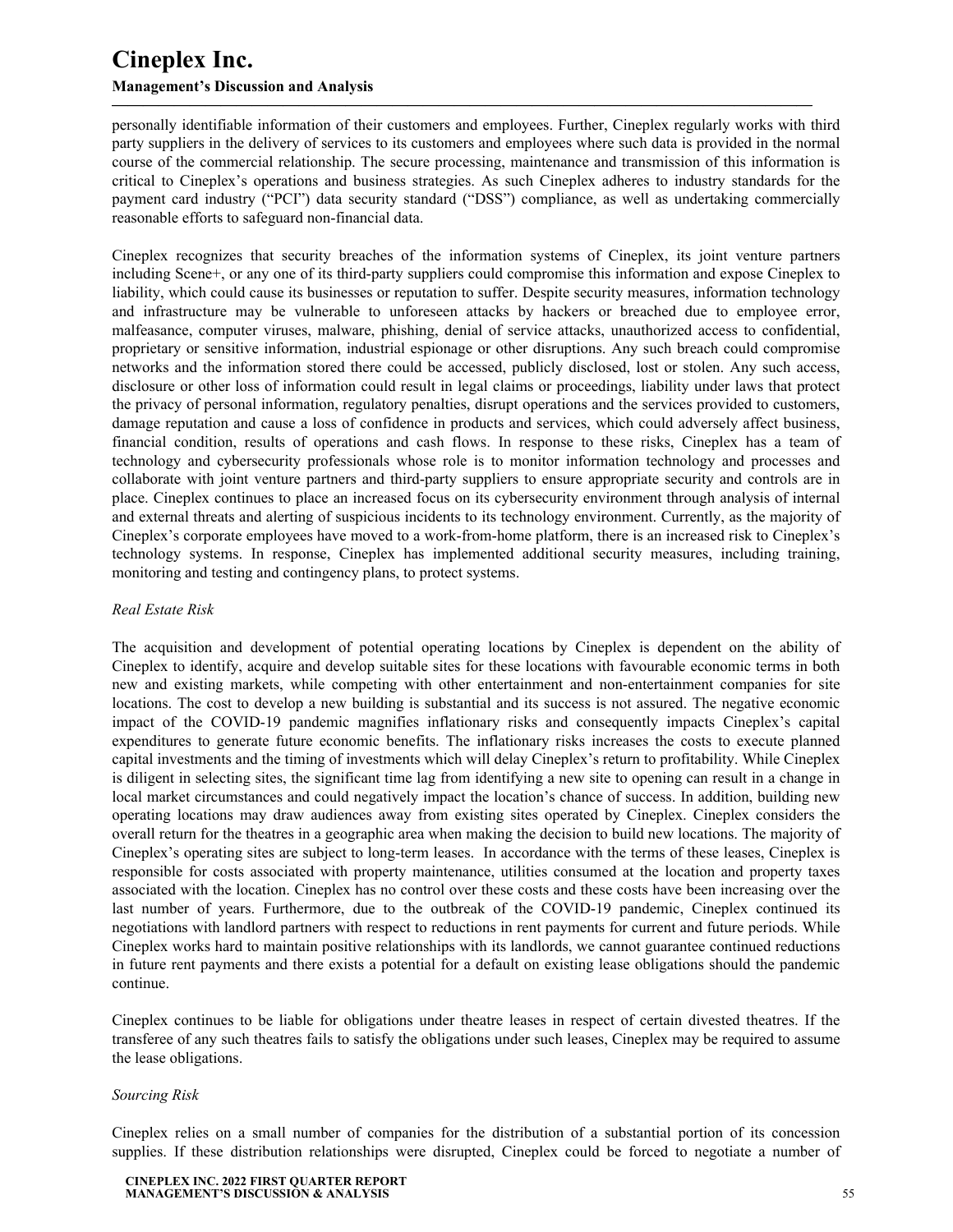personally identifiable information of their customers and employees. Further, Cineplex regularly works with third party suppliers in the delivery of services to its customers and employees where such data is provided in the normal course of the commercial relationship. The secure processing, maintenance and transmission of this information is critical to Cineplex's operations and business strategies. As such Cineplex adheres to industry standards for the payment card industry ("PCI") data security standard ("DSS") compliance, as well as undertaking commercially reasonable efforts to safeguard non-financial data.

Cineplex recognizes that security breaches of the information systems of Cineplex, its joint venture partners including Scene+, or any one of its third-party suppliers could compromise this information and expose Cineplex to liability, which could cause its businesses or reputation to suffer. Despite security measures, information technology and infrastructure may be vulnerable to unforeseen attacks by hackers or breached due to employee error, malfeasance, computer viruses, malware, phishing, denial of service attacks, unauthorized access to confidential, proprietary or sensitive information, industrial espionage or other disruptions. Any such breach could compromise networks and the information stored there could be accessed, publicly disclosed, lost or stolen. Any such access, disclosure or other loss of information could result in legal claims or proceedings, liability under laws that protect the privacy of personal information, regulatory penalties, disrupt operations and the services provided to customers, damage reputation and cause a loss of confidence in products and services, which could adversely affect business, financial condition, results of operations and cash flows. In response to these risks, Cineplex has a team of technology and cybersecurity professionals whose role is to monitor information technology and processes and collaborate with joint venture partners and third-party suppliers to ensure appropriate security and controls are in place. Cineplex continues to place an increased focus on its cybersecurity environment through analysis of internal and external threats and alerting of suspicious incidents to its technology environment. Currently, as the majority of Cineplex's corporate employees have moved to a work-from-home platform, there is an increased risk to Cineplex's technology systems. In response, Cineplex has implemented additional security measures, including training, monitoring and testing and contingency plans, to protect systems.

*Real Estate Risk*

The acquisition and development of potential operating locations by Cineplex is dependent on the ability of Cineplex to identify, acquire and develop suitable sites for these locations with favourable economic terms in both new and existing markets, while competing with other entertainment and non-entertainment companies for site locations. The cost to develop a new building is substantial and its success is not assured. The negative economic impact of the COVID-19 pandemic magnifies inflationary risks and consequently impacts Cineplex's capital expenditures to generate future economic benefits. The inflationary risks increases the costs to execute planned capital investments and the timing of investments which will delay Cineplex's return to profitability. While Cineplex is diligent in selecting sites, the significant time lag from identifying a new site to opening can result in a change in local market circumstances and could negatively impact the location's chance of success. In addition, building new operating locations may draw audiences away from existing sites operated by Cineplex. Cineplex considers the overall return for the theatres in a geographic area when making the decision to build new locations. The majority of Cineplex's operating sites are subject to long-term leases. In accordance with the terms of these leases, Cineplex is responsible for costs associated with property maintenance, utilities consumed at the location and property taxes associated with the location. Cineplex has no control over these costs and these costs have been increasing over the last number of years. Furthermore, due to the outbreak of the COVID-19 pandemic, Cineplex continued its negotiations with landlord partners with respect to reductions in rent payments for current and future periods. While Cineplex works hard to maintain positive relationships with its landlords, we cannot guarantee continued reductions in future rent payments and there exists a potential for a default on existing lease obligations should the pandemic continue.

Cineplex continues to be liable for obligations under theatre leases in respect of certain divested theatres. If the transferee of any such theatres fails to satisfy the obligations under such leases, Cineplex may be required to assume the lease obligations.

*Sourcing Risk*

Cineplex relies on a small number of companies for the distribution of a substantial portion of its concession supplies. If these distribution relationships were disrupted, Cineplex could be forced to negotiate a number of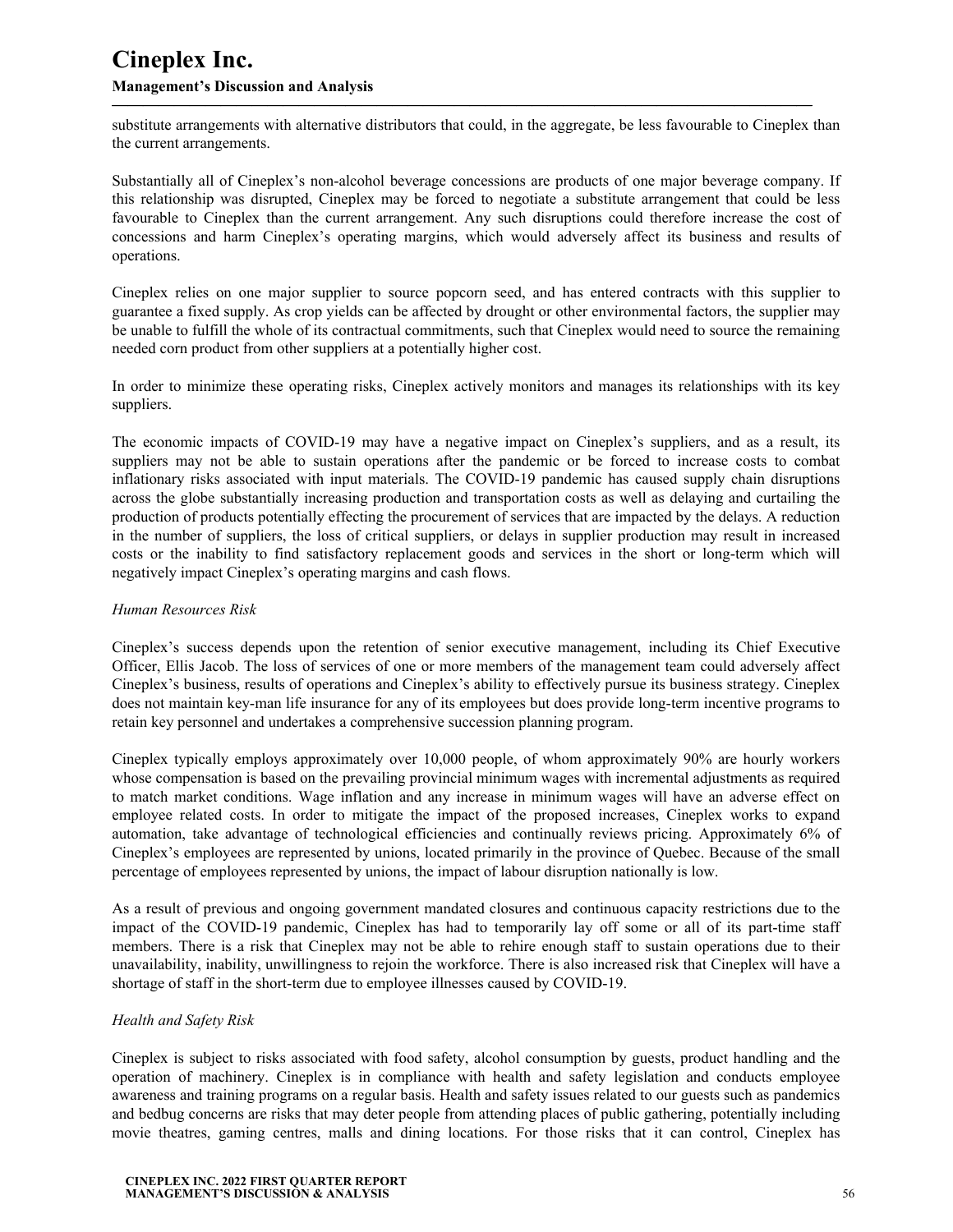substitute arrangements with alternative distributors that could, in the aggregate, be less favourable to Cineplex than the current arrangements.

Substantially all of Cineplex's non-alcohol beverage concessions are products of one major beverage company. If this relationship was disrupted, Cineplex may be forced to negotiate a substitute arrangement that could be less favourable to Cineplex than the current arrangement. Any such disruptions could therefore increase the cost of concessions and harm Cineplex's operating margins, which would adversely affect its business and results of operations.

Cineplex relies on one major supplier to source popcorn seed, and has entered contracts with this supplier to guarantee a fixed supply. As crop yields can be affected by drought or other environmental factors, the supplier may be unable to fulfill the whole of its contractual commitments, such that Cineplex would need to source the remaining needed corn product from other suppliers at a potentially higher cost.

In order to minimize these operating risks, Cineplex actively monitors and manages its relationships with its key suppliers.

The economic impacts of COVID-19 may have a negative impact on Cineplex's suppliers, and as a result, its suppliers may not be able to sustain operations after the pandemic or be forced to increase costs to combat inflationary risks associated with input materials. The COVID-19 pandemic has caused supply chain disruptions across the globe substantially increasing production and transportation costs as well as delaying and curtailing the production of products potentially effecting the procurement of services that are impacted by the delays. A reduction in the number of suppliers, the loss of critical suppliers, or delays in supplier production may result in increased costs or the inability to find satisfactory replacement goods and services in the short or long-term which will negatively impact Cineplex's operating margins and cash flows.

*Human Resources Risk*

Cineplex's success depends upon the retention of senior executive management, including its Chief Executive Officer, Ellis Jacob. The loss of services of one or more members of the management team could adversely affect Cineplex's business, results of operations and Cineplex's ability to effectively pursue its business strategy. Cineplex does not maintain key-man life insurance for any of its employees but does provide long-term incentive programs to retain key personnel and undertakes a comprehensive succession planning program.

Cineplex typically employs approximately over 10,000 people, of whom approximately 90% are hourly workers whose compensation is based on the prevailing provincial minimum wages with incremental adjustments as required to match market conditions. Wage inflation and any increase in minimum wages will have an adverse effect on employee related costs. In order to mitigate the impact of the proposed increases, Cineplex works to expand automation, take advantage of technological efficiencies and continually reviews pricing. Approximately 6% of Cineplex's employees are represented by unions, located primarily in the province of Quebec. Because of the small percentage of employees represented by unions, the impact of labour disruption nationally is low.

As a result of previous and ongoing government mandated closures and continuous capacity restrictions due to the impact of the COVID-19 pandemic, Cineplex has had to temporarily lay off some or all of its part-time staff members. There is a risk that Cineplex may not be able to rehire enough staff to sustain operations due to their unavailability, inability, unwillingness to rejoin the workforce. There is also increased risk that Cineplex will have a shortage of staff in the short-term due to employee illnesses caused by COVID-19.

*Health and Safety Risk*

Cineplex is subject to risks associated with food safety, alcohol consumption by guests, product handling and the operation of machinery. Cineplex is in compliance with health and safety legislation and conducts employee awareness and training programs on a regular basis. Health and safety issues related to our guests such as pandemics and bedbug concerns are risks that may deter people from attending places of public gathering, potentially including movie theatres, gaming centres, malls and dining locations. For those risks that it can control, Cineplex has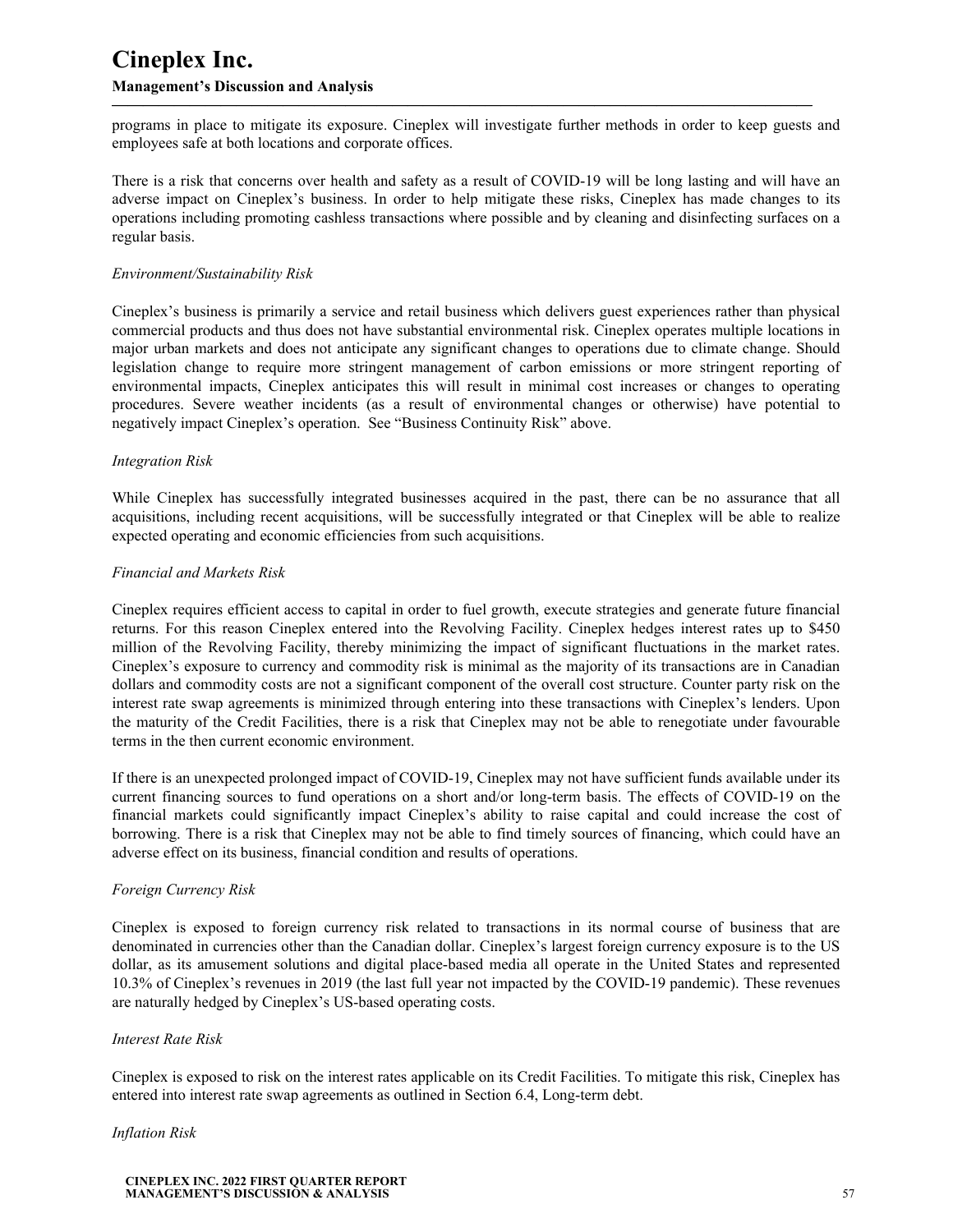programs in place to mitigate its exposure. Cineplex will investigate further methods in order to keep guests and employees safe at both locations and corporate offices.

There is a risk that concerns over health and safety as a result of COVID-19 will be long lasting and will have an adverse impact on Cineplex's business. In order to help mitigate these risks, Cineplex has made changes to its operations including promoting cashless transactions where possible and by cleaning and disinfecting surfaces on a regular basis.

*Environment/Sustainability Risk*

Cineplex's business is primarily a service and retail business which delivers guest experiences rather than physical commercial products and thus does not have substantial environmental risk. Cineplex operates multiple locations in major urban markets and does not anticipate any significant changes to operations due to climate change. Should legislation change to require more stringent management of carbon emissions or more stringent reporting of environmental impacts, Cineplex anticipates this will result in minimal cost increases or changes to operating procedures. Severe weather incidents (as a result of environmental changes or otherwise) have potential to negatively impact Cineplex's operation. See "Business Continuity Risk" above.

*Integration Risk*

While Cineplex has successfully integrated businesses acquired in the past, there can be no assurance that all acquisitions, including recent acquisitions, will be successfully integrated or that Cineplex will be able to realize expected operating and economic efficiencies from such acquisitions.

*Financial and Markets Risk*

Cineplex requires efficient access to capital in order to fuel growth, execute strategies and generate future financial returns. For this reason Cineplex entered into the Revolving Facility. Cineplex hedges interest rates up to $450 million of the Revolving Facility, thereby minimizing the impact of significant fluctuations in the market rates. Cineplex's exposure to currency and commodity risk is minimal as the majority of its transactions are in Canadian dollars and commodity costs are not a significant component of the overall cost structure. Counter party risk on the interest rate swap agreements is minimized through entering into these transactions with Cineplex's lenders. Upon the maturity of the Credit Facilities, there is a risk that Cineplex may not be able to renegotiate under favourable terms in the then current economic environment.

If there is an unexpected prolonged impact of COVID-19, Cineplex may not have sufficient funds available under its current financing sources to fund operations on a short and/or long-term basis. The effects of COVID-19 on the financial markets could significantly impact Cineplex's ability to raise capital and could increase the cost of borrowing. There is a risk that Cineplex may not be able to find timely sources of financing, which could have an adverse effect on its business, financial condition and results of operations.

*Foreign Currency Risk*

Cineplex is exposed to foreign currency risk related to transactions in its normal course of business that are denominated in currencies other than the Canadian dollar. Cineplex's largest foreign currency exposure is to the US dollar, as its amusement solutions and digital place-based media all operate in the United States and represented 10.3% of Cineplex's revenues in 2019 (the last full year not impacted by the COVID-19 pandemic). These revenues are naturally hedged by Cineplex's US-based operating costs.

*Interest Rate Risk*

Cineplex is exposed to risk on the interest rates applicable on its Credit Facilities. To mitigate this risk, Cineplex has entered into interest rate swap agreements as outlined in Section 6.4, Long-term debt.

*Inflation Risk*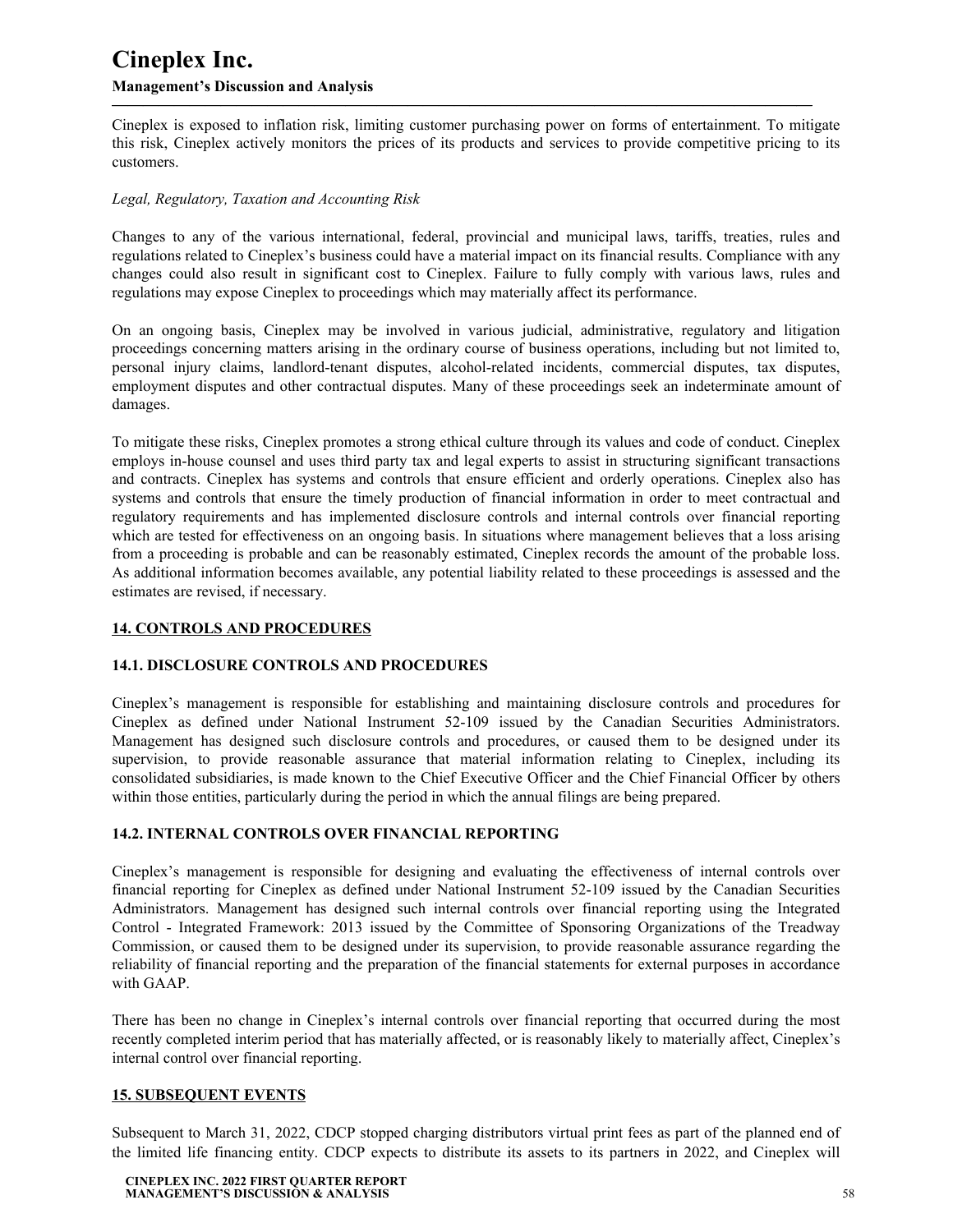Cineplex is exposed to inflation risk, limiting customer purchasing power on forms of entertainment. To mitigate this risk, Cineplex actively monitors the prices of its products and services to provide competitive pricing to its customers.

*Legal, Regulatory, Taxation and Accounting Risk*

Changes to any of the various international, federal, provincial and municipal laws, tariffs, treaties, rules and regulations related to Cineplex's business could have a material impact on its financial results. Compliance with any changes could also result in significant cost to Cineplex. Failure to fully comply with various laws, rules and regulations may expose Cineplex to proceedings which may materially affect its performance.

On an ongoing basis, Cineplex may be involved in various judicial, administrative, regulatory and litigation proceedings concerning matters arising in the ordinary course of business operations, including but not limited to, personal injury claims, landlord-tenant disputes, alcohol-related incidents, commercial disputes, tax disputes, employment disputes and other contractual disputes. Many of these proceedings seek an indeterminate amount of damages.

To mitigate these risks, Cineplex promotes a strong ethical culture through its values and code of conduct. Cineplex employs in-house counsel and uses third party tax and legal experts to assist in structuring significant transactions and contracts. Cineplex has systems and controls that ensure efficient and orderly operations. Cineplex also has systems and controls that ensure the timely production of financial information in order to meet contractual and regulatory requirements and has implemented disclosure controls and internal controls over financial reporting which are tested for effectiveness on an ongoing basis. In situations where management believes that a loss arising from a proceeding is probable and can be reasonably estimated, Cineplex records the amount of the probable loss. As additional information becomes available, any potential liability related to these proceedings is assessed and the estimates are revised, if necessary.

## 14. CONTROLS AND PROCEDURES

### 14.1. DISCLOSURE CONTROLS AND PROCEDURES

Cineplex's management is responsible for establishing and maintaining disclosure controls and procedures for Cineplex as defined under National Instrument 52-109 issued by the Canadian Securities Administrators. Management has designed such disclosure controls and procedures, or caused them to be designed under its supervision, to provide reasonable assurance that material information relating to Cineplex, including its consolidated subsidiaries, is made known to the Chief Executive Officer and the Chief Financial Officer by others within those entities, particularly during the period in which the annual filings are being prepared.

### 14.2. INTERNAL CONTROLS OVER FINANCIAL REPORTING

Cineplex's management is responsible for designing and evaluating the effectiveness of internal controls over financial reporting for Cineplex as defined under National Instrument 52-109 issued by the Canadian Securities Administrators. Management has designed such internal controls over financial reporting using the Integrated Control - Integrated Framework: 2013 issued by the Committee of Sponsoring Organizations of the Treadway Commission, or caused them to be designed under its supervision, to provide reasonable assurance regarding the reliability of financial reporting and the preparation of the financial statements for external purposes in accordance with GAAP.

There has been no change in Cineplex's internal controls over financial reporting that occurred during the most recently completed interim period that has materially affected, or is reasonably likely to materially affect, Cineplex's internal control over financial reporting.

## 15. SUBSEQUENT EVENTS

Subsequent to March 31, 2022, CDCP stopped charging distributors virtual print fees as part of the planned end of the limited life financing entity. CDCP expects to distribute its assets to its partners in 2022, and Cineplex will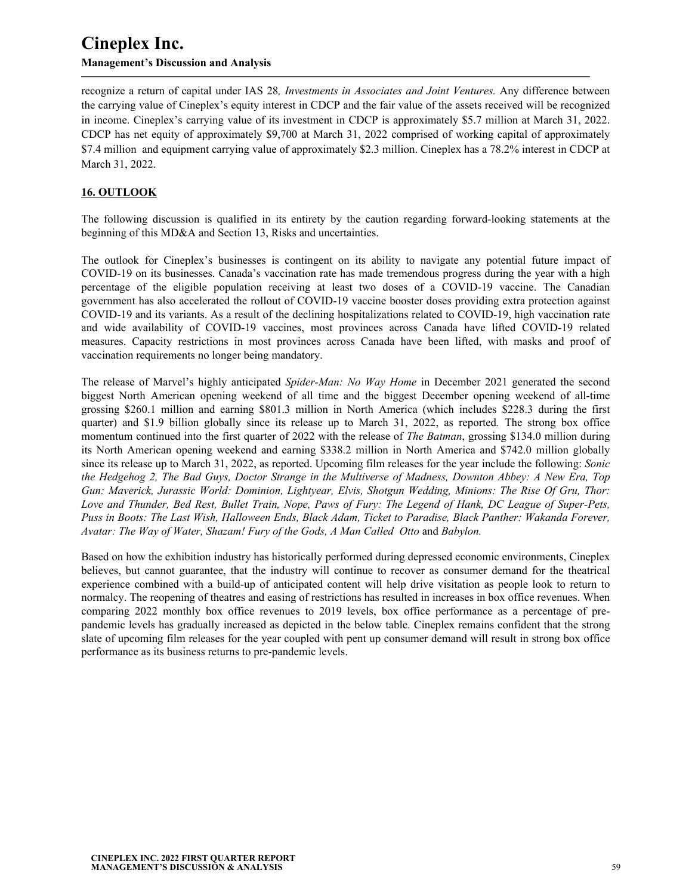recognize a return of capital under IAS 28*, Investments in Associates and Joint Ventures.* Any difference between the carrying value of Cineplex's equity interest in CDCP and the fair value of the assets received will be recognized in income. Cineplex's carrying value of its investment in CDCP is approximately $5.7 million at March 31, 2022. CDCP has net equity of approximately $9,700 at March 31, 2022 comprised of working capital of approximately $7.4 million and equipment carrying value of approximately $2.3 million. Cineplex has a 78.2% interest in CDCP at March 31, 2022.

## 16. OUTLOOK

The following discussion is qualified in its entirety by the caution regarding forward-looking statements at the beginning of this MD&A and Section 13, Risks and uncertainties.

The outlook for Cineplex's businesses is contingent on its ability to navigate any potential future impact of COVID-19 on its businesses. Canada's vaccination rate has made tremendous progress during the year with a high percentage of the eligible population receiving at least two doses of a COVID-19 vaccine. The Canadian government has also accelerated the rollout of COVID-19 vaccine booster doses providing extra protection against COVID-19 and its variants. As a result of the declining hospitalizations related to COVID-19, high vaccination rate and wide availability of COVID-19 vaccines, most provinces across Canada have lifted COVID-19 related measures. Capacity restrictions in most provinces across Canada have been lifted, with masks and proof of vaccination requirements no longer being mandatory.

The release of Marvel's highly anticipated *Spider-Man: No Way Home* in December 2021 generated the second biggest North American opening weekend of all time and the biggest December opening weekend of all-time grossing $260.1 million and earning $801.3 million in North America (which includes $228.3 during the first quarter) and $1.9 billion globally since its release up to March 31, 2022, as reported*.* The strong box office momentum continued into the first quarter of 2022 with the release of *The Batman*, grossing $134.0 million during its North American opening weekend and earning $338.2 million in North America and $742.0 million globally since its release up to March 31, 2022, as reported. Upcoming film releases for the year include the following: *Sonic the Hedgehog 2, The Bad Guys, Doctor Strange in the Multiverse of Madness, Downton Abbey: A New Era, Top Gun: Maverick, Jurassic World: Dominion, Lightyear, Elvis, Shotgun Wedding, Minions: The Rise Of Gru, Thor: Love and Thunder, Bed Rest, Bullet Train, Nope, Paws of Fury: The Legend of Hank, DC League of Super-Pets, Puss in Boots: The Last Wish, Halloween Ends, Black Adam, Ticket to Paradise, Black Panther: Wakanda Forever, Avatar: The Way of Water, Shazam! Fury of the Gods, A Man Called Otto* and *Babylon.*

Based on how the exhibition industry has historically performed during depressed economic environments, Cineplex believes, but cannot guarantee, that the industry will continue to recover as consumer demand for the theatrical experience combined with a build-up of anticipated content will help drive visitation as people look to return to normalcy. The reopening of theatres and easing of restrictions has resulted in increases in box office revenues. When comparing 2022 monthly box office revenues to 2019 levels, box office performance as a percentage of pre-pandemic levels has gradually increased as depicted in the below table. Cineplex remains confident that the strong slate of upcoming film releases for the year coupled with pent up consumer demand will result in strong box office performance as its business returns to pre-pandemic levels.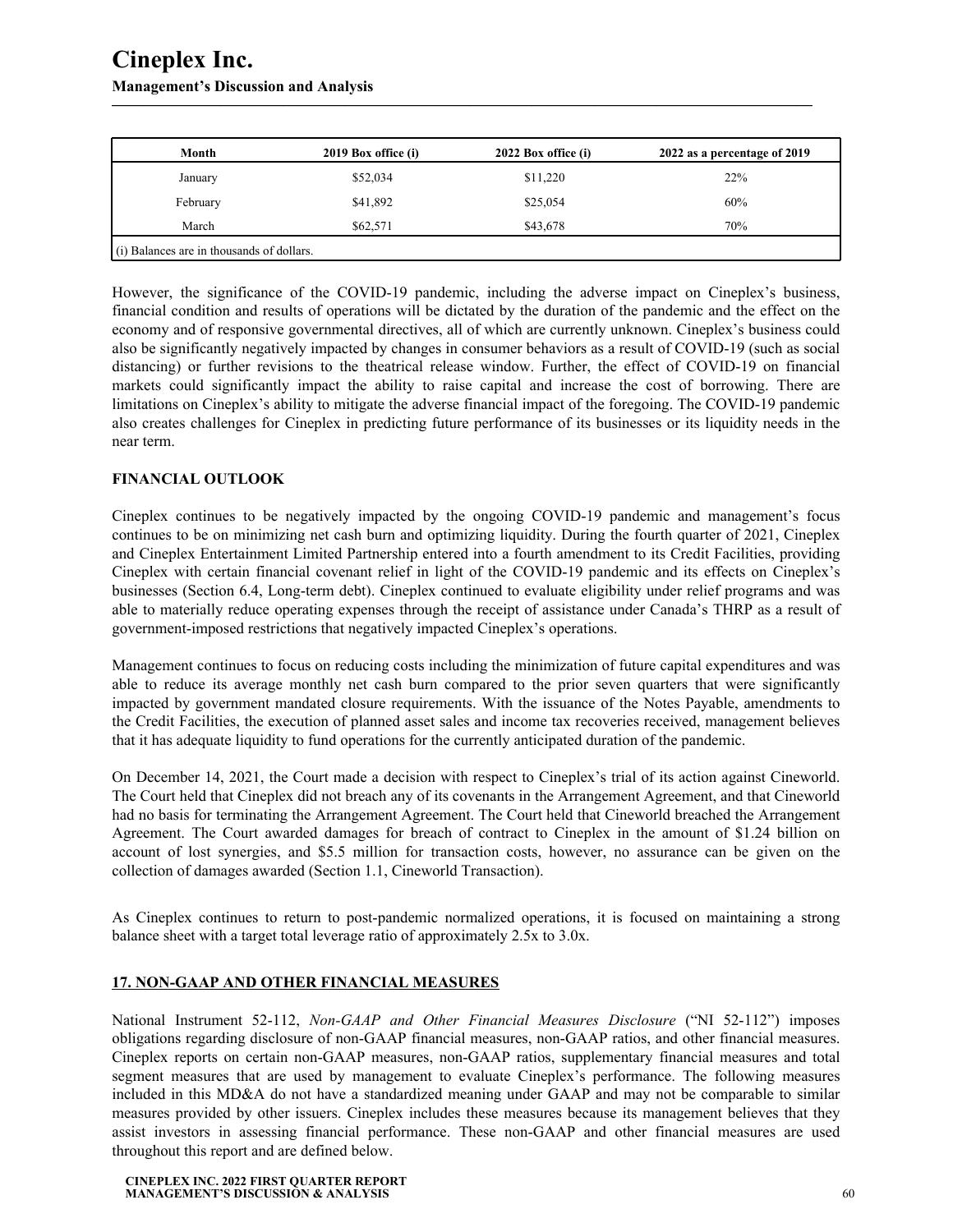| Month | 2019 Box office (i) | 2022 Box office (i) | 2022 as a percentage of 2019 |
|---|---|---|---|
| January | $52,034 | $11,220 | 22% |
| February | $41,892 | $25,054 | 60% |
| March | $62,571 | $43,678 | 70% |
| (i) Balances are in thousands of dollars. | | | |

However, the significance of the COVID-19 pandemic, including the adverse impact on Cineplex's business, financial condition and results of operations will be dictated by the duration of the pandemic and the effect on the economy and of responsive governmental directives, all of which are currently unknown. Cineplex's business could also be significantly negatively impacted by changes in consumer behaviors as a result of COVID-19 (such as social distancing) or further revisions to the theatrical release window. Further, the effect of COVID-19 on financial markets could significantly impact the ability to raise capital and increase the cost of borrowing. There are limitations on Cineplex's ability to mitigate the adverse financial impact of the foregoing. The COVID-19 pandemic also creates challenges for Cineplex in predicting future performance of its businesses or its liquidity needs in the near term.

**FINANCIAL OUTLOOK**

Cineplex continues to be negatively impacted by the ongoing COVID-19 pandemic and management's focus continues to be on minimizing net cash burn and optimizing liquidity. During the fourth quarter of 2021, Cineplex and Cineplex Entertainment Limited Partnership entered into a fourth amendment to its Credit Facilities, providing Cineplex with certain financial covenant relief in light of the COVID-19 pandemic and its effects on Cineplex's businesses (Section 6.4, Long-term debt). Cineplex continued to evaluate eligibility under relief programs and was able to materially reduce operating expenses through the receipt of assistance under Canada's THRP as a result of government-imposed restrictions that negatively impacted Cineplex's operations.

Management continues to focus on reducing costs including the minimization of future capital expenditures and was able to reduce its average monthly net cash burn compared to the prior seven quarters that were significantly impacted by government mandated closure requirements. With the issuance of the Notes Payable, amendments to the Credit Facilities, the execution of planned asset sales and income tax recoveries received, management believes that it has adequate liquidity to fund operations for the currently anticipated duration of the pandemic.

On December 14, 2021, the Court made a decision with respect to Cineplex's trial of its action against Cineworld. The Court held that Cineplex did not breach any of its covenants in the Arrangement Agreement, and that Cineworld had no basis for terminating the Arrangement Agreement. The Court held that Cineworld breached the Arrangement Agreement. The Court awarded damages for breach of contract to Cineplex in the amount of $1.24 billion on account of lost synergies, and $5.5 million for transaction costs, however, no assurance can be given on the collection of damages awarded (Section 1.1, Cineworld Transaction).

As Cineplex continues to return to post-pandemic normalized operations, it is focused on maintaining a strong balance sheet with a target total leverage ratio of approximately 2.5x to 3.0x.

## 17. NON-GAAP AND OTHER FINANCIAL MEASURES

National Instrument 52-112, *Non-GAAP and Other Financial Measures Disclosure* ("NI 52-112") imposes obligations regarding disclosure of non-GAAP financial measures, non-GAAP ratios, and other financial measures. Cineplex reports on certain non-GAAP measures, non-GAAP ratios, supplementary financial measures and total segment measures that are used by management to evaluate Cineplex's performance. The following measures included in this MD&A do not have a standardized meaning under GAAP and may not be comparable to similar measures provided by other issuers. Cineplex includes these measures because its management believes that they assist investors in assessing financial performance. These non-GAAP and other financial measures are used throughout this report and are defined below.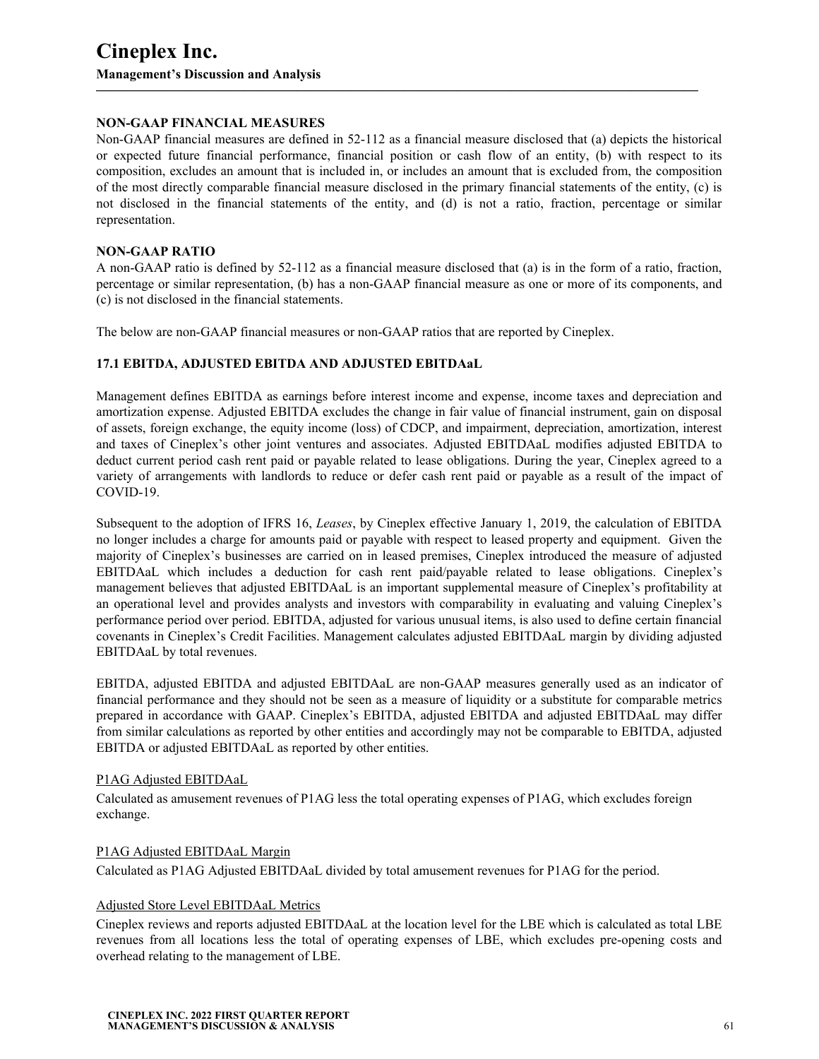**NON-GAAP FINANCIAL MEASURES**

Non-GAAP financial measures are defined in 52-112 as a financial measure disclosed that (a) depicts the historical or expected future financial performance, financial position or cash flow of an entity, (b) with respect to its composition, excludes an amount that is included in, or includes an amount that is excluded from, the composition of the most directly comparable financial measure disclosed in the primary financial statements of the entity, (c) is not disclosed in the financial statements of the entity, and (d) is not a ratio, fraction, percentage or similar representation.

**NON-GAAP RATIO**

A non-GAAP ratio is defined by 52-112 as a financial measure disclosed that (a) is in the form of a ratio, fraction, percentage or similar representation, (b) has a non-GAAP financial measure as one or more of its components, and (c) is not disclosed in the financial statements.

The below are non-GAAP financial measures or non-GAAP ratios that are reported by Cineplex.

**17.1 EBITDA, ADJUSTED EBITDA AND ADJUSTED EBITDAaL**

Management defines EBITDA as earnings before interest income and expense, income taxes and depreciation and amortization expense. Adjusted EBITDA excludes the change in fair value of financial instrument, gain on disposal of assets, foreign exchange, the equity income (loss) of CDCP, and impairment, depreciation, amortization, interest and taxes of Cineplex's other joint ventures and associates. Adjusted EBITDAaL modifies adjusted EBITDA to deduct current period cash rent paid or payable related to lease obligations. During the year, Cineplex agreed to a variety of arrangements with landlords to reduce or defer cash rent paid or payable as a result of the impact of COVID-19.

Subsequent to the adoption of IFRS 16, *Leases*, by Cineplex effective January 1, 2019, the calculation of EBITDA no longer includes a charge for amounts paid or payable with respect to leased property and equipment. Given the majority of Cineplex's businesses are carried on in leased premises, Cineplex introduced the measure of adjusted EBITDAaL which includes a deduction for cash rent paid/payable related to lease obligations. Cineplex's management believes that adjusted EBITDAaL is an important supplemental measure of Cineplex's profitability at an operational level and provides analysts and investors with comparability in evaluating and valuing Cineplex's performance period over period. EBITDA, adjusted for various unusual items, is also used to define certain financial covenants in Cineplex's Credit Facilities. Management calculates adjusted EBITDAaL margin by dividing adjusted EBITDAaL by total revenues.

EBITDA, adjusted EBITDA and adjusted EBITDAaL are non-GAAP measures generally used as an indicator of financial performance and they should not be seen as a measure of liquidity or a substitute for comparable metrics prepared in accordance with GAAP. Cineplex's EBITDA, adjusted EBITDA and adjusted EBITDAaL may differ from similar calculations as reported by other entities and accordingly may not be comparable to EBITDA, adjusted EBITDA or adjusted EBITDAaL as reported by other entities.

<u>P1AG Adjusted EBITDAaL</u>

Calculated as amusement revenues of P1AG less the total operating expenses of P1AG, which excludes foreign exchange.

<u>P1AG Adjusted EBITDAaL Margin</u>

Calculated as P1AG Adjusted EBITDAaL divided by total amusement revenues for P1AG for the period.

<u>Adjusted Store Level EBITDAaL Metrics</u>

Cineplex reviews and reports adjusted EBITDAaL at the location level for the LBE which is calculated as total LBE revenues from all locations less the total of operating expenses of LBE, which excludes pre-opening costs and overhead relating to the management of LBE.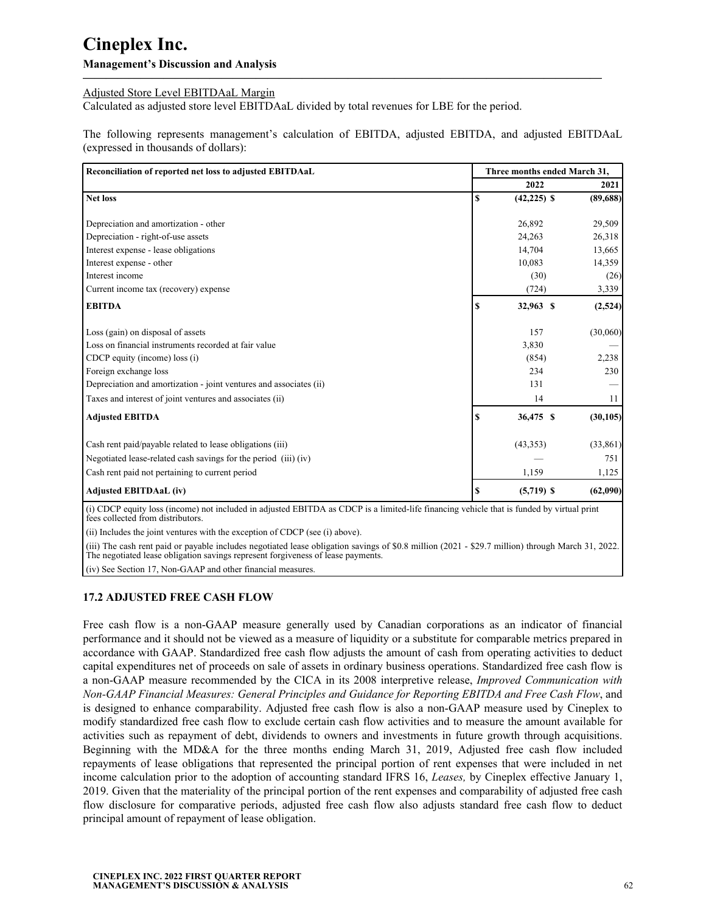Adjusted Store Level EBITDAaL Margin

Calculated as adjusted store level EBITDAaL divided by total revenues for LBE for the period.

The following represents management's calculation of EBITDA, adjusted EBITDA, and adjusted EBITDAaL (expressed in thousands of dollars):

| Reconciliation of reported net loss to adjusted EBITDAaL | Three months ended March 31, | |
|---|---|---|
| | 2022 | 2021 |
| **Net loss** | **$ (42,225)** | **$ (89,688)** |
| Depreciation and amortization - other | 26,892 | 29,509 |
| Depreciation - right-of-use assets | 24,263 | 26,318 |
| Interest expense - lease obligations | 14,704 | 13,665 |
| Interest expense - other | 10,083 | 14,359 |
| Interest income | (30) | (26) |
| Current income tax (recovery) expense | (724) | 3,339 |
| **EBITDA** | **$ 32,963** | **$ (2,524)** |
| Loss (gain) on disposal of assets | 157 | (30,060) |
| Loss on financial instruments recorded at fair value | 3,830 | — |
| CDCP equity (income) loss (i) | (854) | 2,238 |
| Foreign exchange loss | 234 | 230 |
| Depreciation and amortization - joint ventures and associates (ii) | 131 | — |
| Taxes and interest of joint ventures and associates (ii) | 14 | 11 |
| **Adjusted EBITDA** | **$ 36,475** | **$ (30,105)** |
| Cash rent paid/payable related to lease obligations (iii) | (43,353) | (33,861) |
| Negotiated lease-related cash savings for the period (iii) (iv) | — | 751 |
| Cash rent paid not pertaining to current period | 1,159 | 1,125 |
| **Adjusted EBITDAaL (iv)** | **$ (5,719)** | **$ (62,090)** |

(i) CDCP equity loss (income) not included in adjusted EBITDA as CDCP is a limited-life financing vehicle that is funded by virtual print fees collected from distributors.

(ii) Includes the joint ventures with the exception of CDCP (see (i) above).

(iii) The cash rent paid or payable includes negotiated lease obligation savings of $0.8 million (2021 - $29.7 million) through March 31, 2022. The negotiated lease obligation savings represent forgiveness of lease payments.

(iv) See Section 17, Non-GAAP and other financial measures.

### 17.2 ADJUSTED FREE CASH FLOW

Free cash flow is a non-GAAP measure generally used by Canadian corporations as an indicator of financial performance and it should not be viewed as a measure of liquidity or a substitute for comparable metrics prepared in accordance with GAAP. Standardized free cash flow adjusts the amount of cash from operating activities to deduct capital expenditures net of proceeds on sale of assets in ordinary business operations. Standardized free cash flow is a non-GAAP measure recommended by the CICA in its 2008 interpretive release, *Improved Communication with Non-GAAP Financial Measures: General Principles and Guidance for Reporting EBITDA and Free Cash Flow*, and is designed to enhance comparability. Adjusted free cash flow is also a non-GAAP measure used by Cineplex to modify standardized free cash flow to exclude certain cash flow activities and to measure the amount available for activities such as repayment of debt, dividends to owners and investments in future growth through acquisitions. Beginning with the MD&A for the three months ending March 31, 2019, Adjusted free cash flow included repayments of lease obligations that represented the principal portion of rent expenses that were included in net income calculation prior to the adoption of accounting standard IFRS 16, *Leases,* by Cineplex effective January 1, 2019. Given that the materiality of the principal portion of the rent expenses and comparability of adjusted free cash flow disclosure for comparative periods, adjusted free cash flow also adjusts standard free cash flow to deduct principal amount of repayment of lease obligation.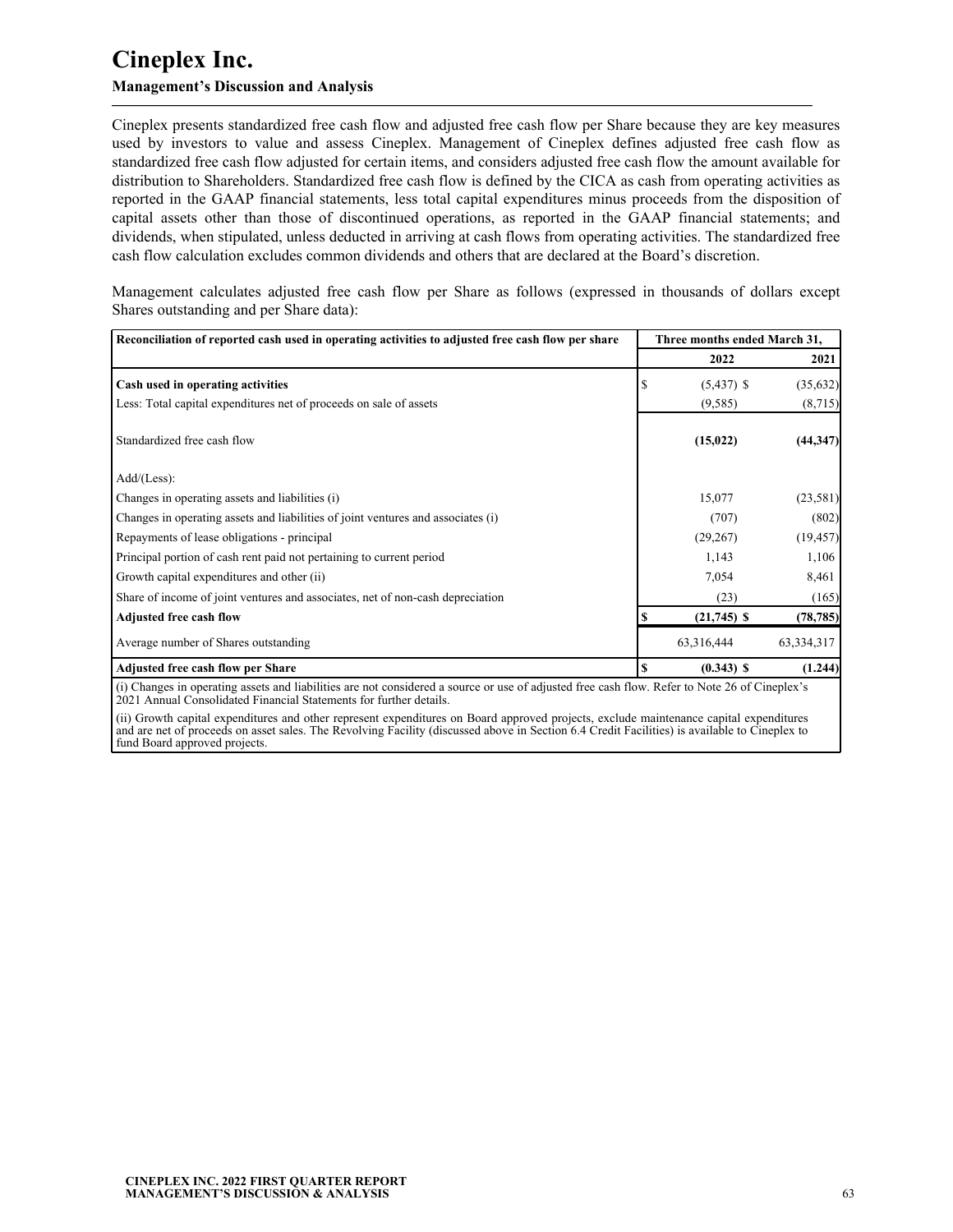# Cineplex Inc.

### Management's Discussion and Analysis

Cineplex presents standardized free cash flow and adjusted free cash flow per Share because they are key measures used by investors to value and assess Cineplex. Management of Cineplex defines adjusted free cash flow as standardized free cash flow adjusted for certain items, and considers adjusted free cash flow the amount available for distribution to Shareholders. Standardized free cash flow is defined by the CICA as cash from operating activities as reported in the GAAP financial statements, less total capital expenditures minus proceeds from the disposition of capital assets other than those of discontinued operations, as reported in the GAAP financial statements; and dividends, when stipulated, unless deducted in arriving at cash flows from operating activities. The standardized free cash flow calculation excludes common dividends and others that are declared at the Board's discretion.

Management calculates adjusted free cash flow per Share as follows (expressed in thousands of dollars except Shares outstanding and per Share data):

| Reconciliation of reported cash used in operating activities to adjusted free cash flow per share | Three months ended March 31, | |
|---|---|---|
| | 2022 | 2021 |
| **Cash used in operating activities** | $ (5,437) | $ (35,632) |
| Less: Total capital expenditures net of proceeds on sale of assets | (9,585) | (8,715) |
| Standardized free cash flow | **(15,022)** | **(44,347)** |
| Add/(Less): | | |
| Changes in operating assets and liabilities (i) | 15,077 | (23,581) |
| Changes in operating assets and liabilities of joint ventures and associates (i) | (707) | (802) |
| Repayments of lease obligations - principal | (29,267) | (19,457) |
| Principal portion of cash rent paid not pertaining to current period | 1,143 | 1,106 |
| Growth capital expenditures and other (ii) | 7,054 | 8,461 |
| Share of income of joint ventures and associates, net of non-cash depreciation | (23) | (165) |
| **Adjusted free cash flow** | **$ (21,745)** | **$ (78,785)** |
| Average number of Shares outstanding | 63,316,444 | 63,334,317 |
| **Adjusted free cash flow per Share** | **$ (0.343)** | **$ (1.244)** |

(i) Changes in operating assets and liabilities are not considered a source or use of adjusted free cash flow. Refer to Note 26 of Cineplex's 2021 Annual Consolidated Financial Statements for further details.

(ii) Growth capital expenditures and other represent expenditures on Board approved projects, exclude maintenance capital expenditures and are net of proceeds on asset sales. The Revolving Facility (discussed above in Section 6.4 Credit Facilities) is available to Cineplex to fund Board approved projects.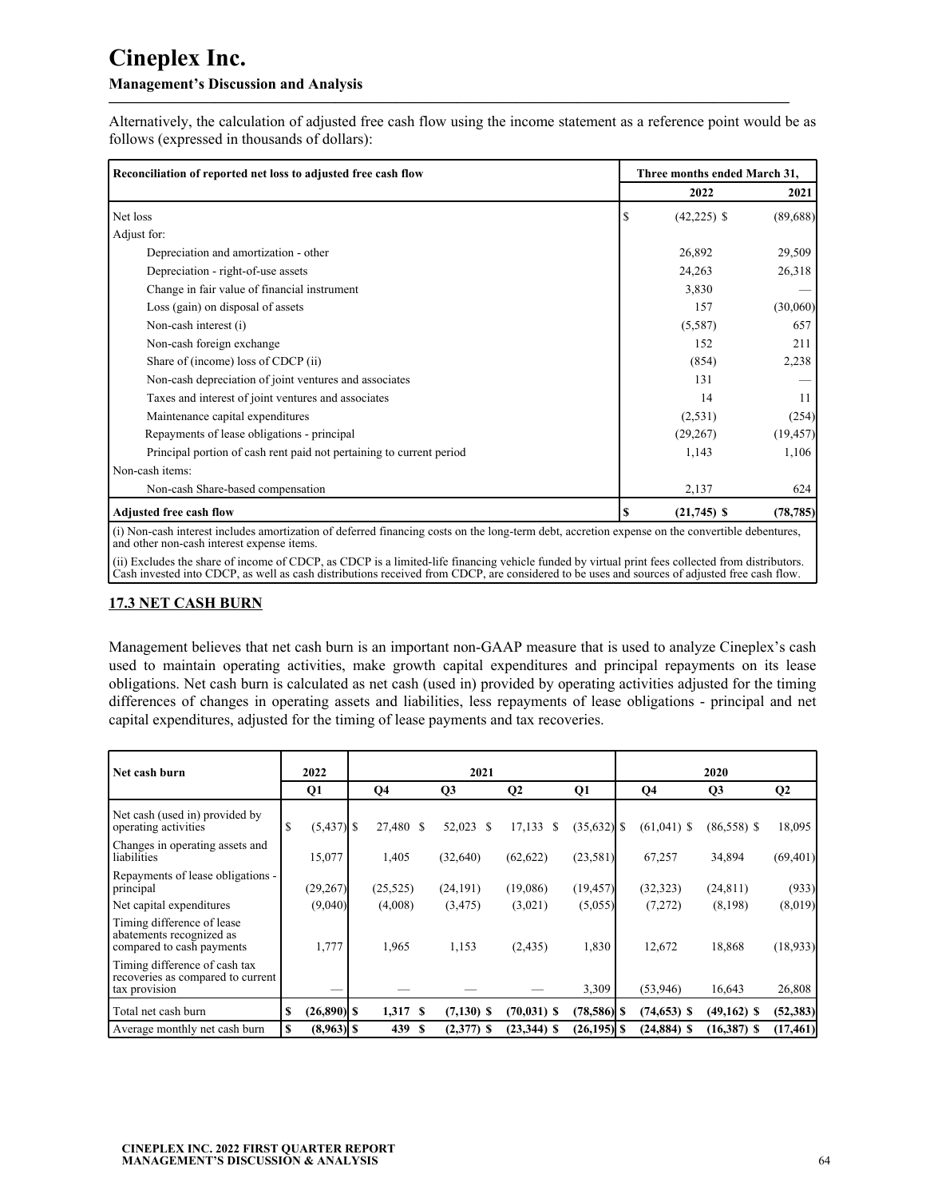Alternatively, the calculation of adjusted free cash flow using the income statement as a reference point would be as follows (expressed in thousands of dollars):

| Reconciliation of reported net loss to adjusted free cash flow | Three months ended March 31, 2022 | 2021 |
|---|---|---|
| Net loss | $ (42,225) | $ (89,688) |
| Adjust for: | | |
| Depreciation and amortization - other | 26,892 | 29,509 |
| Depreciation - right-of-use assets | 24,263 | 26,318 |
| Change in fair value of financial instrument | 3,830 | — |
| Loss (gain) on disposal of assets | 157 | (30,060) |
| Non-cash interest (i) | (5,587) | 657 |
| Non-cash foreign exchange | 152 | 211 |
| Share of (income) loss of CDCP (ii) | (854) | 2,238 |
| Non-cash depreciation of joint ventures and associates | 131 | — |
| Taxes and interest of joint ventures and associates | 14 | 11 |
| Maintenance capital expenditures | (2,531) | (254) |
| Repayments of lease obligations - principal | (29,267) | (19,457) |
| Principal portion of cash rent paid not pertaining to current period | 1,143 | 1,106 |
| Non-cash items: | | |
| Non-cash Share-based compensation | 2,137 | 624 |
| **Adjusted free cash flow** | **$ (21,745)** | **$ (78,785)** |

(i) Non-cash interest includes amortization of deferred financing costs on the long-term debt, accretion expense on the convertible debentures, and other non-cash interest expense items.

(ii) Excludes the share of income of CDCP, as CDCP is a limited-life financing vehicle funded by virtual print fees collected from distributors. Cash invested into CDCP, as well as cash distributions received from CDCP, are considered to be uses and sources of adjusted free cash flow.

## 17.3 NET CASH BURN

Management believes that net cash burn is an important non-GAAP measure that is used to analyze Cineplex's cash used to maintain operating activities, make growth capital expenditures and principal repayments on its lease obligations. Net cash burn is calculated as net cash (used in) provided by operating activities adjusted for the timing differences of changes in operating assets and liabilities, less repayments of lease obligations - principal and net capital expenditures, adjusted for the timing of lease payments and tax recoveries.

| Net cash burn | 2022 | 2021 | | | | 2020 | | |
|---|---|---|---|---|---|---|---|---|
| | Q1 | Q4 | Q3 | Q2 | Q1 | Q4 | Q3 | Q2 |
| Net cash (used in) provided by operating activities | $ (5,437) | $ 27,480 | $ 52,023 | $ 17,133 | $ (35,632) | $ (61,041) | $ (86,558) | $ 18,095 |
| Changes in operating assets and liabilities | 15,077 | 1,405 | (32,640) | (62,622) | (23,581) | 67,257 | 34,894 | (69,401) |
| Repayments of lease obligations - principal | (29,267) | (25,525) | (24,191) | (19,086) | (19,457) | (32,323) | (24,811) | (933) |
| Net capital expenditures | (9,040) | (4,008) | (3,475) | (3,021) | (5,055) | (7,272) | (8,198) | (8,019) |
| Timing difference of lease abatements recognized as compared to cash payments | 1,777 | 1,965 | 1,153 | (2,435) | 1,830 | 12,672 | 18,868 | (18,933) |
| Timing difference of cash tax recoveries as compared to current tax provision | — | — | — | — | 3,309 | (53,946) | 16,643 | 26,808 |
| Total net cash burn | **$ (26,890)** | **$ 1,317** | **$ (7,130)** | **$ (70,031)** | **$ (78,586)** | **$ (74,653)** | **$ (49,162)** | **$ (52,383)** |
| Average monthly net cash burn | **$ (8,963)** | **$ 439** | **$ (2,377)** | **$ (23,344)** | **$ (26,195)** | **$ (24,884)** | **$ (16,387)** | **$ (17,461)** |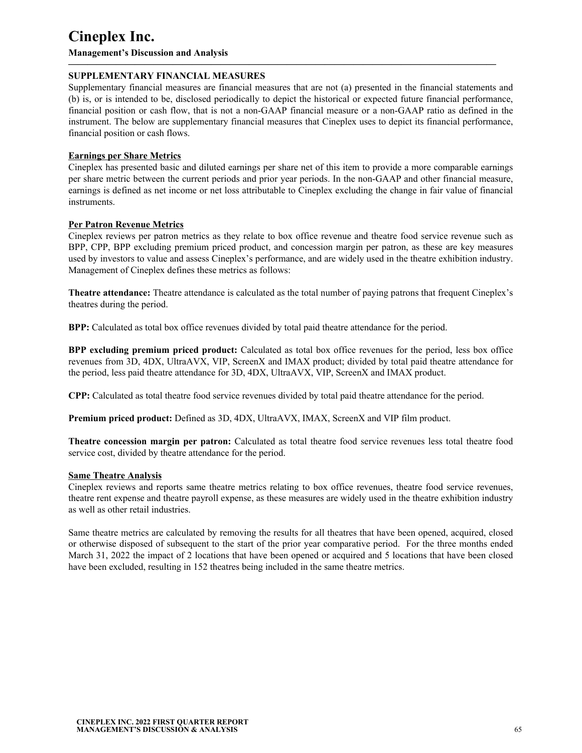## SUPPLEMENTARY FINANCIAL MEASURES

Supplementary financial measures are financial measures that are not (a) presented in the financial statements and (b) is, or is intended to be, disclosed periodically to depict the historical or expected future financial performance, financial position or cash flow, that is not a non-GAAP financial measure or a non-GAAP ratio as defined in the instrument. The below are supplementary financial measures that Cineplex uses to depict its financial performance, financial position or cash flows.

### Earnings per Share Metrics

Cineplex has presented basic and diluted earnings per share net of this item to provide a more comparable earnings per share metric between the current periods and prior year periods. In the non-GAAP and other financial measure, earnings is defined as net income or net loss attributable to Cineplex excluding the change in fair value of financial instruments.

### Per Patron Revenue Metrics

Cineplex reviews per patron metrics as they relate to box office revenue and theatre food service revenue such as BPP, CPP, BPP excluding premium priced product, and concession margin per patron, as these are key measures used by investors to value and assess Cineplex's performance, and are widely used in the theatre exhibition industry. Management of Cineplex defines these metrics as follows:

**Theatre attendance:** Theatre attendance is calculated as the total number of paying patrons that frequent Cineplex's theatres during the period.

**BPP:** Calculated as total box office revenues divided by total paid theatre attendance for the period.

**BPP excluding premium priced product:** Calculated as total box office revenues for the period, less box office revenues from 3D, 4DX, UltraAVX, VIP, ScreenX and IMAX product; divided by total paid theatre attendance for the period, less paid theatre attendance for 3D, 4DX, UltraAVX, VIP, ScreenX and IMAX product.

**CPP:** Calculated as total theatre food service revenues divided by total paid theatre attendance for the period.

**Premium priced product:** Defined as 3D, 4DX, UltraAVX, IMAX, ScreenX and VIP film product.

**Theatre concession margin per patron:** Calculated as total theatre food service revenues less total theatre food service cost, divided by theatre attendance for the period.

### Same Theatre Analysis

Cineplex reviews and reports same theatre metrics relating to box office revenues, theatre food service revenues, theatre rent expense and theatre payroll expense, as these measures are widely used in the theatre exhibition industry as well as other retail industries.

Same theatre metrics are calculated by removing the results for all theatres that have been opened, acquired, closed or otherwise disposed of subsequent to the start of the prior year comparative period. For the three months ended March 31, 2022 the impact of 2 locations that have been opened or acquired and 5 locations that have been closed have been excluded, resulting in 152 theatres being included in the same theatre metrics.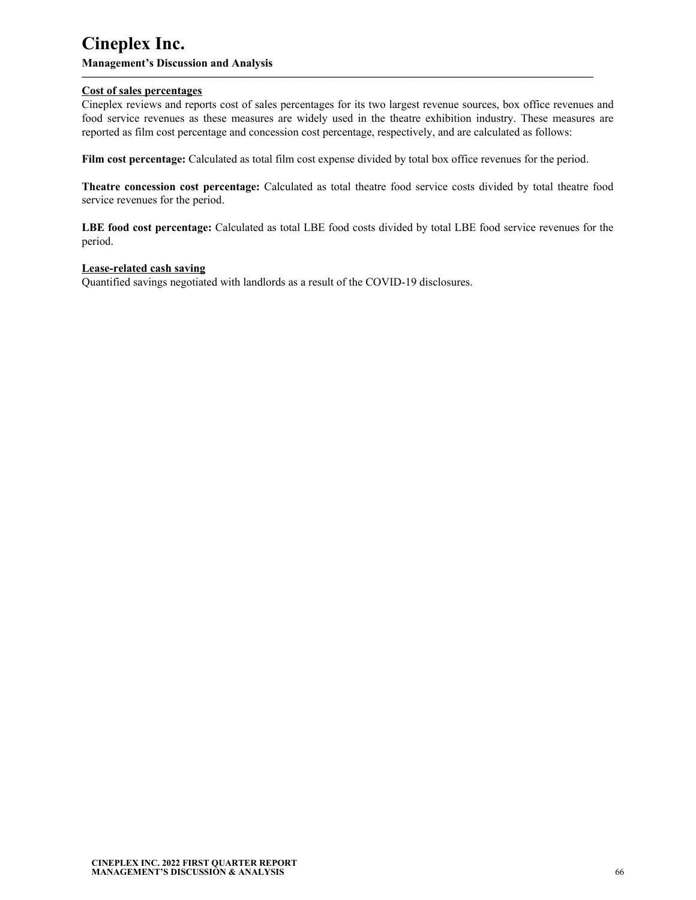**Cost of sales percentages**

Cineplex reviews and reports cost of sales percentages for its two largest revenue sources, box office revenues and food service revenues as these measures are widely used in the theatre exhibition industry. These measures are reported as film cost percentage and concession cost percentage, respectively, and are calculated as follows:

**Film cost percentage:** Calculated as total film cost expense divided by total box office revenues for the period.

**Theatre concession cost percentage:** Calculated as total theatre food service costs divided by total theatre food service revenues for the period.

**LBE food cost percentage:** Calculated as total LBE food costs divided by total LBE food service revenues for the period.

**Lease-related cash saving**

Quantified savings negotiated with landlords as a result of the COVID-19 disclosures.